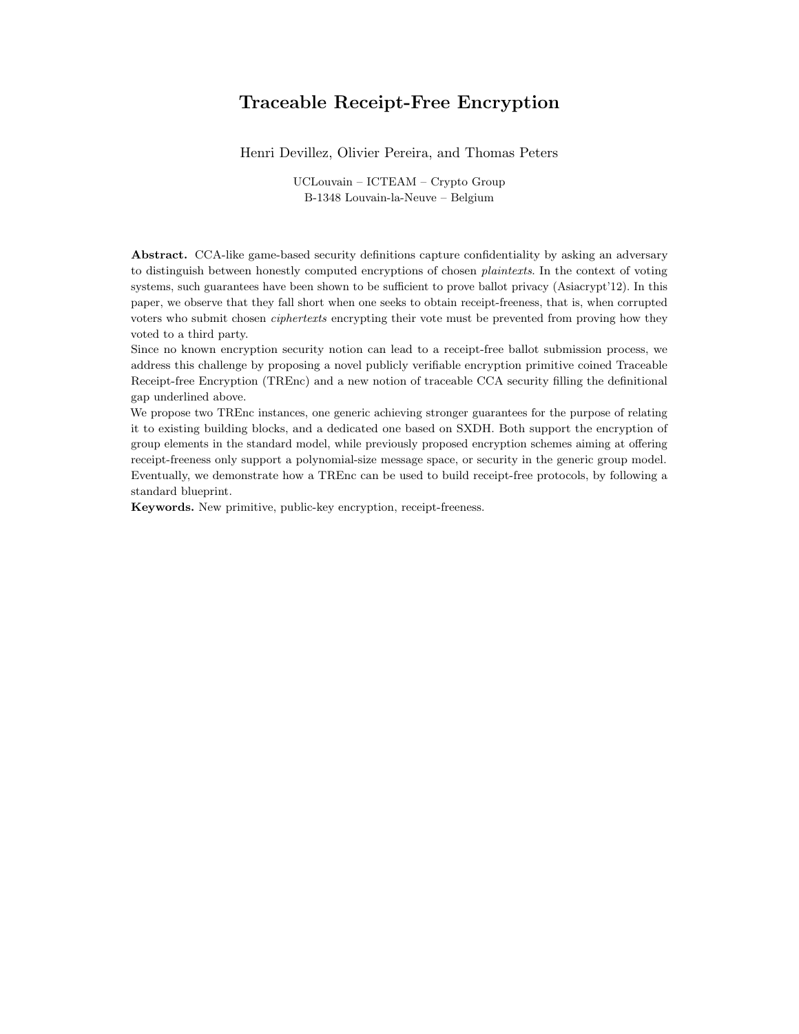# Traceable Receipt-Free Encryption

Henri Devillez, Olivier Pereira, and Thomas Peters

UCLouvain – ICTEAM – Crypto Group
B-1348 Louvain-la-Neuve – Belgium

**Abstract.** CCA-like game-based security definitions capture confidentiality by asking an adversary to distinguish between honestly computed encryptions of chosen *plaintexts*. In the context of voting systems, such guarantees have been shown to be sufficient to prove ballot privacy (Asiacrypt'12). In this paper, we observe that they fall short when one seeks to obtain receipt-freeness, that is, when corrupted voters who submit chosen *ciphertexts* encrypting their vote must be prevented from proving how they voted to a third party.

Since no known encryption security notion can lead to a receipt-free ballot submission process, we address this challenge by proposing a novel publicly verifiable encryption primitive coined Traceable Receipt-free Encryption (TREnc) and a new notion of traceable CCA security filling the definitional gap underlined above.

We propose two TREnc instances, one generic achieving stronger guarantees for the purpose of relating it to existing building blocks, and a dedicated one based on SXDH. Both support the encryption of group elements in the standard model, while previously proposed encryption schemes aiming at offering receipt-freeness only support a polynomial-size message space, or security in the generic group model. Eventually, we demonstrate how a TREnc can be used to build receipt-free protocols, by following a standard blueprint.

**Keywords.** New primitive, public-key encryption, receipt-freeness.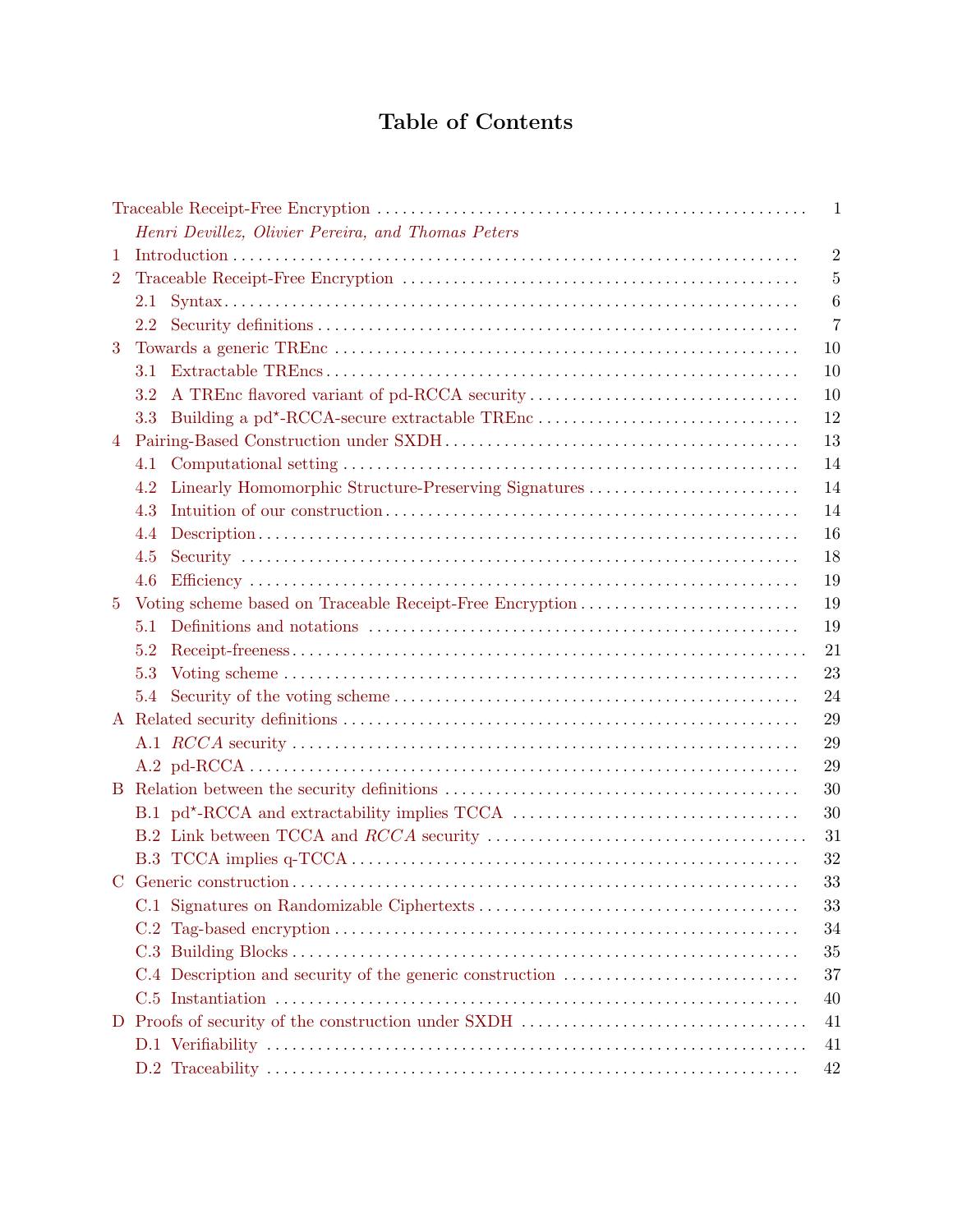# Table of Contents

Traceable Receipt-Free Encryption ..... 1
*Henri Devillez, Olivier Pereira, and Thomas Peters*

1 Introduction ..... 2

2 Traceable Receipt-Free Encryption ..... 5
- 2.1 Syntax ..... 6
- 2.2 Security definitions ..... 7

3 Towards a generic TREnc ..... 10
- 3.1 Extractable TREncs ..... 10
- 3.2 A TREnc flavored variant of pd-RCCA security ..... 10
- 3.3 Building a pd$^\star$-RCCA-secure extractable TREnc ..... 12

4 Pairing-Based Construction under SXDH ..... 13
- 4.1 Computational setting ..... 14
- 4.2 Linearly Homomorphic Structure-Preserving Signatures ..... 14
- 4.3 Intuition of our construction ..... 14
- 4.4 Description ..... 16
- 4.5 Security ..... 18
- 4.6 Efficiency ..... 19

5 Voting scheme based on Traceable Receipt-Free Encryption ..... 19
- 5.1 Definitions and notations ..... 19
- 5.2 Receipt-freeness ..... 21
- 5.3 Voting scheme ..... 23
- 5.4 Security of the voting scheme ..... 24

A Related security definitions ..... 29
- A.1 *RCCA* security ..... 29
- A.2 pd-RCCA ..... 29

B Relation between the security definitions ..... 30
- B.1 pd$^\star$-RCCA and extractability implies TCCA ..... 30
- B.2 Link between TCCA and *RCCA* security ..... 31
- B.3 TCCA implies q-TCCA ..... 32

C Generic construction ..... 33
- C.1 Signatures on Randomizable Ciphertexts ..... 33
- C.2 Tag-based encryption ..... 34
- C.3 Building Blocks ..... 35
- C.4 Description and security of the generic construction ..... 37
- C.5 Instantiation ..... 40

D Proofs of security of the construction under SXDH ..... 41
- D.1 Verifiability ..... 41
- D.2 Traceability ..... 42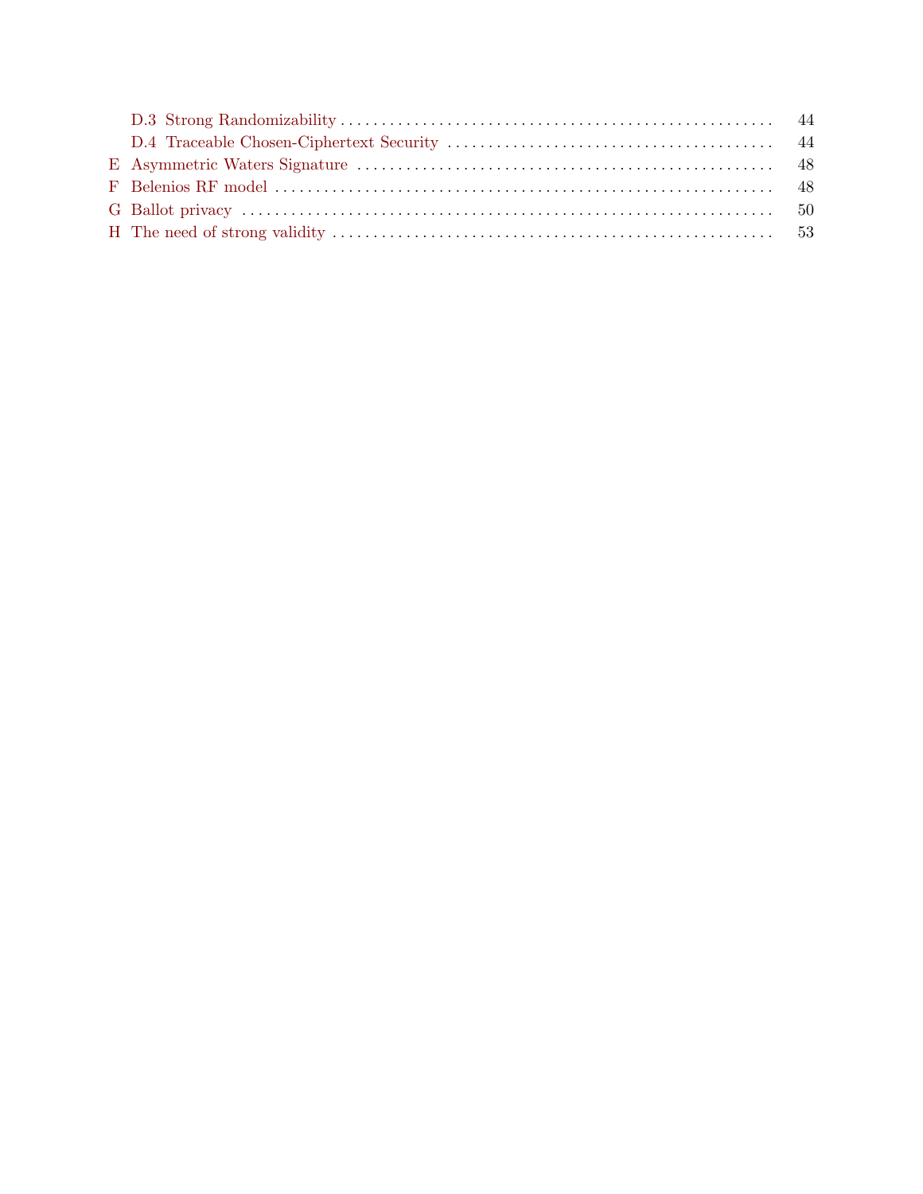- D.3 Strong Randomizability . . . . . . . . . . . . . . . . . . . . . . . . . . . . . . . . . . . . . . . . . . . . . . . . . . . . . 44
- D.4 Traceable Chosen-Ciphertext Security . . . . . . . . . . . . . . . . . . . . . . . . . . . . . . . . . . . . . . . . 44

E Asymmetric Waters Signature . . . . . . . . . . . . . . . . . . . . . . . . . . . . . . . . . . . . . . . . . . . . . . . . . . 48

F Belenios RF model . . . . . . . . . . . . . . . . . . . . . . . . . . . . . . . . . . . . . . . . . . . . . . . . . . . . . . . . . . 48

G Ballot privacy . . . . . . . . . . . . . . . . . . . . . . . . . . . . . . . . . . . . . . . . . . . . . . . . . . . . . . . . . . . . . . 50

H The need of strong validity . . . . . . . . . . . . . . . . . . . . . . . . . . . . . . . . . . . . . . . . . . . . . . . . . . . . . 53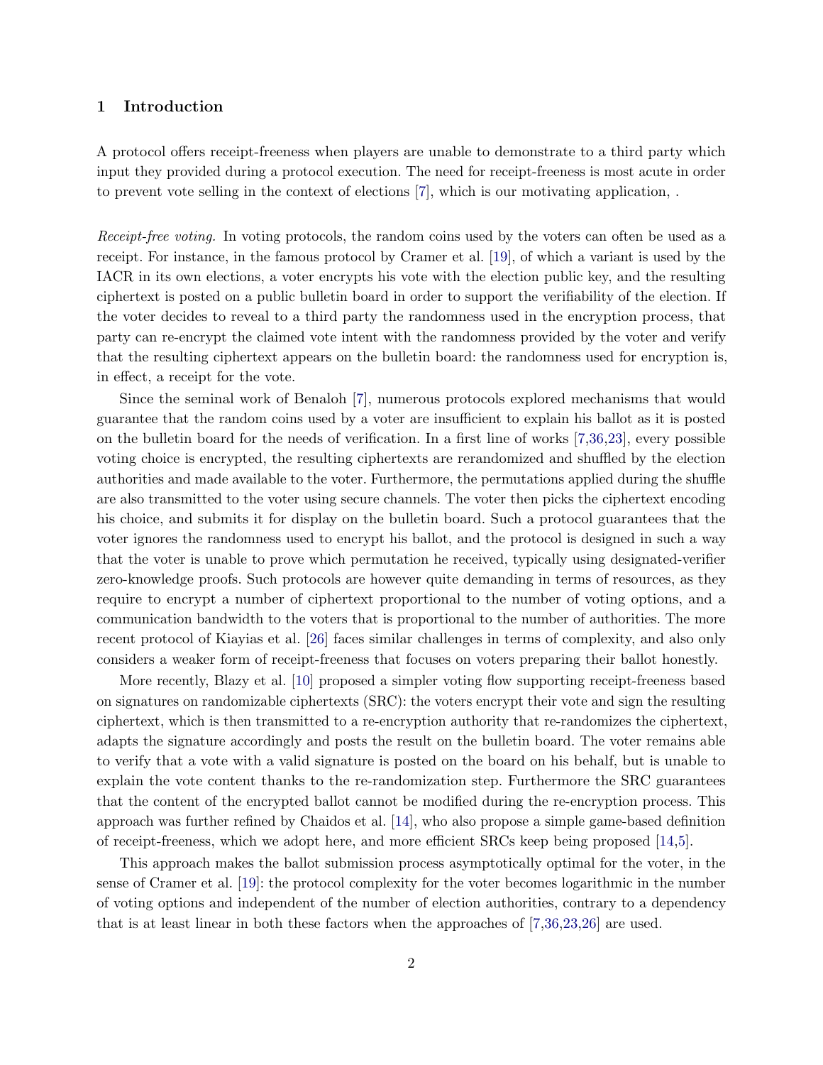## 1 Introduction

A protocol offers receipt-freeness when players are unable to demonstrate to a third party which input they provided during a protocol execution. The need for receipt-freeness is most acute in order to prevent vote selling in the context of elections [7], which is our motivating application, .

*Receipt-free voting.* In voting protocols, the random coins used by the voters can often be used as a receipt. For instance, in the famous protocol by Cramer et al. [19], of which a variant is used by the IACR in its own elections, a voter encrypts his vote with the election public key, and the resulting ciphertext is posted on a public bulletin board in order to support the verifiability of the election. If the voter decides to reveal to a third party the randomness used in the encryption process, that party can re-encrypt the claimed vote intent with the randomness provided by the voter and verify that the resulting ciphertext appears on the bulletin board: the randomness used for encryption is, in effect, a receipt for the vote.

Since the seminal work of Benaloh [7], numerous protocols explored mechanisms that would guarantee that the random coins used by a voter are insufficient to explain his ballot as it is posted on the bulletin board for the needs of verification. In a first line of works [7,36,23], every possible voting choice is encrypted, the resulting ciphertexts are rerandomized and shuffled by the election authorities and made available to the voter. Furthermore, the permutations applied during the shuffle are also transmitted to the voter using secure channels. The voter then picks the ciphertext encoding his choice, and submits it for display on the bulletin board. Such a protocol guarantees that the voter ignores the randomness used to encrypt his ballot, and the protocol is designed in such a way that the voter is unable to prove which permutation he received, typically using designated-verifier zero-knowledge proofs. Such protocols are however quite demanding in terms of resources, as they require to encrypt a number of ciphertext proportional to the number of voting options, and a communication bandwidth to the voters that is proportional to the number of authorities. The more recent protocol of Kiayias et al. [26] faces similar challenges in terms of complexity, and also only considers a weaker form of receipt-freeness that focuses on voters preparing their ballot honestly.

More recently, Blazy et al. [10] proposed a simpler voting flow supporting receipt-freeness based on signatures on randomizable ciphertexts (SRC): the voters encrypt their vote and sign the resulting ciphertext, which is then transmitted to a re-encryption authority that re-randomizes the ciphertext, adapts the signature accordingly and posts the result on the bulletin board. The voter remains able to verify that a vote with a valid signature is posted on the board on his behalf, but is unable to explain the vote content thanks to the re-randomization step. Furthermore the SRC guarantees that the content of the encrypted ballot cannot be modified during the re-encryption process. This approach was further refined by Chaidos et al. [14], who also propose a simple game-based definition of receipt-freeness, which we adopt here, and more efficient SRCs keep being proposed [14,5].

This approach makes the ballot submission process asymptotically optimal for the voter, in the sense of Cramer et al. [19]: the protocol complexity for the voter becomes logarithmic in the number of voting options and independent of the number of election authorities, contrary to a dependency that is at least linear in both these factors when the approaches of [7,36,23,26] are used.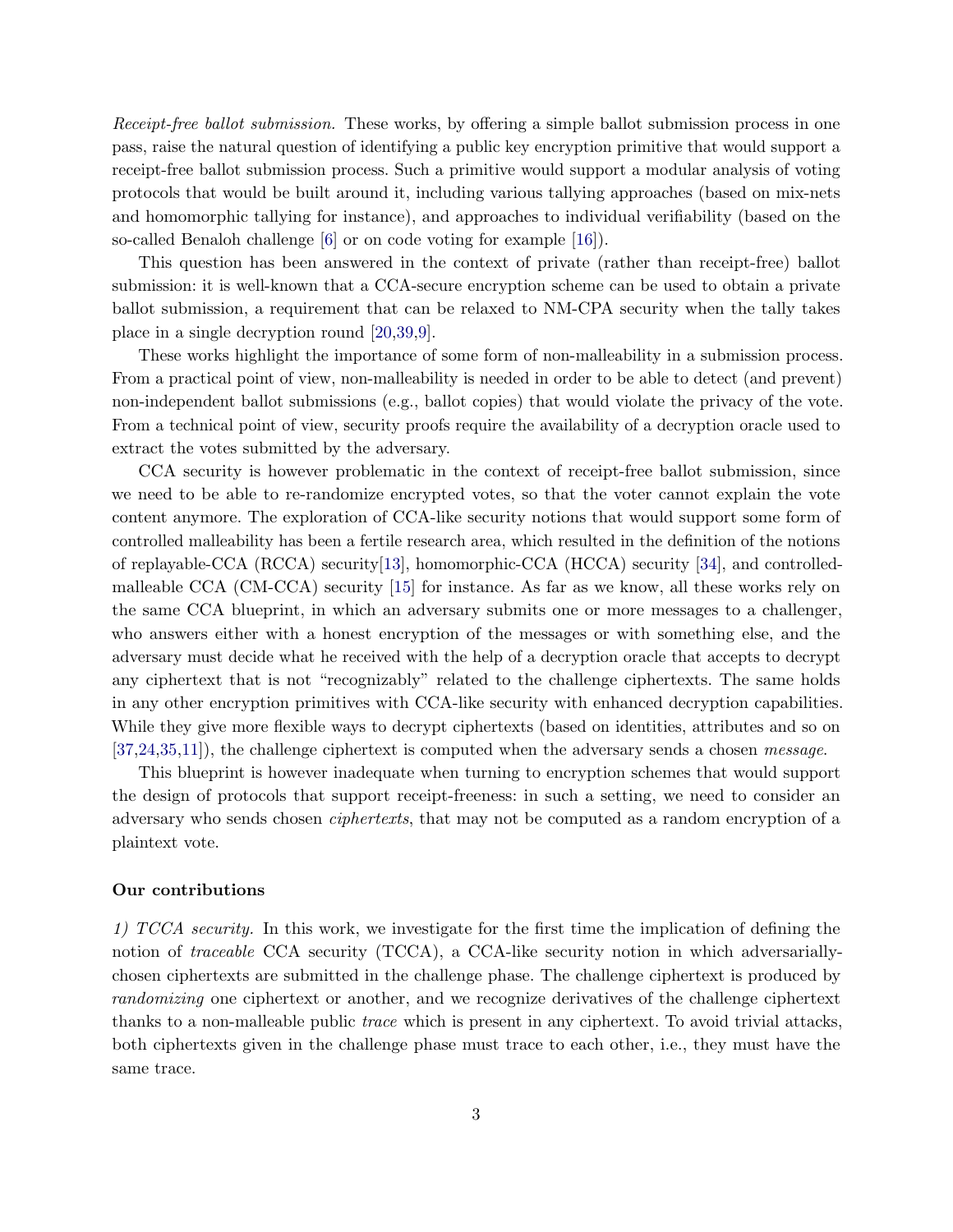*Receipt-free ballot submission.* These works, by offering a simple ballot submission process in one pass, raise the natural question of identifying a public key encryption primitive that would support a receipt-free ballot submission process. Such a primitive would support a modular analysis of voting protocols that would be built around it, including various tallying approaches (based on mix-nets and homomorphic tallying for instance), and approaches to individual verifiability (based on the so-called Benaloh challenge [6] or on code voting for example [16]).

This question has been answered in the context of private (rather than receipt-free) ballot submission: it is well-known that a CCA-secure encryption scheme can be used to obtain a private ballot submission, a requirement that can be relaxed to NM-CPA security when the tally takes place in a single decryption round [20,39,9].

These works highlight the importance of some form of non-malleability in a submission process. From a practical point of view, non-malleability is needed in order to be able to detect (and prevent) non-independent ballot submissions (e.g., ballot copies) that would violate the privacy of the vote. From a technical point of view, security proofs require the availability of a decryption oracle used to extract the votes submitted by the adversary.

CCA security is however problematic in the context of receipt-free ballot submission, since we need to be able to re-randomize encrypted votes, so that the voter cannot explain the vote content anymore. The exploration of CCA-like security notions that would support some form of controlled malleability has been a fertile research area, which resulted in the definition of the notions of replayable-CCA (RCCA) security[13], homomorphic-CCA (HCCA) security [34], and controlled-malleable CCA (CM-CCA) security [15] for instance. As far as we know, all these works rely on the same CCA blueprint, in which an adversary submits one or more messages to a challenger, who answers either with a honest encryption of the messages or with something else, and the adversary must decide what he received with the help of a decryption oracle that accepts to decrypt any ciphertext that is not "recognizably" related to the challenge ciphertexts. The same holds in any other encryption primitives with CCA-like security with enhanced decryption capabilities. While they give more flexible ways to decrypt ciphertexts (based on identities, attributes and so on [37,24,35,11]), the challenge ciphertext is computed when the adversary sends a chosen *message*.

This blueprint is however inadequate when turning to encryption schemes that would support the design of protocols that support receipt-freeness: in such a setting, we need to consider an adversary who sends chosen *ciphertexts*, that may not be computed as a random encryption of a plaintext vote.

**Our contributions**

*1) TCCA security.* In this work, we investigate for the first time the implication of defining the notion of *traceable* CCA security (TCCA), a CCA-like security notion in which adversarially-chosen ciphertexts are submitted in the challenge phase. The challenge ciphertext is produced by *randomizing* one ciphertext or another, and we recognize derivatives of the challenge ciphertext thanks to a non-malleable public *trace* which is present in any ciphertext. To avoid trivial attacks, both ciphertexts given in the challenge phase must trace to each other, i.e., they must have the same trace.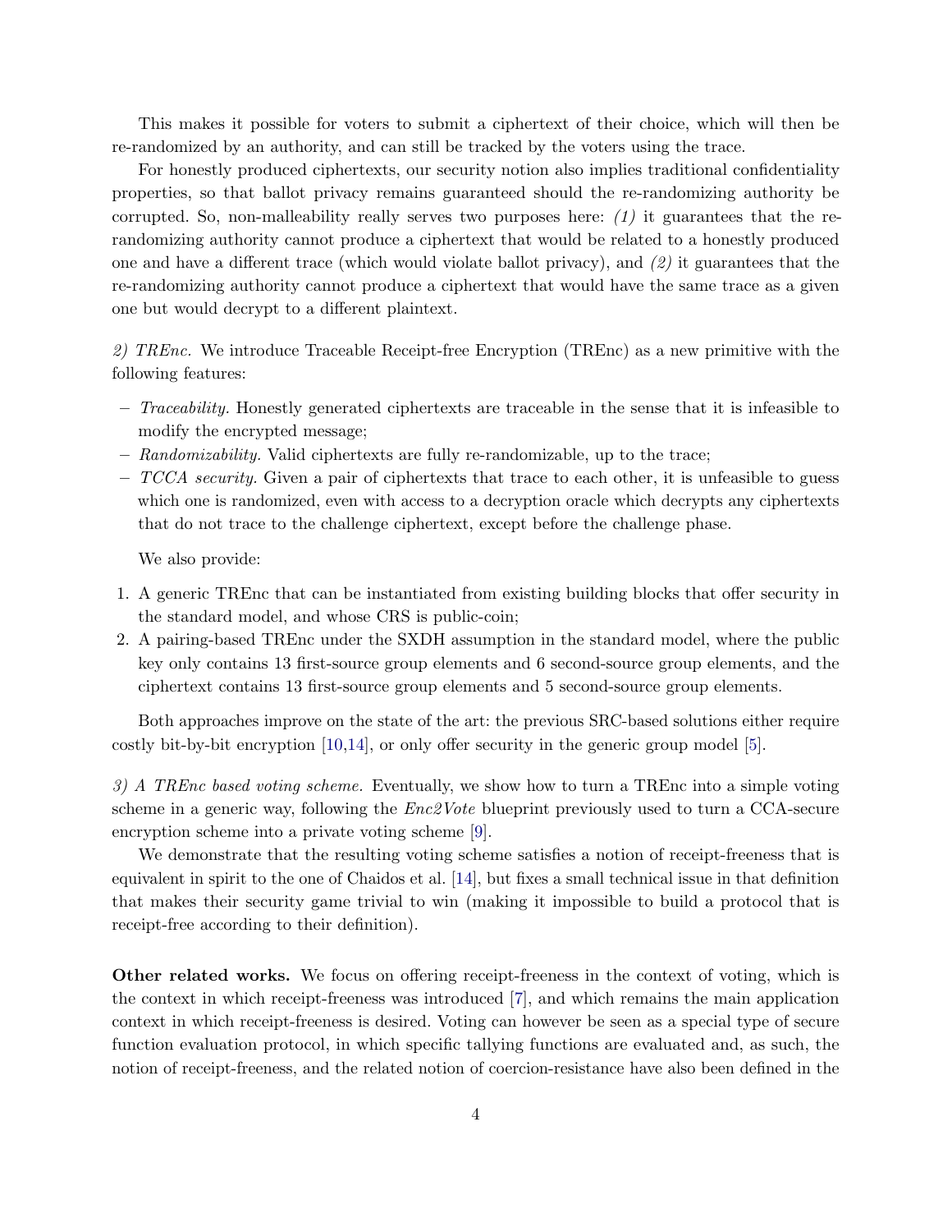This makes it possible for voters to submit a ciphertext of their choice, which will then be re-randomized by an authority, and can still be tracked by the voters using the trace.

For honestly produced ciphertexts, our security notion also implies traditional confidentiality properties, so that ballot privacy remains guaranteed should the re-randomizing authority be corrupted. So, non-malleability really serves two purposes here: *(1)* it guarantees that the re-randomizing authority cannot produce a ciphertext that would be related to a honestly produced one and have a different trace (which would violate ballot privacy), and *(2)* it guarantees that the re-randomizing authority cannot produce a ciphertext that would have the same trace as a given one but would decrypt to a different plaintext.

*2) TREnc.* We introduce Traceable Receipt-free Encryption (TREnc) as a new primitive with the following features:

- *Traceability.* Honestly generated ciphertexts are traceable in the sense that it is infeasible to modify the encrypted message;
- *Randomizability.* Valid ciphertexts are fully re-randomizable, up to the trace;
- *TCCA security.* Given a pair of ciphertexts that trace to each other, it is unfeasible to guess which one is randomized, even with access to a decryption oracle which decrypts any ciphertexts that do not trace to the challenge ciphertext, except before the challenge phase.

We also provide:

1. A generic TREnc that can be instantiated from existing building blocks that offer security in the standard model, and whose CRS is public-coin;
2. A pairing-based TREnc under the SXDH assumption in the standard model, where the public key only contains 13 first-source group elements and 6 second-source group elements, and the ciphertext contains 13 first-source group elements and 5 second-source group elements.

Both approaches improve on the state of the art: the previous SRC-based solutions either require costly bit-by-bit encryption [10,14], or only offer security in the generic group model [5].

*3) A TREnc based voting scheme.* Eventually, we show how to turn a TREnc into a simple voting scheme in a generic way, following the *Enc2Vote* blueprint previously used to turn a CCA-secure encryption scheme into a private voting scheme [9].

We demonstrate that the resulting voting scheme satisfies a notion of receipt-freeness that is equivalent in spirit to the one of Chaidos et al. [14], but fixes a small technical issue in that definition that makes their security game trivial to win (making it impossible to build a protocol that is receipt-free according to their definition).

**Other related works.** We focus on offering receipt-freeness in the context of voting, which is the context in which receipt-freeness was introduced [7], and which remains the main application context in which receipt-freeness is desired. Voting can however be seen as a special type of secure function evaluation protocol, in which specific tallying functions are evaluated and, as such, the notion of receipt-freeness, and the related notion of coercion-resistance have also been defined in the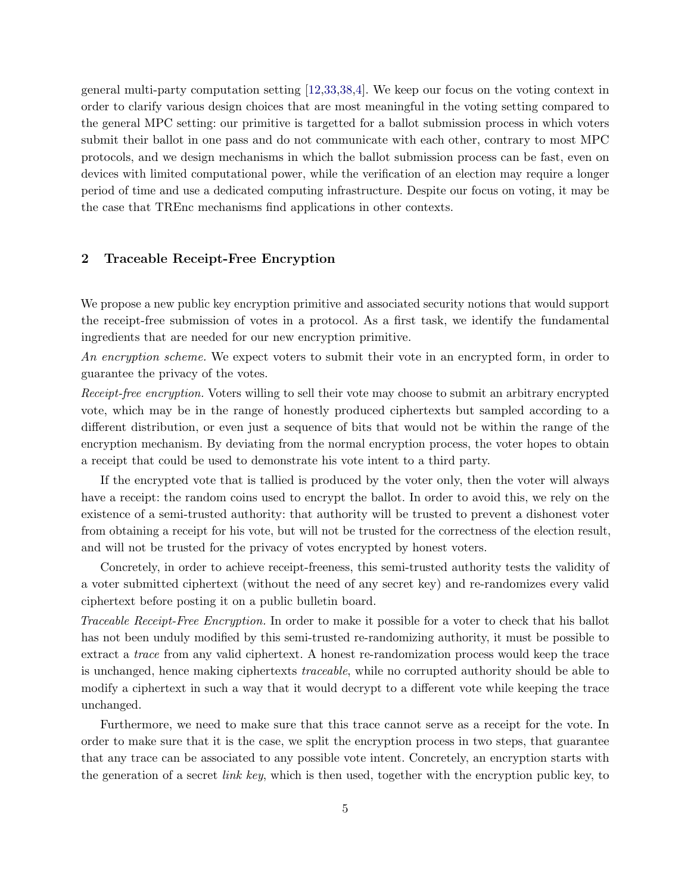general multi-party computation setting [12,33,38,4]. We keep our focus on the voting context in order to clarify various design choices that are most meaningful in the voting setting compared to the general MPC setting: our primitive is targetted for a ballot submission process in which voters submit their ballot in one pass and do not communicate with each other, contrary to most MPC protocols, and we design mechanisms in which the ballot submission process can be fast, even on devices with limited computational power, while the verification of an election may require a longer period of time and use a dedicated computing infrastructure. Despite our focus on voting, it may be the case that TREnc mechanisms find applications in other contexts.

## 2 Traceable Receipt-Free Encryption

We propose a new public key encryption primitive and associated security notions that would support the receipt-free submission of votes in a protocol. As a first task, we identify the fundamental ingredients that are needed for our new encryption primitive.

*An encryption scheme.* We expect voters to submit their vote in an encrypted form, in order to guarantee the privacy of the votes.

*Receipt-free encryption.* Voters willing to sell their vote may choose to submit an arbitrary encrypted vote, which may be in the range of honestly produced ciphertexts but sampled according to a different distribution, or even just a sequence of bits that would not be within the range of the encryption mechanism. By deviating from the normal encryption process, the voter hopes to obtain a receipt that could be used to demonstrate his vote intent to a third party.

If the encrypted vote that is tallied is produced by the voter only, then the voter will always have a receipt: the random coins used to encrypt the ballot. In order to avoid this, we rely on the existence of a semi-trusted authority: that authority will be trusted to prevent a dishonest voter from obtaining a receipt for his vote, but will not be trusted for the correctness of the election result, and will not be trusted for the privacy of votes encrypted by honest voters.

Concretely, in order to achieve receipt-freeness, this semi-trusted authority tests the validity of a voter submitted ciphertext (without the need of any secret key) and re-randomizes every valid ciphertext before posting it on a public bulletin board.

*Traceable Receipt-Free Encryption.* In order to make it possible for a voter to check that his ballot has not been unduly modified by this semi-trusted re-randomizing authority, it must be possible to extract a *trace* from any valid ciphertext. A honest re-randomization process would keep the trace is unchanged, hence making ciphertexts *traceable*, while no corrupted authority should be able to modify a ciphertext in such a way that it would decrypt to a different vote while keeping the trace unchanged.

Furthermore, we need to make sure that this trace cannot serve as a receipt for the vote. In order to make sure that it is the case, we split the encryption process in two steps, that guarantee that any trace can be associated to any possible vote intent. Concretely, an encryption starts with the generation of a secret *link key*, which is then used, together with the encryption public key, to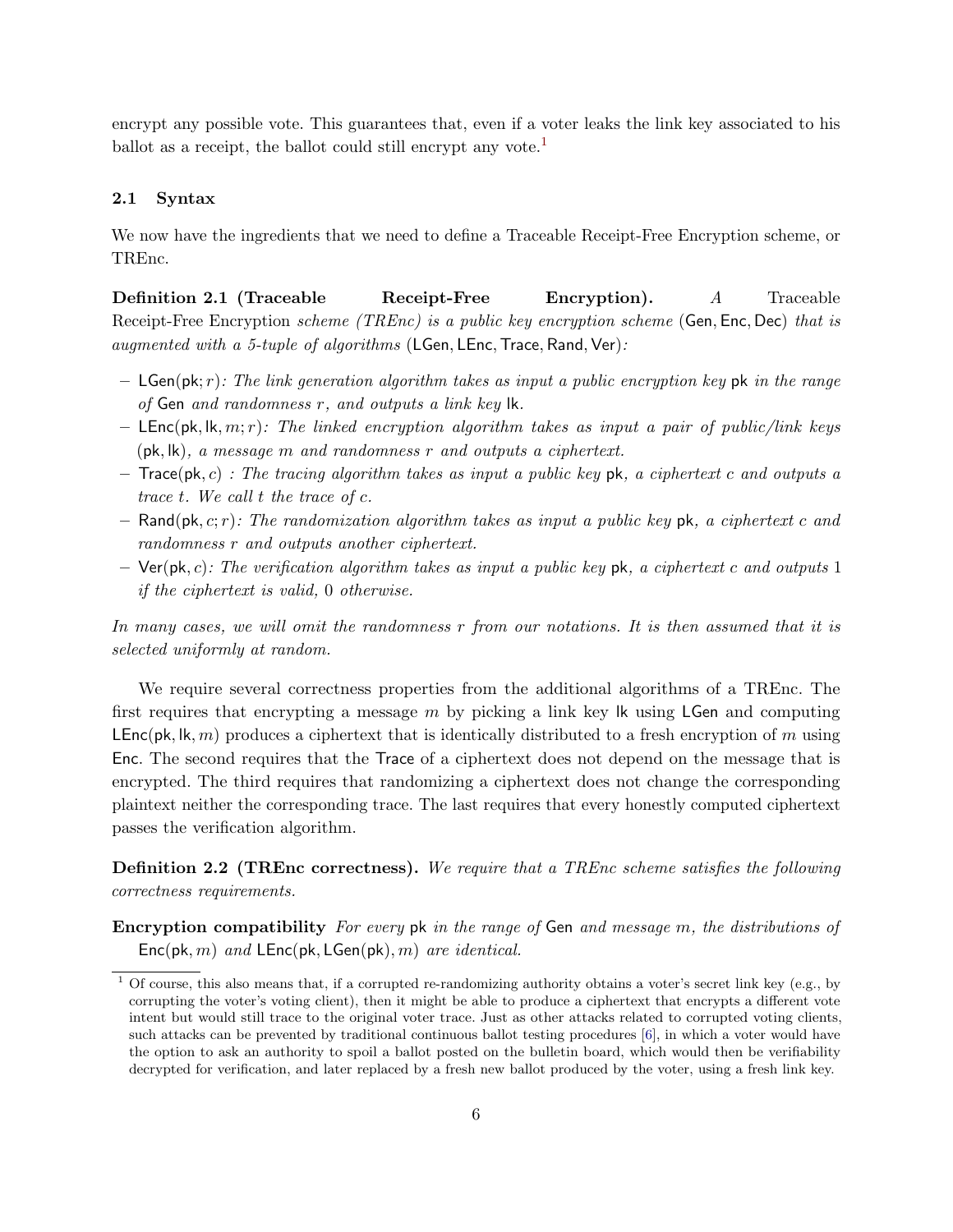encrypt any possible vote. This guarantees that, even if a voter leaks the link key associated to his ballot as a receipt, the ballot could still encrypt any vote.[1]

### 2.1 Syntax

We now have the ingredients that we need to define a Traceable Receipt-Free Encryption scheme, or TREnc.

**Definition 2.1 (Traceable Receipt-Free Encryption).** *A* Traceable Receipt-Free Encryption *scheme (TREnc) is a public key encryption scheme* $(\mathsf{Gen}, \mathsf{Enc}, \mathsf{Dec})$ *that is augmented with a 5-tuple of algorithms* $(\mathsf{LGen}, \mathsf{LEnc}, \mathsf{Trace}, \mathsf{Rand}, \mathsf{Ver})$*:*

- $\mathsf{LGen}(\mathsf{pk}; r)$*: The link generation algorithm takes as input a public encryption key* $\mathsf{pk}$ *in the range of* $\mathsf{Gen}$ *and randomness* $r$*, and outputs a link key* $\mathsf{lk}$*.*
- $\mathsf{LEnc}(\mathsf{pk}, \mathsf{lk}, m; r)$*: The linked encryption algorithm takes as input a pair of public/link keys* $(\mathsf{pk}, \mathsf{lk})$*, a message* $m$ *and randomness* $r$ *and outputs a ciphertext.*
- $\mathsf{Trace}(\mathsf{pk}, c)$ *: The tracing algorithm takes as input a public key* $\mathsf{pk}$*, a ciphertext* $c$ *and outputs a trace* $t$*. We call* $t$ *the trace of* $c$*.*
- $\mathsf{Rand}(\mathsf{pk}, c; r)$*: The randomization algorithm takes as input a public key* $\mathsf{pk}$*, a ciphertext* $c$ *and randomness* $r$ *and outputs another ciphertext.*
- $\mathsf{Ver}(\mathsf{pk}, c)$*: The verification algorithm takes as input a public key* $\mathsf{pk}$*, a ciphertext* $c$ *and outputs* $1$ *if the ciphertext is valid,* $0$ *otherwise.*

*In many cases, we will omit the randomness* $r$ *from our notations. It is then assumed that it is selected uniformly at random.*

We require several correctness properties from the additional algorithms of a TREnc. The first requires that encrypting a message $m$ by picking a link key $\mathsf{lk}$ using $\mathsf{LGen}$ and computing $\mathsf{LEnc}(\mathsf{pk}, \mathsf{lk}, m)$ produces a ciphertext that is identically distributed to a fresh encryption of $m$ using $\mathsf{Enc}$. The second requires that the $\mathsf{Trace}$ of a ciphertext does not depend on the message that is encrypted. The third requires that randomizing a ciphertext does not change the corresponding plaintext neither the corresponding trace. The last requires that every honestly computed ciphertext passes the verification algorithm.

**Definition 2.2 (TREnc correctness).** *We require that a TREnc scheme satisfies the following correctness requirements.*

**Encryption compatibility** *For every* $\mathsf{pk}$ *in the range of* $\mathsf{Gen}$ *and message* $m$*, the distributions of* $\mathsf{Enc}(\mathsf{pk}, m)$ *and* $\mathsf{LEnc}(\mathsf{pk}, \mathsf{LGen}(\mathsf{pk}), m)$ *are identical.*

[1] Of course, this also means that, if a corrupted re-randomizing authority obtains a voter's secret link key (e.g., by corrupting the voter's voting client), then it might be able to produce a ciphertext that encrypts a different vote intent but would still trace to the original voter trace. Just as other attacks related to corrupted voting clients, such attacks can be prevented by traditional continuous ballot testing procedures [6], in which a voter would have the option to ask an authority to spoil a ballot posted on the bulletin board, which would then be verifiability decrypted for verification, and later replaced by a fresh new ballot produced by the voter, using a fresh link key.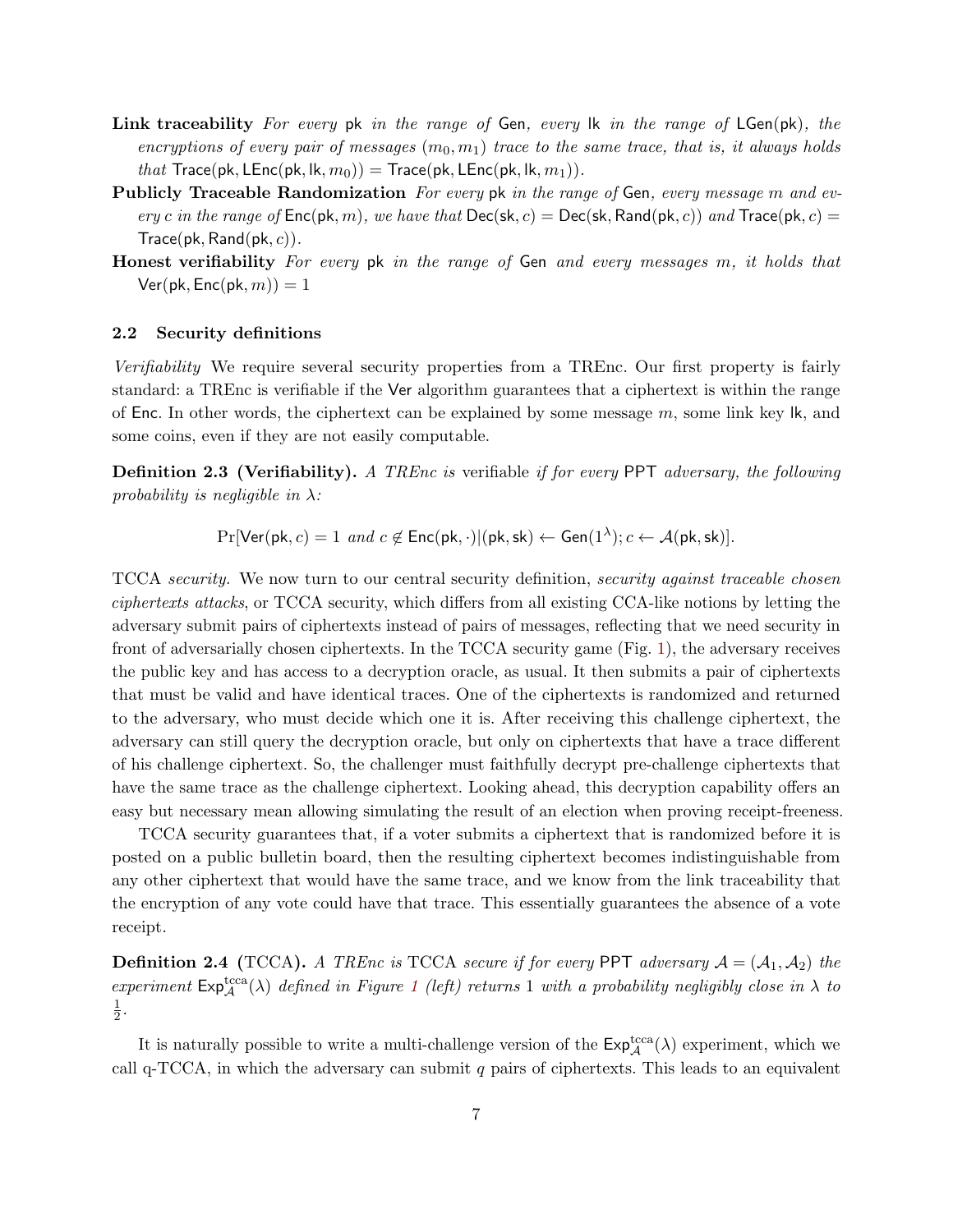**Link traceability** *For every* $\mathsf{pk}$ *in the range of* $\mathsf{Gen}$*, every* $\mathsf{lk}$ *in the range of* $\mathsf{LGen}(\mathsf{pk})$*, the encryptions of every pair of messages* $(m_0, m_1)$ *trace to the same trace, that is, it always holds that* $\mathsf{Trace}(\mathsf{pk}, \mathsf{LEnc}(\mathsf{pk}, \mathsf{lk}, m_0)) = \mathsf{Trace}(\mathsf{pk}, \mathsf{LEnc}(\mathsf{pk}, \mathsf{lk}, m_1))$.

**Publicly Traceable Randomization** *For every* $\mathsf{pk}$ *in the range of* $\mathsf{Gen}$*, every message* $m$ *and every* $c$ *in the range of* $\mathsf{Enc}(\mathsf{pk}, m)$*, we have that* $\mathsf{Dec}(\mathsf{sk}, c) = \mathsf{Dec}(\mathsf{sk}, \mathsf{Rand}(\mathsf{pk}, c))$ *and* $\mathsf{Trace}(\mathsf{pk}, c) = \mathsf{Trace}(\mathsf{pk}, \mathsf{Rand}(\mathsf{pk}, c))$.

**Honest verifiability** *For every* $\mathsf{pk}$ *in the range of* $\mathsf{Gen}$ *and every messages* $m$*, it holds that* $\mathsf{Ver}(\mathsf{pk}, \mathsf{Enc}(\mathsf{pk}, m)) = 1$

### 2.2 Security definitions

*Verifiability* We require several security properties from a TREnc. Our first property is fairly standard: a TREnc is verifiable if the Ver algorithm guarantees that a ciphertext is within the range of Enc. In other words, the ciphertext can be explained by some message $m$, some link key lk, and some coins, even if they are not easily computable.

**Definition 2.3 (Verifiability).** *A TREnc is* verifiable *if for every* PPT *adversary, the following probability is negligible in* $\lambda$*:*

$$\Pr[\mathsf{Ver}(\mathsf{pk}, c) = 1 \text{ and } c \notin \mathsf{Enc}(\mathsf{pk}, \cdot) | (\mathsf{pk}, \mathsf{sk}) \leftarrow \mathsf{Gen}(1^{\lambda}); c \leftarrow \mathcal{A}(\mathsf{pk}, \mathsf{sk})].$$

TCCA *security.* We now turn to our central security definition, *security against traceable chosen ciphertexts attacks*, or TCCA security, which differs from all existing CCA-like notions by letting the adversary submit pairs of ciphertexts instead of pairs of messages, reflecting that we need security in front of adversarially chosen ciphertexts. In the TCCA security game (Fig. 1), the adversary receives the public key and has access to a decryption oracle, as usual. It then submits a pair of ciphertexts that must be valid and have identical traces. One of the ciphertexts is randomized and returned to the adversary, who must decide which one it is. After receiving this challenge ciphertext, the adversary can still query the decryption oracle, but only on ciphertexts that have a trace different of his challenge ciphertext. So, the challenger must faithfully decrypt pre-challenge ciphertexts that have the same trace as the challenge ciphertext. Looking ahead, this decryption capability offers an easy but necessary mean allowing simulating the result of an election when proving receipt-freeness.

TCCA security guarantees that, if a voter submits a ciphertext that is randomized before it is posted on a public bulletin board, then the resulting ciphertext becomes indistinguishable from any other ciphertext that would have the same trace, and we know from the link traceability that the encryption of any vote could have that trace. This essentially guarantees the absence of a vote receipt.

**Definition 2.4 (**TCCA**).** *A TREnc is* TCCA *secure if for every* PPT *adversary* $\mathcal{A} = (\mathcal{A}_1, \mathcal{A}_2)$ *the experiment* $\mathsf{Exp}^{\mathrm{tcca}}_{\mathcal{A}}(\lambda)$ *defined in Figure 1 (left) returns* 1 *with a probability negligibly close in* $\lambda$ *to* $\frac{1}{2}$.

It is naturally possible to write a multi-challenge version of the $\mathsf{Exp}^{\mathrm{tcca}}_{\mathcal{A}}(\lambda)$ experiment, which we call q-TCCA, in which the adversary can submit $q$ pairs of ciphertexts. This leads to an equivalent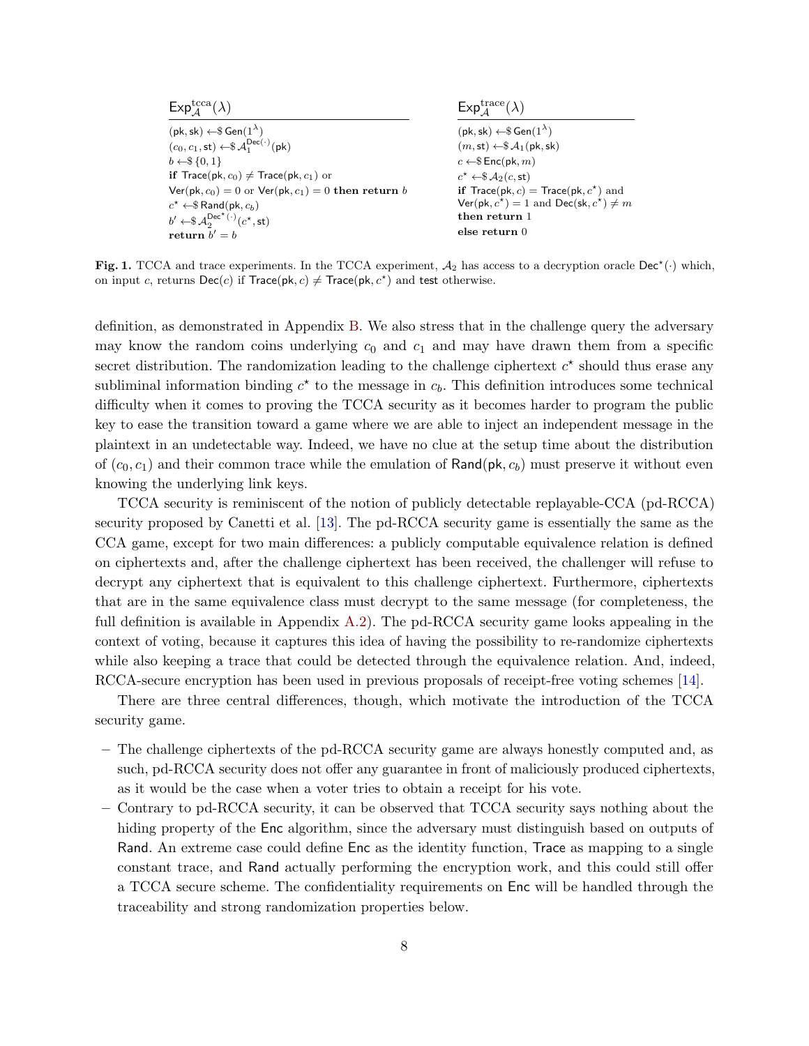**$\mathsf{Exp}^{\text{tcca}}_{\mathcal{A}}(\lambda)$**

```
(pk, sk) ←$ Gen(1^λ)
(c_0, c_1, st) ←$ A_1^{Dec(·)}(pk)
b ←$ {0, 1}
if Trace(pk, c_0) ≠ Trace(pk, c_1) or
Ver(pk, c_0) = 0 or Ver(pk, c_1) = 0 then return b
c* ←$ Rand(pk, c_b)
b' ←$ A_2^{Dec*(·)}(c*, st)
return b' = b
```

**$\mathsf{Exp}^{\text{trace}}_{\mathcal{A}}(\lambda)$**

```
(pk, sk) ←$ Gen(1^λ)
(m, st) ←$ A_1(pk, sk)
c ←$ Enc(pk, m)
c* ←$ A_2(c, st)
if Trace(pk, c) = Trace(pk, c*) and
Ver(pk, c*) = 1 and Dec(sk, c*) ≠ m
then return 1
else return 0
```

**Fig. 1.** TCCA and trace experiments. In the TCCA experiment, $\mathcal{A}_2$ has access to a decryption oracle $\mathsf{Dec}^\star(\cdot)$ which, on input $c$, returns $\mathsf{Dec}(c)$ if $\mathsf{Trace}(\mathsf{pk}, c) \neq \mathsf{Trace}(\mathsf{pk}, c^\star)$ and $\mathsf{test}$ otherwise.

definition, as demonstrated in Appendix B. We also stress that in the challenge query the adversary may know the random coins underlying $c_0$ and $c_1$ and may have drawn them from a specific secret distribution. The randomization leading to the challenge ciphertext $c^\star$ should thus erase any subliminal information binding $c^\star$ to the message in $c_b$. This definition introduces some technical difficulty when it comes to proving the TCCA security as it becomes harder to program the public key to ease the transition toward a game where we are able to inject an independent message in the plaintext in an undetectable way. Indeed, we have no clue at the setup time about the distribution of $(c_0, c_1)$ and their common trace while the emulation of $\mathsf{Rand}(\mathsf{pk}, c_b)$ must preserve it without even knowing the underlying link keys.

TCCA security is reminiscent of the notion of publicly detectable replayable-CCA (pd-RCCA) security proposed by Canetti et al. [13]. The pd-RCCA security game is essentially the same as the CCA game, except for two main differences: a publicly computable equivalence relation is defined on ciphertexts and, after the challenge ciphertext has been received, the challenger will refuse to decrypt any ciphertext that is equivalent to this challenge ciphertext. Furthermore, ciphertexts that are in the same equivalence class must decrypt to the same message (for completeness, the full definition is available in Appendix A.2). The pd-RCCA security game looks appealing in the context of voting, because it captures this idea of having the possibility to re-randomize ciphertexts while also keeping a trace that could be detected through the equivalence relation. And, indeed, RCCA-secure encryption has been used in previous proposals of receipt-free voting schemes [14].

There are three central differences, though, which motivate the introduction of the TCCA security game.

- The challenge ciphertexts of the pd-RCCA security game are always honestly computed and, as such, pd-RCCA security does not offer any guarantee in front of maliciously produced ciphertexts, as it would be the case when a voter tries to obtain a receipt for his vote.
- Contrary to pd-RCCA security, it can be observed that TCCA security says nothing about the hiding property of the $\mathsf{Enc}$ algorithm, since the adversary must distinguish based on outputs of $\mathsf{Rand}$. An extreme case could define $\mathsf{Enc}$ as the identity function, $\mathsf{Trace}$ as mapping to a single constant trace, and $\mathsf{Rand}$ actually performing the encryption work, and this could still offer a TCCA secure scheme. The confidentiality requirements on $\mathsf{Enc}$ will be handled through the traceability and strong randomization properties below.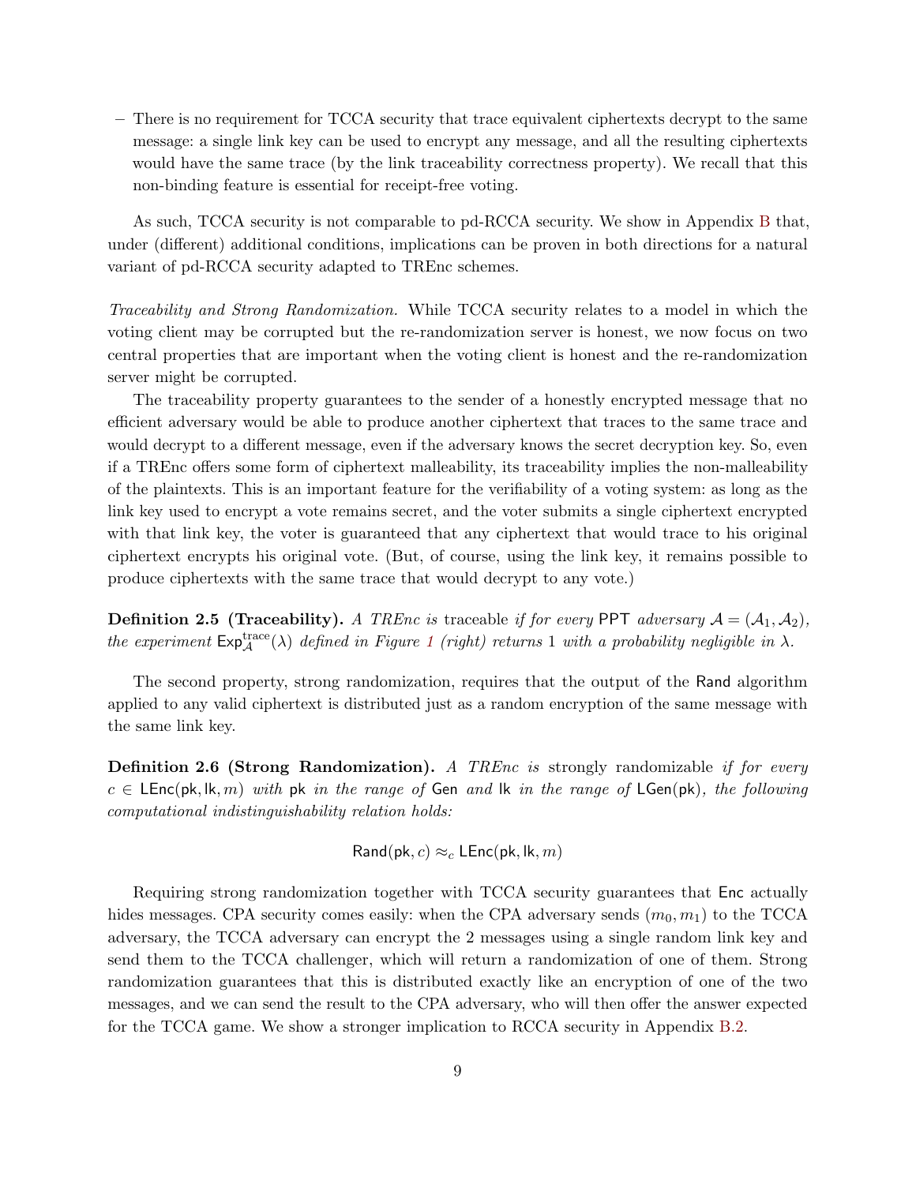– There is no requirement for TCCA security that trace equivalent ciphertexts decrypt to the same message: a single link key can be used to encrypt any message, and all the resulting ciphertexts would have the same trace (by the link traceability correctness property). We recall that this non-binding feature is essential for receipt-free voting.

As such, TCCA security is not comparable to pd-RCCA security. We show in Appendix B that, under (different) additional conditions, implications can be proven in both directions for a natural variant of pd-RCCA security adapted to TREnc schemes.

*Traceability and Strong Randomization.* While TCCA security relates to a model in which the voting client may be corrupted but the re-randomization server is honest, we now focus on two central properties that are important when the voting client is honest and the re-randomization server might be corrupted.

The traceability property guarantees to the sender of a honestly encrypted message that no efficient adversary would be able to produce another ciphertext that traces to the same trace and would decrypt to a different message, even if the adversary knows the secret decryption key. So, even if a TREnc offers some form of ciphertext malleability, its traceability implies the non-malleability of the plaintexts. This is an important feature for the verifiability of a voting system: as long as the link key used to encrypt a vote remains secret, and the voter submits a single ciphertext encrypted with that link key, the voter is guaranteed that any ciphertext that would trace to his original ciphertext encrypts his original vote. (But, of course, using the link key, it remains possible to produce ciphertexts with the same trace that would decrypt to any vote.)

**Definition 2.5 (Traceability).** *A TREnc is* traceable *if for every* PPT *adversary* $\mathcal{A} = (\mathcal{A}_1, \mathcal{A}_2)$*, the experiment* $\mathsf{Exp}^{\text{trace}}_{\mathcal{A}}(\lambda)$ *defined in Figure 1 (right) returns* 1 *with a probability negligible in* $\lambda$*.*

The second property, strong randomization, requires that the output of the Rand algorithm applied to any valid ciphertext is distributed just as a random encryption of the same message with the same link key.

**Definition 2.6 (Strong Randomization).** *A TREnc is* strongly randomizable *if for every* $c \in \mathsf{LEnc}(\mathsf{pk}, \mathsf{lk}, m)$ *with* $\mathsf{pk}$ *in the range of* Gen *and* $\mathsf{lk}$ *in the range of* $\mathsf{LGen}(\mathsf{pk})$*, the following computational indistinguishability relation holds:*

$$\mathsf{Rand}(\mathsf{pk}, c) \approx_c \mathsf{LEnc}(\mathsf{pk}, \mathsf{lk}, m)$$

Requiring strong randomization together with TCCA security guarantees that Enc actually hides messages. CPA security comes easily: when the CPA adversary sends $(m_0, m_1)$ to the TCCA adversary, the TCCA adversary can encrypt the 2 messages using a single random link key and send them to the TCCA challenger, which will return a randomization of one of them. Strong randomization guarantees that this is distributed exactly like an encryption of one of the two messages, and we can send the result to the CPA adversary, who will then offer the answer expected for the TCCA game. We show a stronger implication to RCCA security in Appendix B.2.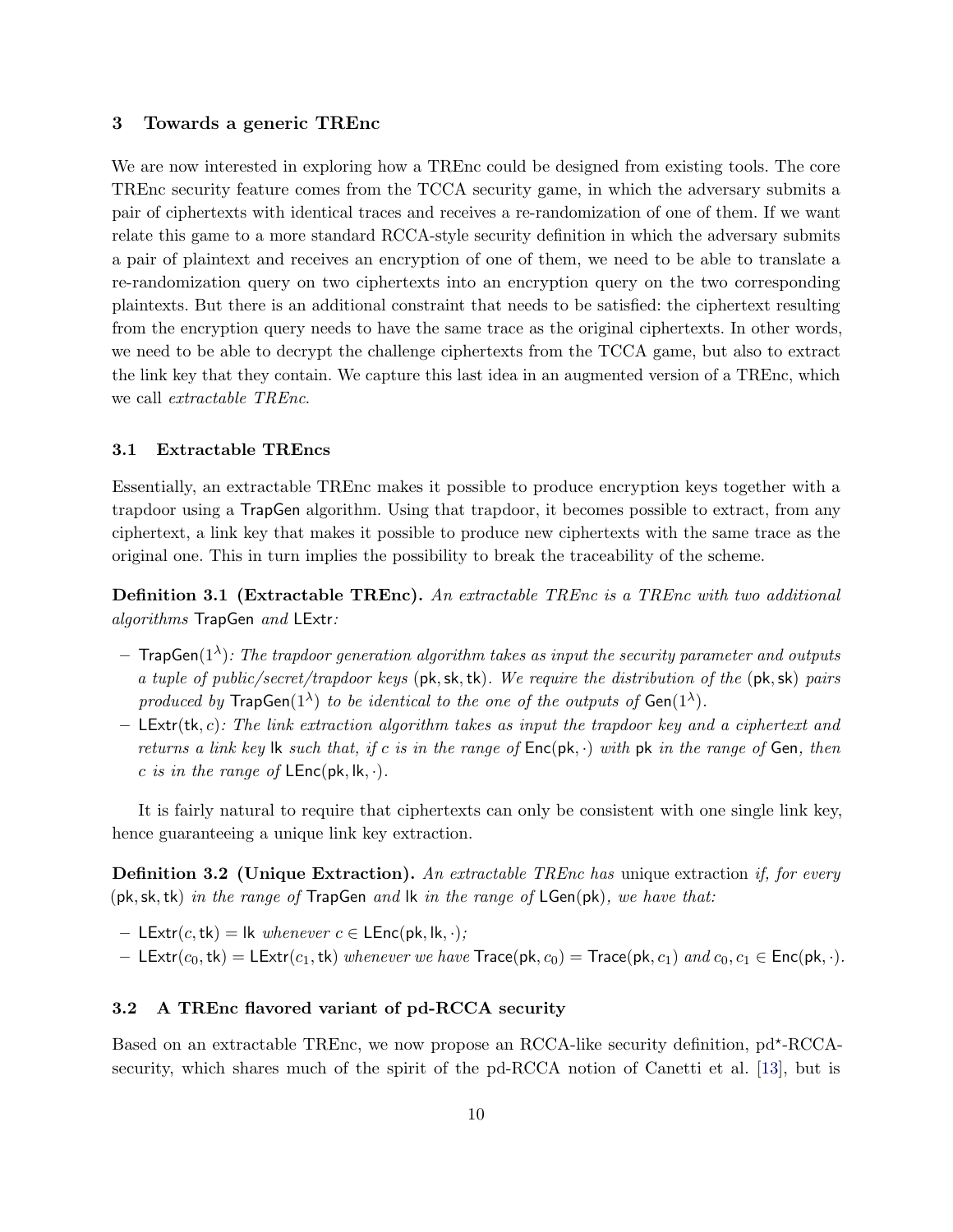## 3 Towards a generic TREnc

We are now interested in exploring how a TREnc could be designed from existing tools. The core TREnc security feature comes from the TCCA security game, in which the adversary submits a pair of ciphertexts with identical traces and receives a re-randomization of one of them. If we want relate this game to a more standard RCCA-style security definition in which the adversary submits a pair of plaintext and receives an encryption of one of them, we need to be able to translate a re-randomization query on two ciphertexts into an encryption query on the two corresponding plaintexts. But there is an additional constraint that needs to be satisfied: the ciphertext resulting from the encryption query needs to have the same trace as the original ciphertexts. In other words, we need to be able to decrypt the challenge ciphertexts from the TCCA game, but also to extract the link key that they contain. We capture this last idea in an augmented version of a TREnc, which we call *extractable TREnc*.

### 3.1 Extractable TREncs

Essentially, an extractable TREnc makes it possible to produce encryption keys together with a trapdoor using a $\mathsf{TrapGen}$ algorithm. Using that trapdoor, it becomes possible to extract, from any ciphertext, a link key that makes it possible to produce new ciphertexts with the same trace as the original one. This in turn implies the possibility to break the traceability of the scheme.

**Definition 3.1 (Extractable TREnc).** *An extractable TREnc is a TREnc with two additional algorithms* $\mathsf{TrapGen}$ *and* $\mathsf{LExtr}$*:*

- $\mathsf{TrapGen}(1^\lambda)$*: The trapdoor generation algorithm takes as input the security parameter and outputs a tuple of public/secret/trapdoor keys* $(\mathsf{pk}, \mathsf{sk}, \mathsf{tk})$*. We require the distribution of the* $(\mathsf{pk}, \mathsf{sk})$ *pairs produced by* $\mathsf{TrapGen}(1^\lambda)$ *to be identical to the one of the outputs of* $\mathsf{Gen}(1^\lambda)$*.*
- $\mathsf{LExtr}(\mathsf{tk}, c)$*: The link extraction algorithm takes as input the trapdoor key and a ciphertext and returns a link key* $\mathsf{lk}$ *such that, if* $c$ *is in the range of* $\mathsf{Enc}(\mathsf{pk}, \cdot)$ *with* $\mathsf{pk}$ *in the range of* $\mathsf{Gen}$*, then* $c$ *is in the range of* $\mathsf{LEnc}(\mathsf{pk}, \mathsf{lk}, \cdot)$*.*

It is fairly natural to require that ciphertexts can only be consistent with one single link key, hence guaranteeing a unique link key extraction.

**Definition 3.2 (Unique Extraction).** *An extractable TREnc has* unique extraction *if, for every* $(\mathsf{pk}, \mathsf{sk}, \mathsf{tk})$ *in the range of* $\mathsf{TrapGen}$ *and* $\mathsf{lk}$ *in the range of* $\mathsf{LGen}(\mathsf{pk})$*, we have that:*

- $\mathsf{LExtr}(c, \mathsf{tk}) = \mathsf{lk}$ *whenever* $c \in \mathsf{LEnc}(\mathsf{pk}, \mathsf{lk}, \cdot)$*;*
- $\mathsf{LExtr}(c_0, \mathsf{tk}) = \mathsf{LExtr}(c_1, \mathsf{tk})$ *whenever we have* $\mathsf{Trace}(\mathsf{pk}, c_0) = \mathsf{Trace}(\mathsf{pk}, c_1)$ *and* $c_0, c_1 \in \mathsf{Enc}(\mathsf{pk}, \cdot)$*.*

### 3.2 A TREnc flavored variant of pd-RCCA security

Based on an extractable TREnc, we now propose an RCCA-like security definition, pd$^\star$-RCCA-security, which shares much of the spirit of the pd-RCCA notion of Canetti et al. [13], but is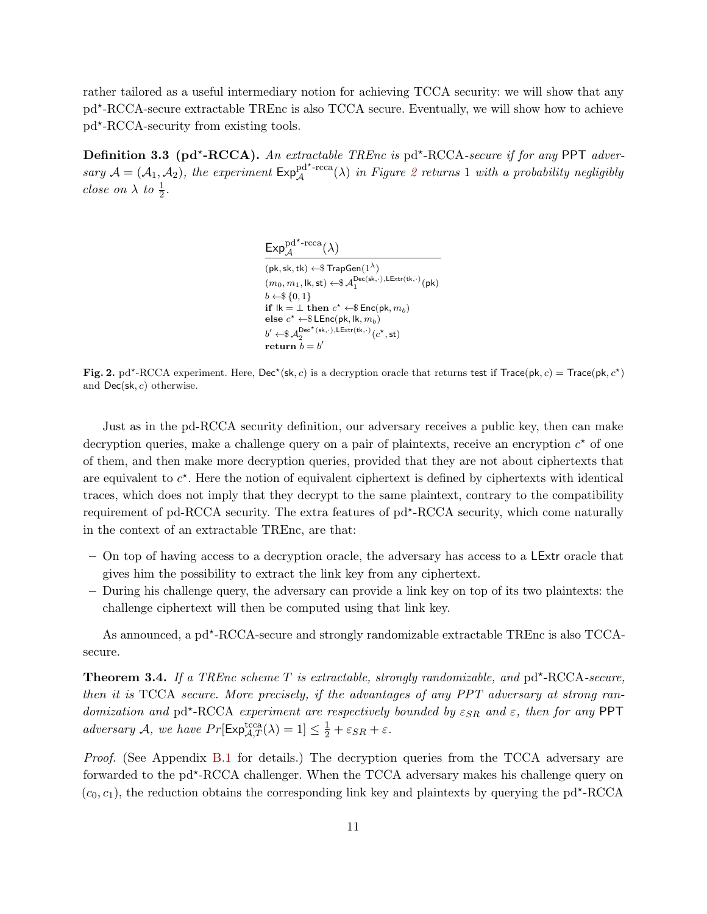rather tailored as a useful intermediary notion for achieving TCCA security: we will show that any pd$^\star$-RCCA-secure extractable TREnc is also TCCA secure. Eventually, we will show how to achieve pd$^\star$-RCCA-security from existing tools.

**Definition 3.3 (pd$^\star$-RCCA).** *An extractable TREnc is* pd$^\star$-RCCA*-secure if for any* PPT *adversary* $\mathcal{A} = (\mathcal{A}_1, \mathcal{A}_2)$*, the experiment* $\mathsf{Exp}_{\mathcal{A}}^{\text{pd}^\star\text{-rcca}}(\lambda)$ *in Figure 2 returns* 1 *with a probability negligibly close on* $\lambda$ *to* $\frac{1}{2}$.

$$
\begin{array}{l}
\underline{\mathsf{Exp}_{\mathcal{A}}^{\text{pd}^\star\text{-rcca}}(\lambda)} \\
(\mathsf{pk}, \mathsf{sk}, \mathsf{tk}) \leftarrow\$ \mathsf{TrapGen}(1^\lambda) \\
(m_0, m_1, \mathsf{lk}, \mathsf{st}) \leftarrow\$ \mathcal{A}_1^{\mathsf{Dec}(\mathsf{sk},\cdot),\mathsf{LExtr}(\mathsf{tk},\cdot)}(\mathsf{pk}) \\
b \leftarrow\$ \{0,1\} \\
\textbf{if } \mathsf{lk} = \perp \textbf{ then } c^\star \leftarrow\$ \mathsf{Enc}(\mathsf{pk}, m_b) \\
\textbf{else } c^\star \leftarrow\$ \mathsf{LEnc}(\mathsf{pk}, \mathsf{lk}, m_b) \\
b' \leftarrow\$ \mathcal{A}_2^{\mathsf{Dec}^\star(\mathsf{sk},\cdot),\mathsf{LExtr}(\mathsf{tk},\cdot)}(c^\star, \mathsf{st}) \\
\textbf{return } b = b'
\end{array}
$$

**Fig. 2.** pd$^\star$-RCCA experiment. Here, $\mathsf{Dec}^\star(\mathsf{sk}, c)$ is a decryption oracle that returns $\mathsf{test}$ if $\mathsf{Trace}(\mathsf{pk}, c) = \mathsf{Trace}(\mathsf{pk}, c^\star)$ and $\mathsf{Dec}(\mathsf{sk}, c)$ otherwise.

Just as in the pd-RCCA security definition, our adversary receives a public key, then can make decryption queries, make a challenge query on a pair of plaintexts, receive an encryption $c^\star$ of one of them, and then make more decryption queries, provided that they are not about ciphertexts that are equivalent to $c^\star$. Here the notion of equivalent ciphertext is defined by ciphertexts with identical traces, which does not imply that they decrypt to the same plaintext, contrary to the compatibility requirement of pd-RCCA security. The extra features of pd$^\star$-RCCA security, which come naturally in the context of an extractable TREnc, are that:

- On top of having access to a decryption oracle, the adversary has access to a $\mathsf{LExtr}$ oracle that gives him the possibility to extract the link key from any ciphertext.
- During his challenge query, the adversary can provide a link key on top of its two plaintexts: the challenge ciphertext will then be computed using that link key.

As announced, a pd$^\star$-RCCA-secure and strongly randomizable extractable TREnc is also TCCA-secure.

**Theorem 3.4.** *If a TREnc scheme $T$ is extractable, strongly randomizable, and* pd$^\star$-RCCA*-secure, then it is* TCCA *secure. More precisely, if the advantages of any PPT adversary at strong randomization and* pd$^\star$-RCCA *experiment are respectively bounded by* $\varepsilon_{SR}$ *and* $\varepsilon$*, then for any* PPT *adversary* $\mathcal{A}$*, we have* $Pr[\mathsf{Exp}_{\mathcal{A},T}^{\text{tcca}}(\lambda) = 1] \leq \frac{1}{2} + \varepsilon_{SR} + \varepsilon$.

*Proof.* (See Appendix B.1 for details.) The decryption queries from the TCCA adversary are forwarded to the pd$^\star$-RCCA challenger. When the TCCA adversary makes his challenge query on $(c_0, c_1)$, the reduction obtains the corresponding link key and plaintexts by querying the pd$^\star$-RCCA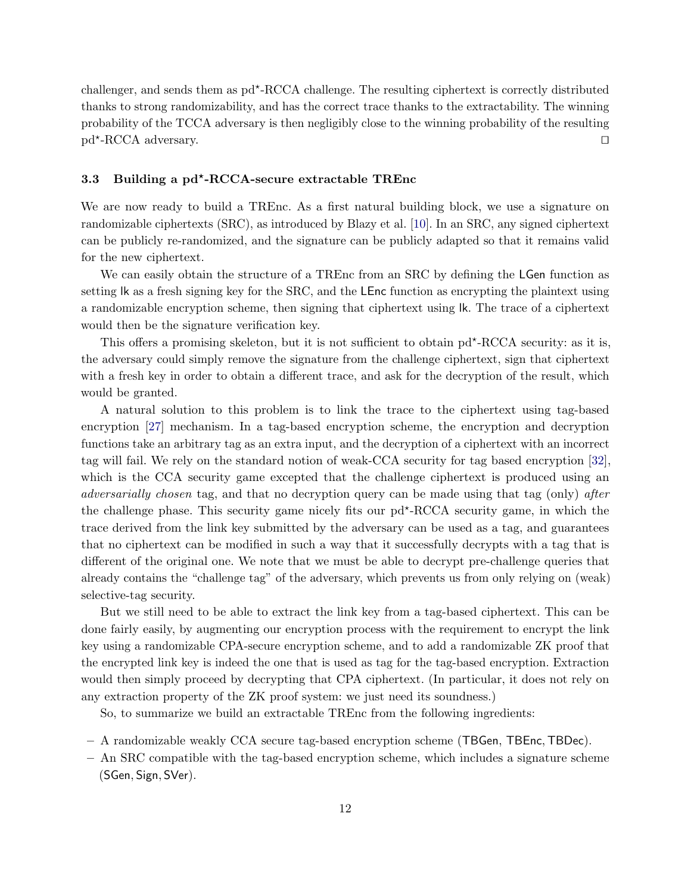challenger, and sends them as pd$^\star$-RCCA challenge. The resulting ciphertext is correctly distributed thanks to strong randomizability, and has the correct trace thanks to the extractability. The winning probability of the TCCA adversary is then negligibly close to the winning probability of the resulting pd$^\star$-RCCA adversary. ◻

### 3.3 Building a pd$^\star$-RCCA-secure extractable TREnc

We are now ready to build a TREnc. As a first natural building block, we use a signature on randomizable ciphertexts (SRC), as introduced by Blazy et al. [10]. In an SRC, any signed ciphertext can be publicly re-randomized, and the signature can be publicly adapted so that it remains valid for the new ciphertext.

We can easily obtain the structure of a TREnc from an SRC by defining the $\mathsf{LGen}$ function as setting $\mathsf{lk}$ as a fresh signing key for the SRC, and the $\mathsf{LEnc}$ function as encrypting the plaintext using a randomizable encryption scheme, then signing that ciphertext using $\mathsf{lk}$. The trace of a ciphertext would then be the signature verification key.

This offers a promising skeleton, but it is not sufficient to obtain pd$^\star$-RCCA security: as it is, the adversary could simply remove the signature from the challenge ciphertext, sign that ciphertext with a fresh key in order to obtain a different trace, and ask for the decryption of the result, which would be granted.

A natural solution to this problem is to link the trace to the ciphertext using tag-based encryption [27] mechanism. In a tag-based encryption scheme, the encryption and decryption functions take an arbitrary tag as an extra input, and the decryption of a ciphertext with an incorrect tag will fail. We rely on the standard notion of weak-CCA security for tag based encryption [32], which is the CCA security game excepted that the challenge ciphertext is produced using an *adversarially chosen* tag, and that no decryption query can be made using that tag (only) *after* the challenge phase. This security game nicely fits our pd$^\star$-RCCA security game, in which the trace derived from the link key submitted by the adversary can be used as a tag, and guarantees that no ciphertext can be modified in such a way that it successfully decrypts with a tag that is different of the original one. We note that we must be able to decrypt pre-challenge queries that already contains the "challenge tag" of the adversary, which prevents us from only relying on (weak) selective-tag security.

But we still need to be able to extract the link key from a tag-based ciphertext. This can be done fairly easily, by augmenting our encryption process with the requirement to encrypt the link key using a randomizable CPA-secure encryption scheme, and to add a randomizable ZK proof that the encrypted link key is indeed the one that is used as tag for the tag-based encryption. Extraction would then simply proceed by decrypting that CPA ciphertext. (In particular, it does not rely on any extraction property of the ZK proof system: we just need its soundness.)

So, to summarize we build an extractable TREnc from the following ingredients:

- A randomizable weakly CCA secure tag-based encryption scheme ($\mathsf{TBGen}$, $\mathsf{TBEnc}$, $\mathsf{TBDec}$).
- An SRC compatible with the tag-based encryption scheme, which includes a signature scheme ($\mathsf{SGen}, \mathsf{Sign}, \mathsf{SVer}$).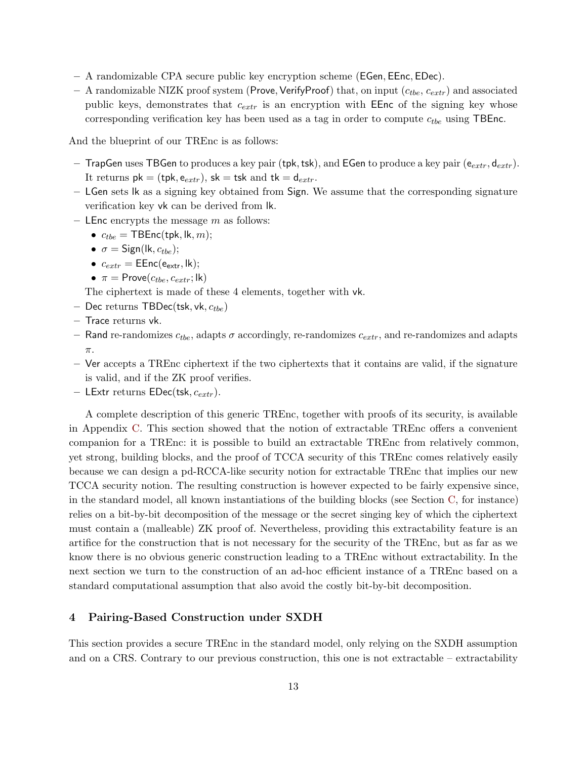– A randomizable CPA secure public key encryption scheme $(\mathsf{EGen}, \mathsf{EEnc}, \mathsf{EDec})$.
– A randomizable NIZK proof system $(\mathsf{Prove}, \mathsf{VerifyProof})$ that, on input $(c_{tbe}, c_{extr})$ and associated public keys, demonstrates that $c_{extr}$ is an encryption with $\mathsf{EEnc}$ of the signing key whose corresponding verification key has been used as a tag in order to compute $c_{tbe}$ using $\mathsf{TBEnc}$.

And the blueprint of our TREnc is as follows:

– $\mathsf{TrapGen}$ uses $\mathsf{TBGen}$ to produces a key pair $(\mathsf{tpk}, \mathsf{tsk})$, and $\mathsf{EGen}$ to produce a key pair $(\mathsf{e}_{extr}, \mathsf{d}_{extr})$. It returns $\mathsf{pk} = (\mathsf{tpk}, \mathsf{e}_{extr})$, $\mathsf{sk} = \mathsf{tsk}$ and $\mathsf{tk} = \mathsf{d}_{extr}$.
– $\mathsf{LGen}$ sets $\mathsf{lk}$ as a signing key obtained from $\mathsf{Sign}$. We assume that the corresponding signature verification key $\mathsf{vk}$ can be derived from $\mathsf{lk}$.
– $\mathsf{LEnc}$ encrypts the message $m$ as follows:
  - $c_{tbe} = \mathsf{TBEnc}(\mathsf{tpk}, \mathsf{lk}, m)$;
  - $\sigma = \mathsf{Sign}(\mathsf{lk}, c_{tbe})$;
  - $c_{extr} = \mathsf{EEnc}(\mathsf{e_{extr}}, \mathsf{lk})$;
  - $\pi = \mathsf{Prove}(c_{tbe}, c_{extr}; \mathsf{lk})$

  The ciphertext is made of these 4 elements, together with $\mathsf{vk}$.
– $\mathsf{Dec}$ returns $\mathsf{TBDec}(\mathsf{tsk}, \mathsf{vk}, c_{tbe})$
– $\mathsf{Trace}$ returns $\mathsf{vk}$.
– $\mathsf{Rand}$ re-randomizes $c_{tbe}$, adapts $\sigma$ accordingly, re-randomizes $c_{extr}$, and re-randomizes and adapts $\pi$.
– $\mathsf{Ver}$ accepts a TREnc ciphertext if the two ciphertexts that it contains are valid, if the signature is valid, and if the ZK proof verifies.
– $\mathsf{LExtr}$ returns $\mathsf{EDec}(\mathsf{tsk}, c_{extr})$.

A complete description of this generic TREnc, together with proofs of its security, is available in Appendix C. This section showed that the notion of extractable TREnc offers a convenient companion for a TREnc: it is possible to build an extractable TREnc from relatively common, yet strong, building blocks, and the proof of TCCA security of this TREnc comes relatively easily because we can design a pd-RCCA-like security notion for extractable TREnc that implies our new TCCA security notion. The resulting construction is however expected to be fairly expensive since, in the standard model, all known instantiations of the building blocks (see Section C, for instance) relies on a bit-by-bit decomposition of the message or the secret singing key of which the ciphertext must contain a (malleable) ZK proof of. Nevertheless, providing this extractability feature is an artifice for the construction that is not necessary for the security of the TREnc, but as far as we know there is no obvious generic construction leading to a TREnc without extractability. In the next section we turn to the construction of an ad-hoc efficient instance of a TREnc based on a standard computational assumption that also avoid the costly bit-by-bit decomposition.

## 4 Pairing-Based Construction under SXDH

This section provides a secure TREnc in the standard model, only relying on the SXDH assumption and on a CRS. Contrary to our previous construction, this one is not extractable – extractability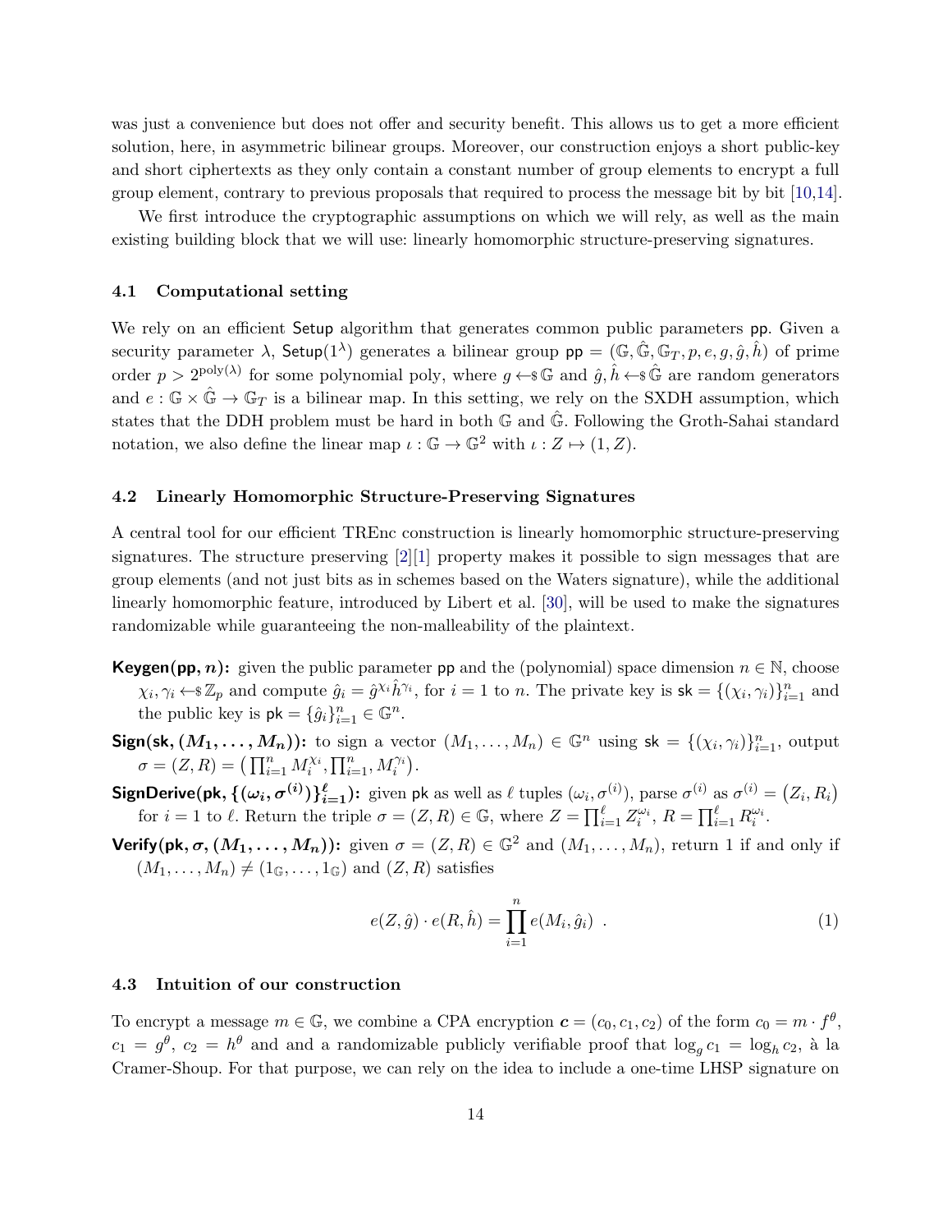was just a convenience but does not offer and security benefit. This allows us to get a more efficient solution, here, in asymmetric bilinear groups. Moreover, our construction enjoys a short public-key and short ciphertexts as they only contain a constant number of group elements to encrypt a full group element, contrary to previous proposals that required to process the message bit by bit [10,14].

We first introduce the cryptographic assumptions on which we will rely, as well as the main existing building block that we will use: linearly homomorphic structure-preserving signatures.

### 4.1 Computational setting

We rely on an efficient Setup algorithm that generates common public parameters pp. Given a security parameter $\lambda$, $\mathsf{Setup}(1^\lambda)$ generates a bilinear group $\mathsf{pp} = (\mathbb{G}, \hat{\mathbb{G}}, \mathbb{G}_T, p, e, g, \hat{g}, \hat{h})$ of prime order $p > 2^{\mathrm{poly}(\lambda)}$ for some polynomial poly, where $g \leftarrow\!\$\, \mathbb{G}$ and $\hat{g}, \hat{h} \leftarrow\!\$\, \hat{\mathbb{G}}$ are random generators and $e : \mathbb{G} \times \hat{\mathbb{G}} \to \mathbb{G}_T$ is a bilinear map. In this setting, we rely on the SXDH assumption, which states that the DDH problem must be hard in both $\mathbb{G}$ and $\hat{\mathbb{G}}$. Following the Groth-Sahai standard notation, we also define the linear map $\iota : \mathbb{G} \to \mathbb{G}^2$ with $\iota : Z \mapsto (1, Z)$.

### 4.2 Linearly Homomorphic Structure-Preserving Signatures

A central tool for our efficient TREnc construction is linearly homomorphic structure-preserving signatures. The structure preserving [2][1] property makes it possible to sign messages that are group elements (and not just bits as in schemes based on the Waters signature), while the additional linearly homomorphic feature, introduced by Libert et al. [30], will be used to make the signatures randomizable while guaranteeing the non-malleability of the plaintext.

**Keygen(pp, $n$):** given the public parameter pp and the (polynomial) space dimension $n \in \mathbb{N}$, choose $\chi_i, \gamma_i \leftarrow\!\$\, \mathbb{Z}_p$ and compute $\hat{g}_i = \hat{g}^{\chi_i} \hat{h}^{\gamma_i}$, for $i = 1$ to $n$. The private key is $\mathsf{sk} = \{(\chi_i, \gamma_i)\}_{i=1}^n$ and the public key is $\mathsf{pk} = \{\hat{g}_i\}_{i=1}^n \in \mathbb{G}^n$.

**Sign(sk, $(M_1, \ldots, M_n)$):** to sign a vector $(M_1, \ldots, M_n) \in \mathbb{G}^n$ using $\mathsf{sk} = \{(\chi_i, \gamma_i)\}_{i=1}^n$, output $\sigma = (Z, R) = \left(\prod_{i=1}^n M_i^{\chi_i}, \prod_{i=1}^n, M_i^{\gamma_i}\right)$.

**SignDerive(pk, $\{(\omega_i, \sigma^{(i)})\}_{i=1}^\ell$):** given pk as well as $\ell$ tuples $(\omega_i, \sigma^{(i)})$, parse $\sigma^{(i)}$ as $\sigma^{(i)} = (Z_i, R_i)$ for $i = 1$ to $\ell$. Return the triple $\sigma = (Z, R) \in \mathbb{G}$, where $Z = \prod_{i=1}^\ell Z_i^{\omega_i}$, $R = \prod_{i=1}^\ell R_i^{\omega_i}$.

**Verify(pk, $\sigma$, $(M_1, \ldots, M_n)$):** given $\sigma = (Z, R) \in \mathbb{G}^2$ and $(M_1, \ldots, M_n)$, return 1 if and only if $(M_1, \ldots, M_n) \neq (1_\mathbb{G}, \ldots, 1_\mathbb{G})$ and $(Z, R)$ satisfies

$$e(Z, \hat{g}) \cdot e(R, \hat{h}) = \prod_{i=1}^n e(M_i, \hat{g}_i) \ . \tag{1}$$

### 4.3 Intuition of our construction

To encrypt a message $m \in \mathbb{G}$, we combine a CPA encryption $\boldsymbol{c} = (c_0, c_1, c_2)$ of the form $c_0 = m \cdot f^\theta$, $c_1 = g^\theta$, $c_2 = h^\theta$ and and a randomizable publicly verifiable proof that $\log_g c_1 = \log_h c_2$, à la Cramer-Shoup. For that purpose, we can rely on the idea to include a one-time LHSP signature on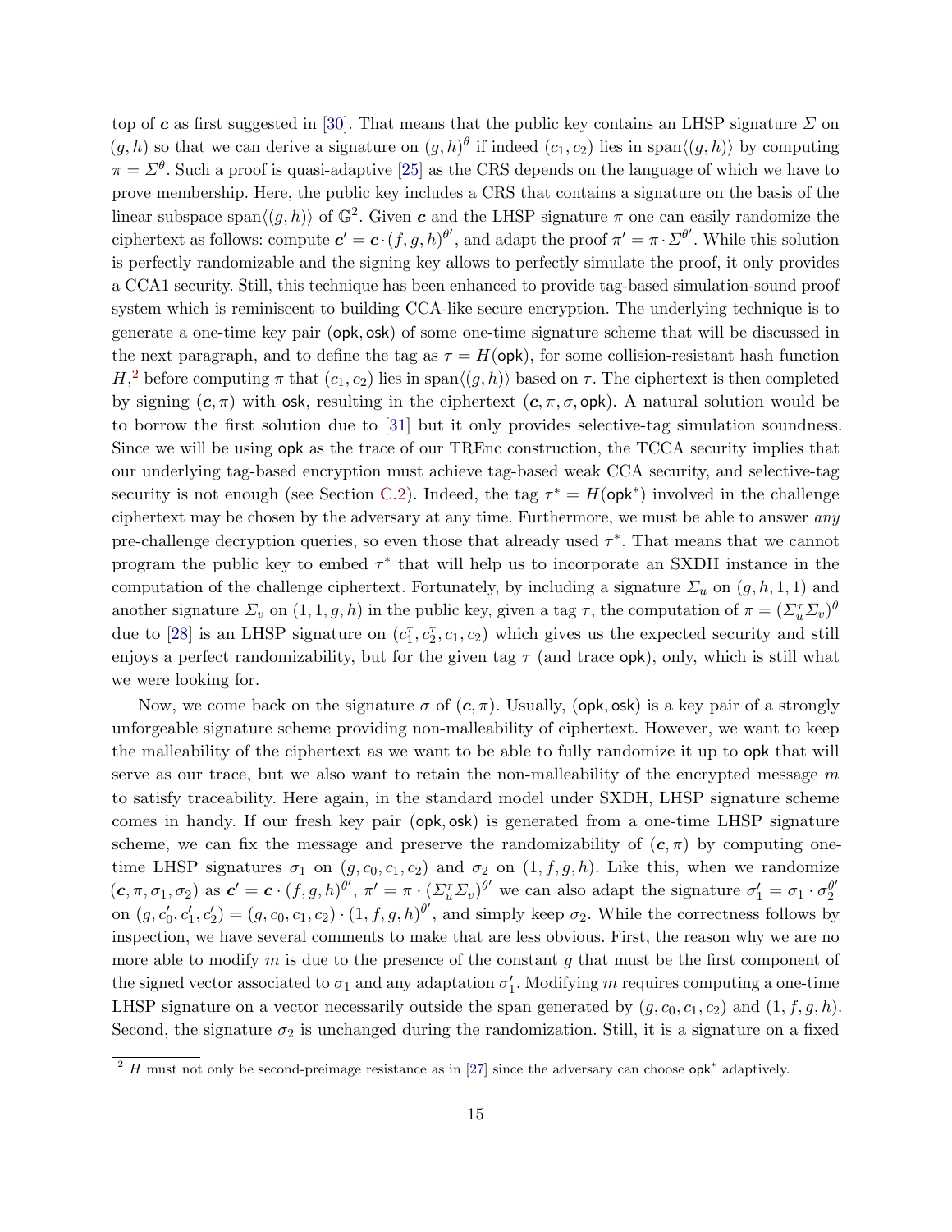top of $\boldsymbol{c}$ as first suggested in [30]. That means that the public key contains an LHSP signature $\Sigma$ on $(g,h)$ so that we can derive a signature on $(g,h)^\theta$ if indeed $(c_1,c_2)$ lies in $\text{span}\langle(g,h)\rangle$ by computing $\pi = \Sigma^\theta$. Such a proof is quasi-adaptive [25] as the CRS depends on the language of which we have to prove membership. Here, the public key includes a CRS that contains a signature on the basis of the linear subspace $\text{span}\langle(g,h)\rangle$ of $\mathbb{G}^2$. Given $\boldsymbol{c}$ and the LHSP signature $\pi$ one can easily randomize the ciphertext as follows: compute $\boldsymbol{c}' = \boldsymbol{c}\cdot(f,g,h)^{\theta'}$, and adapt the proof $\pi' = \pi\cdot\Sigma^{\theta'}$. While this solution is perfectly randomizable and the signing key allows to perfectly simulate the proof, it only provides a CCA1 security. Still, this technique has been enhanced to provide tag-based simulation-sound proof system which is reminiscent to building CCA-like secure encryption. The underlying technique is to generate a one-time key pair $(\mathsf{opk},\mathsf{osk})$ of some one-time signature scheme that will be discussed in the next paragraph, and to define the tag as $\tau = H(\mathsf{opk})$, for some collision-resistant hash function $H$,[2] before computing $\pi$ that $(c_1,c_2)$ lies in $\text{span}\langle(g,h)\rangle$ based on $\tau$. The ciphertext is then completed by signing $(\boldsymbol{c},\pi)$ with $\mathsf{osk}$, resulting in the ciphertext $(\boldsymbol{c},\pi,\sigma,\mathsf{opk})$. A natural solution would be to borrow the first solution due to [31] but it only provides selective-tag simulation soundness. Since we will be using $\mathsf{opk}$ as the trace of our TREnc construction, the TCCA security implies that our underlying tag-based encryption must achieve tag-based weak CCA security, and selective-tag security is not enough (see Section C.2). Indeed, the tag $\tau^* = H(\mathsf{opk}^*)$ involved in the challenge ciphertext may be chosen by the adversary at any time. Furthermore, we must be able to answer *any* pre-challenge decryption queries, so even those that already used $\tau^*$. That means that we cannot program the public key to embed $\tau^*$ that will help us to incorporate an SXDH instance in the computation of the challenge ciphertext. Fortunately, by including a signature $\Sigma_u$ on $(g,h,1,1)$ and another signature $\Sigma_v$ on $(1,1,g,h)$ in the public key, given a tag $\tau$, the computation of $\pi = (\Sigma_u^\tau\Sigma_v)^\theta$ due to [28] is an LHSP signature on $(c_1^\tau,c_2^\tau,c_1,c_2)$ which gives us the expected security and still enjoys a perfect randomizability, but for the given tag $\tau$ (and trace $\mathsf{opk}$), only, which is still what we were looking for.

Now, we come back on the signature $\sigma$ of $(\boldsymbol{c},\pi)$. Usually, $(\mathsf{opk},\mathsf{osk})$ is a key pair of a strongly unforgeable signature scheme providing non-malleability of ciphertext. However, we want to keep the malleability of the ciphertext as we want to be able to fully randomize it up to $\mathsf{opk}$ that will serve as our trace, but we also want to retain the non-malleability of the encrypted message $m$ to satisfy traceability. Here again, in the standard model under SXDH, LHSP signature scheme comes in handy. If our fresh key pair $(\mathsf{opk},\mathsf{osk})$ is generated from a one-time LHSP signature scheme, we can fix the message and preserve the randomizability of $(\boldsymbol{c},\pi)$ by computing one-time LHSP signatures $\sigma_1$ on $(g,c_0,c_1,c_2)$ and $\sigma_2$ on $(1,f,g,h)$. Like this, when we randomize $(\boldsymbol{c},\pi,\sigma_1,\sigma_2)$ as $\boldsymbol{c}' = \boldsymbol{c}\cdot(f,g,h)^{\theta'}$, $\pi' = \pi\cdot(\Sigma_u^\tau\Sigma_v)^{\theta'}$ we can also adapt the signature $\sigma_1' = \sigma_1\cdot\sigma_2^{\theta'}$ on $(g,c_0',c_1',c_2') = (g,c_0,c_1,c_2)\cdot(1,f,g,h)^{\theta'}$, and simply keep $\sigma_2$. While the correctness follows by inspection, we have several comments to make that are less obvious. First, the reason why we are no more able to modify $m$ is due to the presence of the constant $g$ that must be the first component of the signed vector associated to $\sigma_1$ and any adaptation $\sigma_1'$. Modifying $m$ requires computing a one-time LHSP signature on a vector necessarily outside the span generated by $(g,c_0,c_1,c_2)$ and $(1,f,g,h)$. Second, the signature $\sigma_2$ is unchanged during the randomization. Still, it is a signature on a fixed

[2] $H$ must not only be second-preimage resistance as in [27] since the adversary can choose $\mathsf{opk}^*$ adaptively.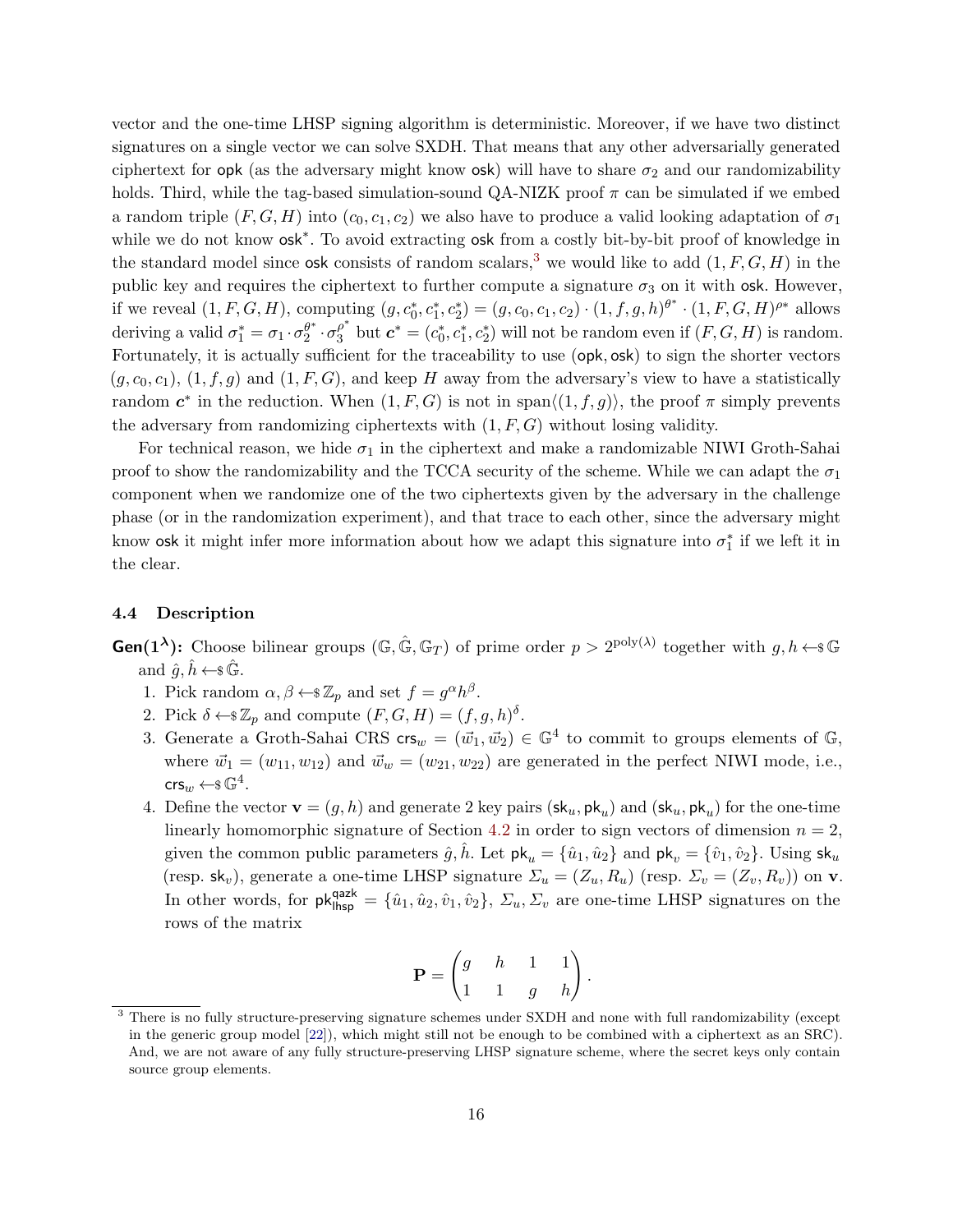vector and the one-time LHSP signing algorithm is deterministic. Moreover, if we have two distinct signatures on a single vector we can solve SXDH. That means that any other adversarially generated ciphertext for $\mathsf{opk}$ (as the adversary might know $\mathsf{osk}$) will have to share $\sigma_2$ and our randomizability holds. Third, while the tag-based simulation-sound QA-NIZK proof $\pi$ can be simulated if we embed a random triple $(F, G, H)$ into $(c_0, c_1, c_2)$ we also have to produce a valid looking adaptation of $\sigma_1$ while we do not know $\mathsf{osk}^*$. To avoid extracting $\mathsf{osk}$ from a costly bit-by-bit proof of knowledge in the standard model since $\mathsf{osk}$ consists of random scalars,[3] we would like to add $(1, F, G, H)$ in the public key and requires the ciphertext to further compute a signature $\sigma_3$ on it with $\mathsf{osk}$. However, if we reveal $(1, F, G, H)$, computing $(g, c_0^*, c_1^*, c_2^*) = (g, c_0, c_1, c_2) \cdot (1, f, g, h)^{\theta^*} \cdot (1, F, G, H)^{\rho^*}$ allows deriving a valid $\sigma_1^* = \sigma_1 \cdot \sigma_2^{\theta^*} \cdot \sigma_3^{\rho^*}$ but $\boldsymbol{c}^* = (c_0^*, c_1^*, c_2^*)$ will not be random even if $(F, G, H)$ is random. Fortunately, it is actually sufficient for the traceability to use $(\mathsf{opk}, \mathsf{osk})$ to sign the shorter vectors $(g, c_0, c_1)$, $(1, f, g)$ and $(1, F, G)$, and keep $H$ away from the adversary's view to have a statistically random $\boldsymbol{c}^*$ in the reduction. When $(1, F, G)$ is not in $\mathrm{span}\langle(1, f, g)\rangle$, the proof $\pi$ simply prevents the adversary from randomizing ciphertexts with $(1, F, G)$ without losing validity.

For technical reason, we hide $\sigma_1$ in the ciphertext and make a randomizable NIWI Groth-Sahai proof to show the randomizability and the TCCA security of the scheme. While we can adapt the $\sigma_1$ component when we randomize one of the two ciphertexts given by the adversary in the challenge phase (or in the randomization experiment), and that trace to each other, since the adversary might know $\mathsf{osk}$ it might infer more information about how we adapt this signature into $\sigma_1^*$ if we left it in the clear.

### 4.4 Description

**Gen$(1^\lambda)$:** Choose bilinear groups $(\mathbb{G}, \hat{\mathbb{G}}, \mathbb{G}_T)$ of prime order $p > 2^{\mathrm{poly}(\lambda)}$ together with $g, h \leftarrow\$ \mathbb{G}$ and $\hat{g}, \hat{h} \leftarrow\$ \hat{\mathbb{G}}$.

1. Pick random $\alpha, \beta \leftarrow\$ \mathbb{Z}_p$ and set $f = g^\alpha h^\beta$.
2. Pick $\delta \leftarrow\$ \mathbb{Z}_p$ and compute $(F, G, H) = (f, g, h)^\delta$.
3. Generate a Groth-Sahai CRS $\mathsf{crs}_w = (\vec{w}_1, \vec{w}_2) \in \mathbb{G}^4$ to commit to groups elements of $\mathbb{G}$, where $\vec{w}_1 = (w_{11}, w_{12})$ and $\vec{w}_w = (w_{21}, w_{22})$ are generated in the perfect NIWI mode, i.e., $\mathsf{crs}_w \leftarrow\$ \mathbb{G}^4$.
4. Define the vector $\mathbf{v} = (g, h)$ and generate 2 key pairs $(\mathsf{sk}_u, \mathsf{pk}_u)$ and $(\mathsf{sk}_u, \mathsf{pk}_u)$ for the one-time linearly homomorphic signature of Section 4.2 in order to sign vectors of dimension $n = 2$, given the common public parameters $\hat{g}, \hat{h}$. Let $\mathsf{pk}_u = \{\hat{u}_1, \hat{u}_2\}$ and $\mathsf{pk}_v = \{\hat{v}_1, \hat{v}_2\}$. Using $\mathsf{sk}_u$ (resp. $\mathsf{sk}_v$), generate a one-time LHSP signature $\varSigma_u = (Z_u, R_u)$ (resp. $\varSigma_v = (Z_v, R_v)$) on $\mathbf{v}$. In other words, for $\mathsf{pk}_{\mathsf{lhsp}}^{\mathsf{qazk}} = \{\hat{u}_1, \hat{u}_2, \hat{v}_1, \hat{v}_2\}$, $\varSigma_u, \varSigma_v$ are one-time LHSP signatures on the rows of the matrix

$$\mathbf{P} = \begin{pmatrix} g & h & 1 & 1 \\ 1 & 1 & g & h \end{pmatrix}.$$

---

[3] There is no fully structure-preserving signature schemes under SXDH and none with full randomizability (except in the generic group model [22]), which might still not be enough to be combined with a ciphertext as an SRC). And, we are not aware of any fully structure-preserving LHSP signature scheme, where the secret keys only contain source group elements.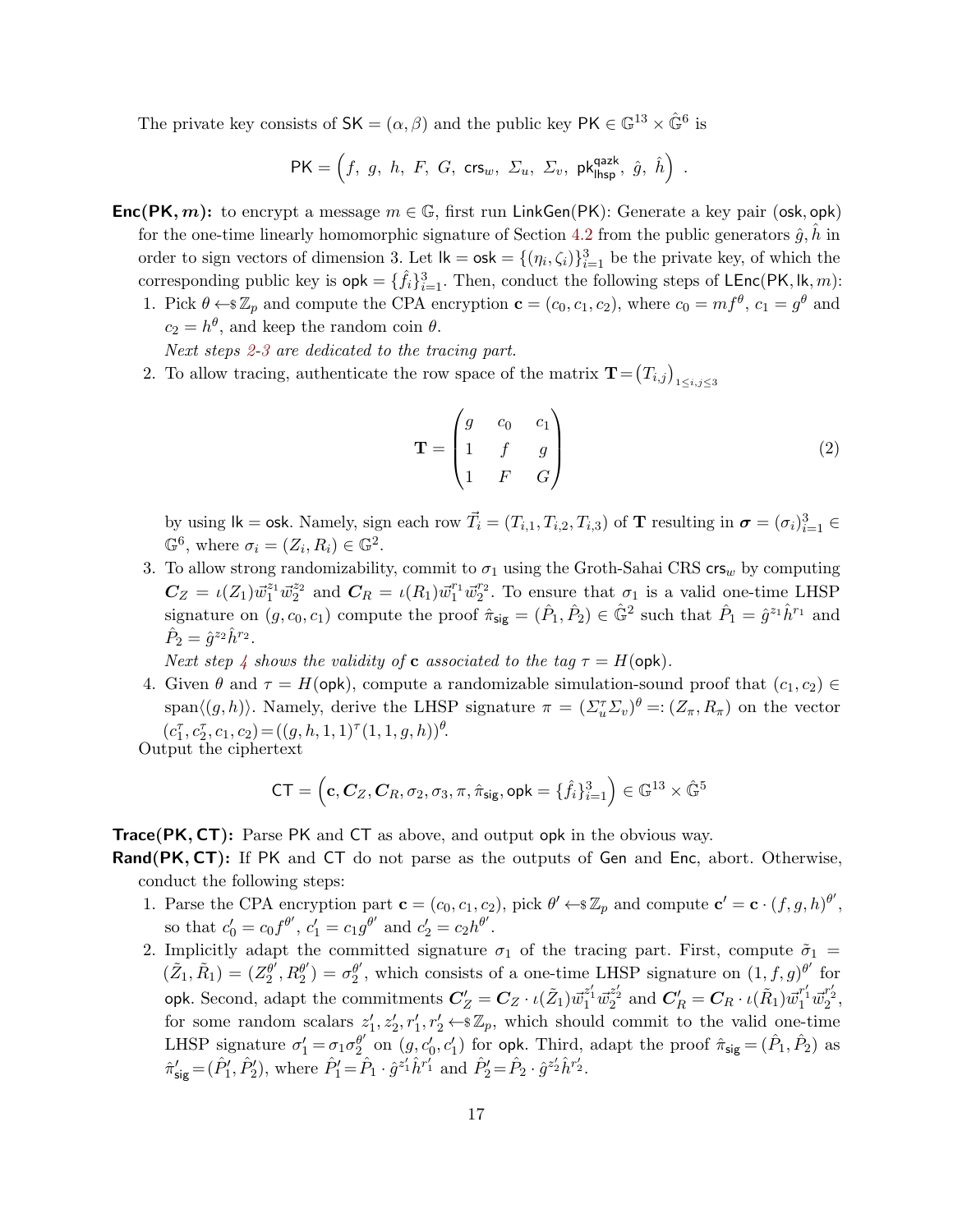The private key consists of $\mathsf{SK} = (\alpha, \beta)$ and the public key $\mathsf{PK} \in \mathbb{G}^{13} \times \hat{\mathbb{G}}^6$ is

$$\mathsf{PK} = \Big(f,\ g,\ h,\ F,\ G,\ \mathsf{crs}_w,\ \Sigma_u,\ \Sigma_v,\ \mathsf{pk}^{\mathsf{qazk}}_{\mathsf{lhsp}},\ \hat{g},\ \hat{h}\Big)\ .$$

**Enc(PK, $m$):** to encrypt a message $m \in \mathbb{G}$, first run $\mathsf{LinkGen}(\mathsf{PK})$: Generate a key pair $(\mathsf{osk}, \mathsf{opk})$ for the one-time linearly homomorphic signature of Section 4.2 from the public generators $\hat{g}, \hat{h}$ in order to sign vectors of dimension 3. Let $\mathsf{lk} = \mathsf{osk} = \{(\eta_i, \zeta_i)\}_{i=1}^3$ be the private key, of which the corresponding public key is $\mathsf{opk} = \{\hat{f}_i\}_{i=1}^3$. Then, conduct the following steps of $\mathsf{LEnc}(\mathsf{PK}, \mathsf{lk}, m)$:

1. Pick $\theta \leftarrow\!\$\, \mathbb{Z}_p$ and compute the CPA encryption $\mathbf{c} = (c_0, c_1, c_2)$, where $c_0 = mf^\theta$, $c_1 = g^\theta$ and $c_2 = h^\theta$, and keep the random coin $\theta$.
   *Next steps 2-3 are dedicated to the tracing part.*
2. To allow tracing, authenticate the row space of the matrix $\mathbf{T} = \big(T_{i,j}\big)_{1 \le i,j \le 3}$
$$\mathbf{T} = \begin{pmatrix} g & c_0 & c_1 \\ 1 & f & g \\ 1 & F & G \end{pmatrix} \tag{2}$$
   by using $\mathsf{lk} = \mathsf{osk}$. Namely, sign each row $\vec{T}_i = (T_{i,1}, T_{i,2}, T_{i,3})$ of $\mathbf{T}$ resulting in $\boldsymbol{\sigma} = (\sigma_i)_{i=1}^3 \in \mathbb{G}^6$, where $\sigma_i = (Z_i, R_i) \in \mathbb{G}^2$.
3. To allow strong randomizability, commit to $\sigma_1$ using the Groth-Sahai CRS $\mathsf{crs}_w$ by computing $\boldsymbol{C}_Z = \iota(Z_1)\vec{w}_1^{z_1}\vec{w}_2^{z_2}$ and $\boldsymbol{C}_R = \iota(R_1)\vec{w}_1^{r_1}\vec{w}_2^{r_2}$. To ensure that $\sigma_1$ is a valid one-time LHSP signature on $(g, c_0, c_1)$ compute the proof $\hat{\pi}_{\mathsf{sig}} = (\hat{P}_1, \hat{P}_2) \in \hat{\mathbb{G}}^2$ such that $\hat{P}_1 = \hat{g}^{z_1}\hat{h}^{r_1}$ and $\hat{P}_2 = \hat{g}^{z_2}\hat{h}^{r_2}$.
   *Next step 4 shows the validity of* $\mathbf{c}$ *associated to the tag* $\tau = H(\mathsf{opk})$.
4. Given $\theta$ and $\tau = H(\mathsf{opk})$, compute a randomizable simulation-sound proof that $(c_1, c_2) \in \mathrm{span}\langle(g, h)\rangle$. Namely, derive the LHSP signature $\pi = (\Sigma_u^\tau \Sigma_v)^\theta =: (Z_\pi, R_\pi)$ on the vector $(c_1^\tau, c_2^\tau, c_1, c_2) = ((g, h, 1, 1)^\tau (1, 1, g, h))^\theta$.

Output the ciphertext

$$\mathsf{CT} = \Big(\mathbf{c}, \boldsymbol{C}_Z, \boldsymbol{C}_R, \sigma_2, \sigma_3, \pi, \hat{\pi}_{\mathsf{sig}}, \mathsf{opk} = \{\hat{f}_i\}_{i=1}^3\Big) \in \mathbb{G}^{13} \times \hat{\mathbb{G}}^5$$

**Trace(PK, CT):** Parse $\mathsf{PK}$ and $\mathsf{CT}$ as above, and output $\mathsf{opk}$ in the obvious way.

**Rand(PK, CT):** If $\mathsf{PK}$ and $\mathsf{CT}$ do not parse as the outputs of $\mathsf{Gen}$ and $\mathsf{Enc}$, abort. Otherwise, conduct the following steps:

1. Parse the CPA encryption part $\mathbf{c} = (c_0, c_1, c_2)$, pick $\theta' \leftarrow\!\$\, \mathbb{Z}_p$ and compute $\mathbf{c}' = \mathbf{c} \cdot (f, g, h)^{\theta'}$, so that $c_0' = c_0 f^{\theta'}$, $c_1' = c_1 g^{\theta'}$ and $c_2' = c_2 h^{\theta'}$.
2. Implicitly adapt the committed signature $\sigma_1$ of the tracing part. First, compute $\tilde{\sigma}_1 = (\tilde{Z}_1, \tilde{R}_1) = (Z_2^{\theta'}, R_2^{\theta'}) = \sigma_2^{\theta'}$, which consists of a one-time LHSP signature on $(1, f, g)^{\theta'}$ for $\mathsf{opk}$. Second, adapt the commitments $\boldsymbol{C}_Z' = \boldsymbol{C}_Z \cdot \iota(\tilde{Z}_1)\vec{w}_1^{z_1'}\vec{w}_2^{z_2'}$ and $\boldsymbol{C}_R' = \boldsymbol{C}_R \cdot \iota(\tilde{R}_1)\vec{w}_1^{r_1'}\vec{w}_2^{r_2'}$, for some random scalars $z_1', z_2', r_1', r_2' \leftarrow\!\$\, \mathbb{Z}_p$, which should commit to the valid one-time LHSP signature $\sigma_1' = \sigma_1\sigma_2^{\theta'}$ on $(g, c_0', c_1')$ for $\mathsf{opk}$. Third, adapt the proof $\hat{\pi}_{\mathsf{sig}} = (\hat{P}_1, \hat{P}_2)$ as $\hat{\pi}_{\mathsf{sig}}' = (\hat{P}_1', \hat{P}_2')$, where $\hat{P}_1' = \hat{P}_1 \cdot \hat{g}^{z_1'}\hat{h}^{r_1'}$ and $\hat{P}_2' = \hat{P}_2 \cdot \hat{g}^{z_2'}\hat{h}^{r_2'}$.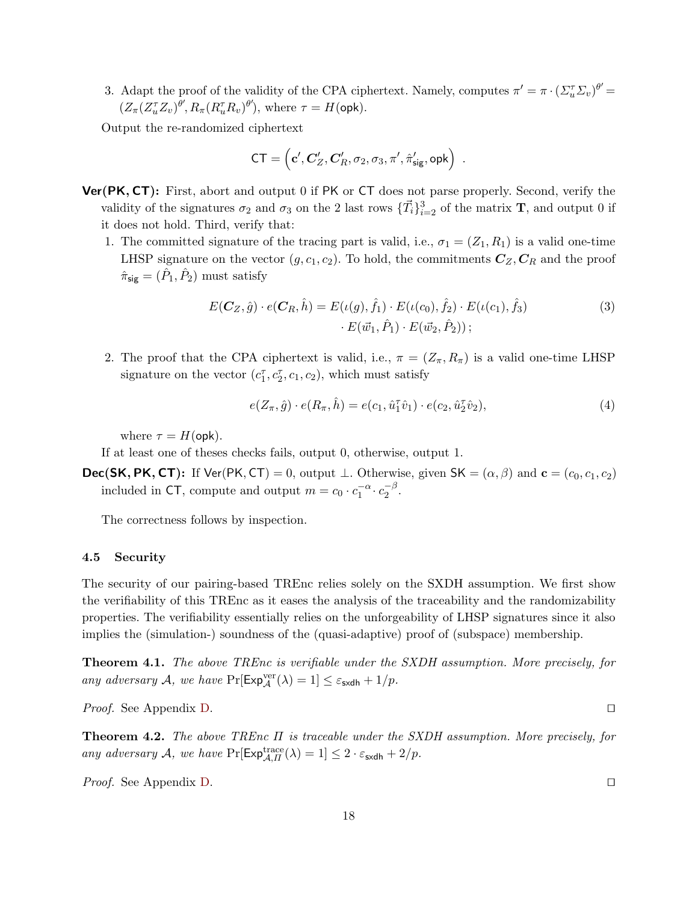3. Adapt the proof of the validity of the CPA ciphertext. Namely, computes $\pi' = \pi \cdot (\Sigma_u^\tau \Sigma_v)^{\theta'} = (Z_\pi (Z_u^\tau Z_v)^{\theta'}, R_\pi (R_u^\tau R_v)^{\theta'})$, where $\tau = H(\mathsf{opk})$.

Output the re-randomized ciphertext

$$\mathsf{CT} = \left(\mathbf{c}', \boldsymbol{C}'_Z, \boldsymbol{C}'_R, \sigma_2, \sigma_3, \pi', \hat{\pi}'_{\mathsf{sig}}, \mathsf{opk}\right) \ .$$

**Ver(PK, CT):** First, abort and output 0 if $\mathsf{PK}$ or $\mathsf{CT}$ does not parse properly. Second, verify the validity of the signatures $\sigma_2$ and $\sigma_3$ on the 2 last rows $\{\vec{T}_i\}_{i=2}^3$ of the matrix $\mathbf{T}$, and output 0 if it does not hold. Third, verify that:

1. The committed signature of the tracing part is valid, i.e., $\sigma_1 = (Z_1, R_1)$ is a valid one-time LHSP signature on the vector $(g, c_1, c_2)$. To hold, the commitments $\boldsymbol{C}_Z, \boldsymbol{C}_R$ and the proof $\hat{\pi}_{\mathsf{sig}} = (\hat{P}_1, \hat{P}_2)$ must satisfy

$$E(\boldsymbol{C}_Z, \hat{g}) \cdot e(\boldsymbol{C}_R, \hat{h}) = E(\iota(g), \hat{f}_1) \cdot E(\iota(c_0), \hat{f}_2) \cdot E(\iota(c_1), \hat{f}_3) \\ \cdot E(\vec{w}_1, \hat{P}_1) \cdot E(\vec{w}_2, \hat{P}_2))\,; \tag{3}$$

2. The proof that the CPA ciphertext is valid, i.e., $\pi = (Z_\pi, R_\pi)$ is a valid one-time LHSP signature on the vector $(c_1^\tau, c_2^\tau, c_1, c_2)$, which must satisfy

$$e(Z_\pi, \hat{g}) \cdot e(R_\pi, \hat{h}) = e(c_1, \hat{u}_1^\tau \hat{v}_1) \cdot e(c_2, \hat{u}_2^\tau \hat{v}_2), \tag{4}$$

where $\tau = H(\mathsf{opk})$.

If at least one of theses checks fails, output 0, otherwise, output 1.

**Dec(SK, PK, CT):** If $\mathsf{Ver}(\mathsf{PK}, \mathsf{CT}) = 0$, output $\perp$. Otherwise, given $\mathsf{SK} = (\alpha, \beta)$ and $\mathbf{c} = (c_0, c_1, c_2)$ included in $\mathsf{CT}$, compute and output $m = c_0 \cdot c_1^{-\alpha} \cdot c_2^{-\beta}$.

The correctness follows by inspection.

### 4.5 Security

The security of our pairing-based TREnc relies solely on the SXDH assumption. We first show the verifiability of this TREnc as it eases the analysis of the traceability and the randomizability properties. The verifiability essentially relies on the unforgeability of LHSP signatures since it also implies the (simulation-) soundness of the (quasi-adaptive) proof of (subspace) membership.

**Theorem 4.1.** *The above TREnc is verifiable under the SXDH assumption. More precisely, for any adversary $\mathcal{A}$, we have $\Pr[\mathsf{Exp}_{\mathcal{A}}^{\mathrm{ver}}(\lambda) = 1] \leq \varepsilon_{\mathsf{sxdh}} + 1/p$.*

*Proof.* See Appendix D. ◻

**Theorem 4.2.** *The above TREnc $\Pi$ is traceable under the SXDH assumption. More precisely, for any adversary $\mathcal{A}$, we have $\Pr[\mathsf{Exp}_{\mathcal{A},\Pi}^{\mathrm{trace}}(\lambda) = 1] \leq 2 \cdot \varepsilon_{\mathsf{sxdh}} + 2/p$.*

*Proof.* See Appendix D. ◻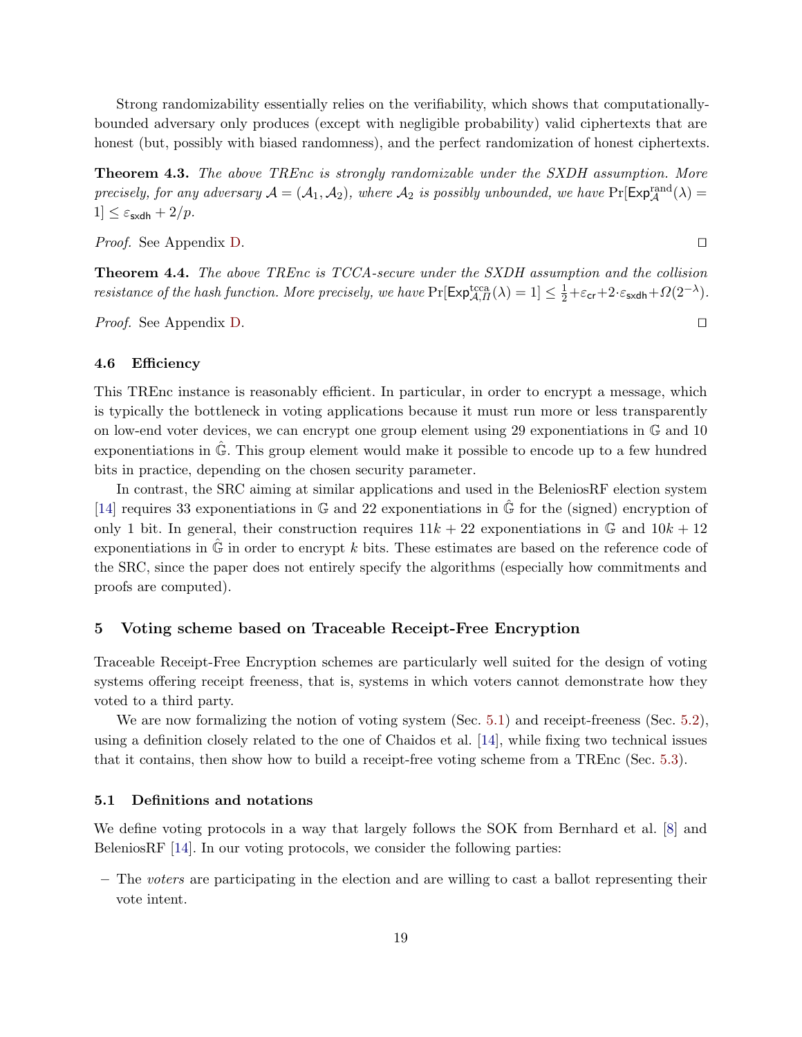Strong randomizability essentially relies on the verifiability, which shows that computationally-bounded adversary only produces (except with negligible probability) valid ciphertexts that are honest (but, possibly with biased randomness), and the perfect randomization of honest ciphertexts.

**Theorem 4.3.** *The above TREnc is strongly randomizable under the SXDH assumption. More precisely, for any adversary $\mathcal{A} = (\mathcal{A}_1, \mathcal{A}_2)$, where $\mathcal{A}_2$ is possibly unbounded, we have* $\Pr[\mathsf{Exp}^{\mathrm{rand}}_{\mathcal{A}}(\lambda) = 1] \leq \varepsilon_{\mathsf{sxdh}} + 2/p$.

*Proof.* See Appendix D. ◻

**Theorem 4.4.** *The above TREnc is TCCA-secure under the SXDH assumption and the collision resistance of the hash function. More precisely, we have* $\Pr[\mathsf{Exp}^{\mathrm{tcca}}_{\mathcal{A},\Pi}(\lambda) = 1] \leq \frac{1}{2} + \varepsilon_{\mathsf{cr}} + 2 \cdot \varepsilon_{\mathsf{sxdh}} + \Omega(2^{-\lambda})$.

*Proof.* See Appendix D. ◻

### 4.6 Efficiency

This TREnc instance is reasonably efficient. In particular, in order to encrypt a message, which is typically the bottleneck in voting applications because it must run more or less transparently on low-end voter devices, we can encrypt one group element using 29 exponentiations in $\mathbb{G}$ and 10 exponentiations in $\hat{\mathbb{G}}$. This group element would make it possible to encode up to a few hundred bits in practice, depending on the chosen security parameter.

In contrast, the SRC aiming at similar applications and used in the BeleniosRF election system [14] requires 33 exponentiations in $\mathbb{G}$ and 22 exponentiations in $\hat{\mathbb{G}}$ for the (signed) encryption of only 1 bit. In general, their construction requires $11k + 22$ exponentiations in $\mathbb{G}$ and $10k + 12$ exponentiations in $\hat{\mathbb{G}}$ in order to encrypt $k$ bits. These estimates are based on the reference code of the SRC, since the paper does not entirely specify the algorithms (especially how commitments and proofs are computed).

## 5 Voting scheme based on Traceable Receipt-Free Encryption

Traceable Receipt-Free Encryption schemes are particularly well suited for the design of voting systems offering receipt freeness, that is, systems in which voters cannot demonstrate how they voted to a third party.

We are now formalizing the notion of voting system (Sec. 5.1) and receipt-freeness (Sec. 5.2), using a definition closely related to the one of Chaidos et al. [14], while fixing two technical issues that it contains, then show how to build a receipt-free voting scheme from a TREnc (Sec. 5.3).

### 5.1 Definitions and notations

We define voting protocols in a way that largely follows the SOK from Bernhard et al. [8] and BeleniosRF [14]. In our voting protocols, we consider the following parties:

– The *voters* are participating in the election and are willing to cast a ballot representing their vote intent.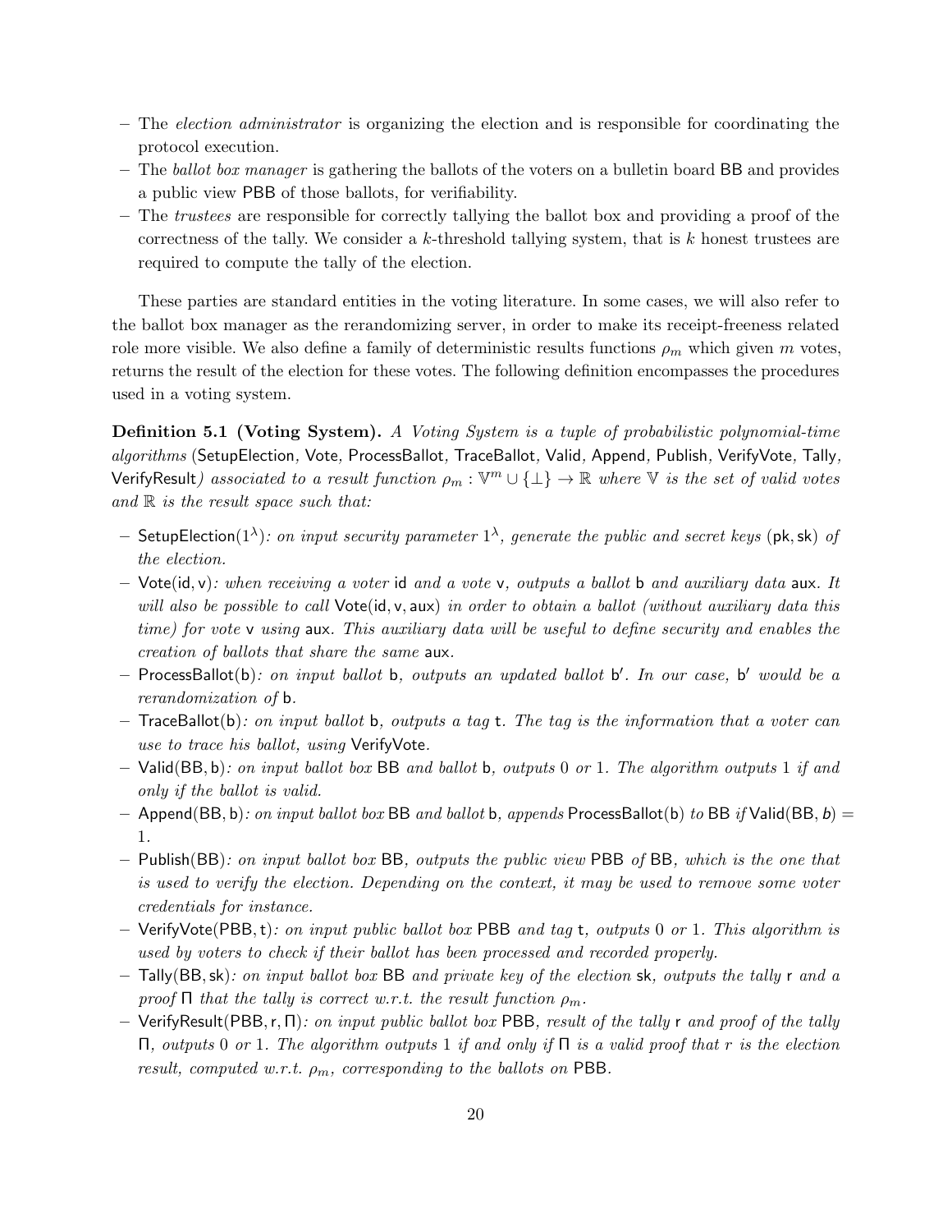- The *election administrator* is organizing the election and is responsible for coordinating the protocol execution.
- The *ballot box manager* is gathering the ballots of the voters on a bulletin board BB and provides a public view PBB of those ballots, for verifiability.
- The *trustees* are responsible for correctly tallying the ballot box and providing a proof of the correctness of the tally. We consider a $k$-threshold tallying system, that is $k$ honest trustees are required to compute the tally of the election.

These parties are standard entities in the voting literature. In some cases, we will also refer to the ballot box manager as the rerandomizing server, in order to make its receipt-freeness related role more visible. We also define a family of deterministic results functions $\rho_m$ which given $m$ votes, returns the result of the election for these votes. The following definition encompasses the procedures used in a voting system.

**Definition 5.1 (Voting System).** *A Voting System is a tuple of probabilistic polynomial-time algorithms* (SetupElection*,* Vote*,* ProcessBallot*,* TraceBallot*,* Valid*,* Append*,* Publish*,* VerifyVote*,* Tally*,* VerifyResult) *associated to a result function* $\rho_m : \mathbb{V}^m \cup \{\perp\} \to \mathbb{R}$ *where* $\mathbb{V}$ *is the set of valid votes and* $\mathbb{R}$ *is the result space such that:*

- SetupElection$(1^\lambda)$*: on input security parameter* $1^\lambda$*, generate the public and secret keys* (pk, sk) *of the election.*
- Vote(id, v)*: when receiving a voter* id *and a vote* v*, outputs a ballot* b *and auxiliary data* aux*. It will also be possible to call* Vote(id, v, aux) *in order to obtain a ballot (without auxiliary data this time) for vote* v *using* aux*. This auxiliary data will be useful to define security and enables the creation of ballots that share the same* aux*.*
- ProcessBallot(b)*: on input ballot* b*, outputs an updated ballot* b′*. In our case,* b′ *would be a rerandomization of* b*.*
- TraceBallot(b)*: on input ballot* b*, outputs a tag* t*. The tag is the information that a voter can use to trace his ballot, using* VerifyVote*.*
- Valid(BB, b)*: on input ballot box* BB *and ballot* b*, outputs* 0 *or* 1*. The algorithm outputs* 1 *if and only if the ballot is valid.*
- Append(BB, b)*: on input ballot box* BB *and ballot* b*, appends* ProcessBallot(b) *to* BB *if* Valid(BB, *b*) = 1*.*
- Publish(BB)*: on input ballot box* BB*, outputs the public view* PBB *of* BB*, which is the one that is used to verify the election. Depending on the context, it may be used to remove some voter credentials for instance.*
- VerifyVote(PBB, t)*: on input public ballot box* PBB *and tag* t*, outputs* 0 *or* 1*. This algorithm is used by voters to check if their ballot has been processed and recorded properly.*
- Tally(BB, sk)*: on input ballot box* BB *and private key of the election* sk*, outputs the tally* r *and a proof* Π *that the tally is correct w.r.t. the result function* $\rho_m$*.*
- VerifyResult(PBB, r, Π)*: on input public ballot box* PBB*, result of the tally* r *and proof of the tally* Π*, outputs* 0 *or* 1*. The algorithm outputs* 1 *if and only if* Π *is a valid proof that* $r$ *is the election result, computed w.r.t.* $\rho_m$*, corresponding to the ballots on* PBB*.*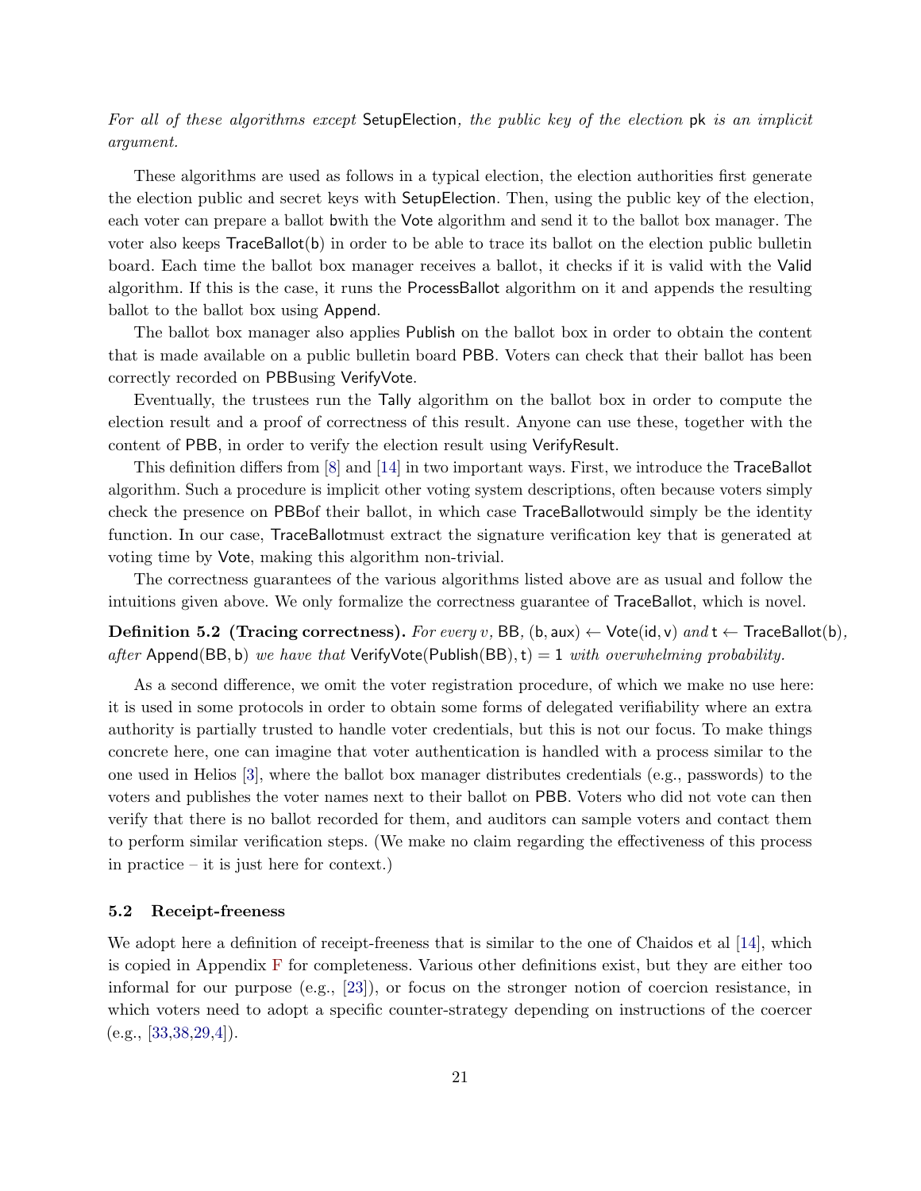*For all of these algorithms except* SetupElection*, the public key of the election* pk *is an implicit argument.*

These algorithms are used as follows in a typical election, the election authorities first generate the election public and secret keys with SetupElection. Then, using the public key of the election, each voter can prepare a ballot bwith the Vote algorithm and send it to the ballot box manager. The voter also keeps TraceBallot(b) in order to be able to trace its ballot on the election public bulletin board. Each time the ballot box manager receives a ballot, it checks if it is valid with the Valid algorithm. If this is the case, it runs the ProcessBallot algorithm on it and appends the resulting ballot to the ballot box using Append.

The ballot box manager also applies Publish on the ballot box in order to obtain the content that is made available on a public bulletin board PBB. Voters can check that their ballot has been correctly recorded on PBBusing VerifyVote.

Eventually, the trustees run the Tally algorithm on the ballot box in order to compute the election result and a proof of correctness of this result. Anyone can use these, together with the content of PBB, in order to verify the election result using VerifyResult.

This definition differs from [8] and [14] in two important ways. First, we introduce the TraceBallot algorithm. Such a procedure is implicit other voting system descriptions, often because voters simply check the presence on PBBof their ballot, in which case TraceBallotwould simply be the identity function. In our case, TraceBallotmust extract the signature verification key that is generated at voting time by Vote, making this algorithm non-trivial.

The correctness guarantees of the various algorithms listed above are as usual and follow the intuitions given above. We only formalize the correctness guarantee of TraceBallot, which is novel.

**Definition 5.2 (Tracing correctness).** *For every* $v$*,* BB*,* (b, aux) ← Vote(id, v) *and* t ← TraceBallot(b)*, after* Append(BB, b) *we have that* VerifyVote(Publish(BB), t) = 1 *with overwhelming probability.*

As a second difference, we omit the voter registration procedure, of which we make no use here: it is used in some protocols in order to obtain some forms of delegated verifiability where an extra authority is partially trusted to handle voter credentials, but this is not our focus. To make things concrete here, one can imagine that voter authentication is handled with a process similar to the one used in Helios [3], where the ballot box manager distributes credentials (e.g., passwords) to the voters and publishes the voter names next to their ballot on PBB. Voters who did not vote can then verify that there is no ballot recorded for them, and auditors can sample voters and contact them to perform similar verification steps. (We make no claim regarding the effectiveness of this process in practice – it is just here for context.)

### 5.2 Receipt-freeness

We adopt here a definition of receipt-freeness that is similar to the one of Chaidos et al [14], which is copied in Appendix F for completeness. Various other definitions exist, but they are either too informal for our purpose (e.g., [23]), or focus on the stronger notion of coercion resistance, in which voters need to adopt a specific counter-strategy depending on instructions of the coercer (e.g., [33,38,29,4]).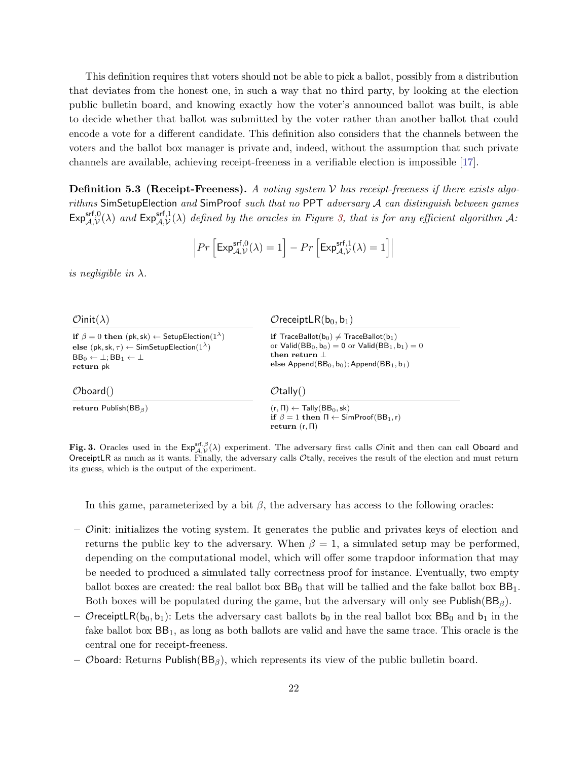This definition requires that voters should not be able to pick a ballot, possibly from a distribution that deviates from the honest one, in such a way that no third party, by looking at the election public bulletin board, and knowing exactly how the voter's announced ballot was built, is able to decide whether that ballot was submitted by the voter rather than another ballot that could encode a vote for a different candidate. This definition also considers that the channels between the voters and the ballot box manager is private and, indeed, without the assumption that such private channels are available, achieving receipt-freeness in a verifiable election is impossible [17].

**Definition 5.3 (Receipt-Freeness).** *A voting system $\mathcal{V}$ has receipt-freeness if there exists algorithms* $\mathsf{SimSetupElection}$ *and* $\mathsf{SimProof}$ *such that no* $\mathsf{PPT}$ *adversary $\mathcal{A}$ can distinguish between games* $\mathsf{Exp}^{\mathsf{srf},0}_{\mathcal{A},\mathcal{V}}(\lambda)$ *and* $\mathsf{Exp}^{\mathsf{srf},1}_{\mathcal{A},\mathcal{V}}(\lambda)$ *defined by the oracles in Figure 3, that is for any efficient algorithm $\mathcal{A}$:*

$$\left| Pr\left[\mathsf{Exp}^{\mathsf{srf},0}_{\mathcal{A},\mathcal{V}}(\lambda) = 1\right] - Pr\left[\mathsf{Exp}^{\mathsf{srf},1}_{\mathcal{A},\mathcal{V}}(\lambda) = 1\right]\right|$$

*is negligible in $\lambda$.*

**$\mathcal{O}\mathsf{init}(\lambda)$**

```
if β = 0 then (pk, sk) ← SetupElection(1^λ)
else (pk, sk, τ) ← SimSetupElection(1^λ)
BB_0 ← ⊥; BB_1 ← ⊥
return pk
```

**$\mathcal{O}\mathsf{receiptLR}(\mathsf{b}_0, \mathsf{b}_1)$**

```
if TraceBallot(b_0) ≠ TraceBallot(b_1)
or Valid(BB_0, b_0) = 0 or Valid(BB_1, b_1) = 0
then return ⊥
else Append(BB_0, b_0); Append(BB_1, b_1)
```

**$\mathcal{O}\mathsf{board}()$**

```
return Publish(BB_β)
```

**$\mathcal{O}\mathsf{tally}()$**

```
(r, Π) ← Tally(BB_0, sk)
if β = 1 then Π ← SimProof(BB_1, r)
return (r, Π)
```

**Fig. 3.** Oracles used in the $\mathsf{Exp}^{\mathsf{srf},\beta}_{\mathcal{A},\mathcal{V}}(\lambda)$ experiment. The adversary first calls $\mathcal{O}\mathsf{init}$ and then can call $\mathsf{Oboard}$ and $\mathsf{OreceiptLR}$ as much as it wants. Finally, the adversary calls $\mathcal{O}\mathsf{tally}$, receives the result of the election and must return its guess, which is the output of the experiment.

In this game, parameterized by a bit $\beta$, the adversary has access to the following oracles:

- $\mathcal{O}\mathsf{init}$: initializes the voting system. It generates the public and privates keys of election and returns the public key to the adversary. When $\beta = 1$, a simulated setup may be performed, depending on the computational model, which will offer some trapdoor information that may be needed to produced a simulated tally correctness proof for instance. Eventually, two empty ballot boxes are created: the real ballot box $\mathsf{BB}_0$ that will be tallied and the fake ballot box $\mathsf{BB}_1$. Both boxes will be populated during the game, but the adversary will only see $\mathsf{Publish}(\mathsf{BB}_\beta)$.
- $\mathcal{O}\mathsf{receiptLR}(\mathsf{b}_0, \mathsf{b}_1)$: Lets the adversary cast ballots $\mathsf{b}_0$ in the real ballot box $\mathsf{BB}_0$ and $\mathsf{b}_1$ in the fake ballot box $\mathsf{BB}_1$, as long as both ballots are valid and have the same trace. This oracle is the central one for receipt-freeness.
- $\mathcal{O}\mathsf{board}$: Returns $\mathsf{Publish}(\mathsf{BB}_\beta)$, which represents its view of the public bulletin board.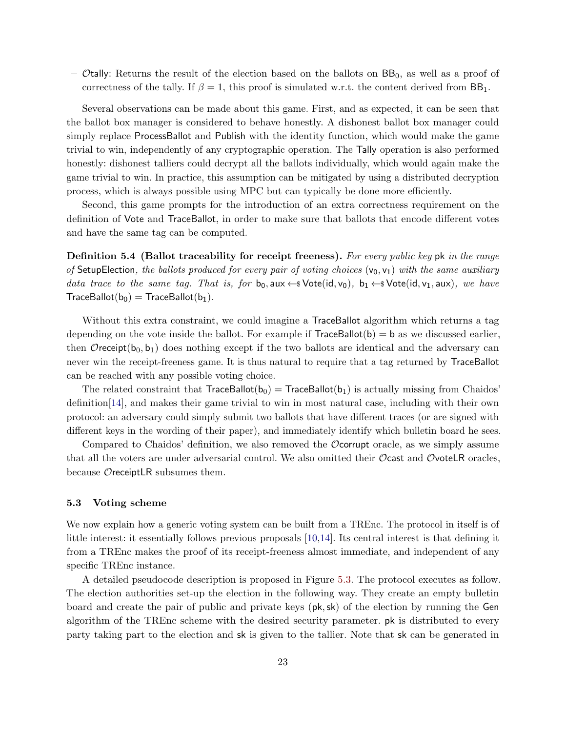– $\mathcal{O}$tally: Returns the result of the election based on the ballots on $\mathsf{BB}_0$, as well as a proof of correctness of the tally. If $\beta = 1$, this proof is simulated w.r.t. the content derived from $\mathsf{BB}_1$.

Several observations can be made about this game. First, and as expected, it can be seen that the ballot box manager is considered to behave honestly. A dishonest ballot box manager could simply replace ProcessBallot and Publish with the identity function, which would make the game trivial to win, independently of any cryptographic operation. The Tally operation is also performed honestly: dishonest talliers could decrypt all the ballots individually, which would again make the game trivial to win. In practice, this assumption can be mitigated by using a distributed decryption process, which is always possible using MPC but can typically be done more efficiently.

Second, this game prompts for the introduction of an extra correctness requirement on the definition of Vote and TraceBallot, in order to make sure that ballots that encode different votes and have the same tag can be computed.

**Definition 5.4 (Ballot traceability for receipt freeness).** *For every public key* pk *in the range of* SetupElection*, the ballots produced for every pair of voting choices* $(\mathsf{v}_0, \mathsf{v}_1)$ *with the same auxiliary data trace to the same tag. That is, for* $\mathsf{b}_0, \mathsf{aux} \leftarrow\!\$\, \mathsf{Vote}(\mathsf{id}, \mathsf{v}_0)$*,* $\mathsf{b}_1 \leftarrow\!\$\, \mathsf{Vote}(\mathsf{id}, \mathsf{v}_1, \mathsf{aux})$*, we have* $\mathsf{TraceBallot}(\mathsf{b}_0) = \mathsf{TraceBallot}(\mathsf{b}_1)$.

Without this extra constraint, we could imagine a TraceBallot algorithm which returns a tag depending on the vote inside the ballot. For example if $\mathsf{TraceBallot}(\mathsf{b}) = \mathsf{b}$ as we discussed earlier, then $\mathcal{O}\mathsf{receipt}(\mathsf{b}_0, \mathsf{b}_1)$ does nothing except if the two ballots are identical and the adversary can never win the receipt-freeness game. It is thus natural to require that a tag returned by TraceBallot can be reached with any possible voting choice.

The related constraint that $\mathsf{TraceBallot}(\mathsf{b}_0) = \mathsf{TraceBallot}(\mathsf{b}_1)$ is actually missing from Chaidos' definition[14], and makes their game trivial to win in most natural case, including with their own protocol: an adversary could simply submit two ballots that have different traces (or are signed with different keys in the wording of their paper), and immediately identify which bulletin board he sees.

Compared to Chaidos' definition, we also removed the $\mathcal{O}$corrupt oracle, as we simply assume that all the voters are under adversarial control. We also omitted their $\mathcal{O}$cast and $\mathcal{O}$voteLR oracles, because $\mathcal{O}$receiptLR subsumes them.

### 5.3 Voting scheme

We now explain how a generic voting system can be built from a TREnc. The protocol in itself is of little interest: it essentially follows previous proposals [10,14]. Its central interest is that defining it from a TREnc makes the proof of its receipt-freeness almost immediate, and independent of any specific TREnc instance.

A detailed pseudocode description is proposed in Figure 5.3. The protocol executes as follow. The election authorities set-up the election in the following way. They create an empty bulletin board and create the pair of public and private keys $(\mathsf{pk}, \mathsf{sk})$ of the election by running the Gen algorithm of the TREnc scheme with the desired security parameter. pk is distributed to every party taking part to the election and sk is given to the tallier. Note that sk can be generated in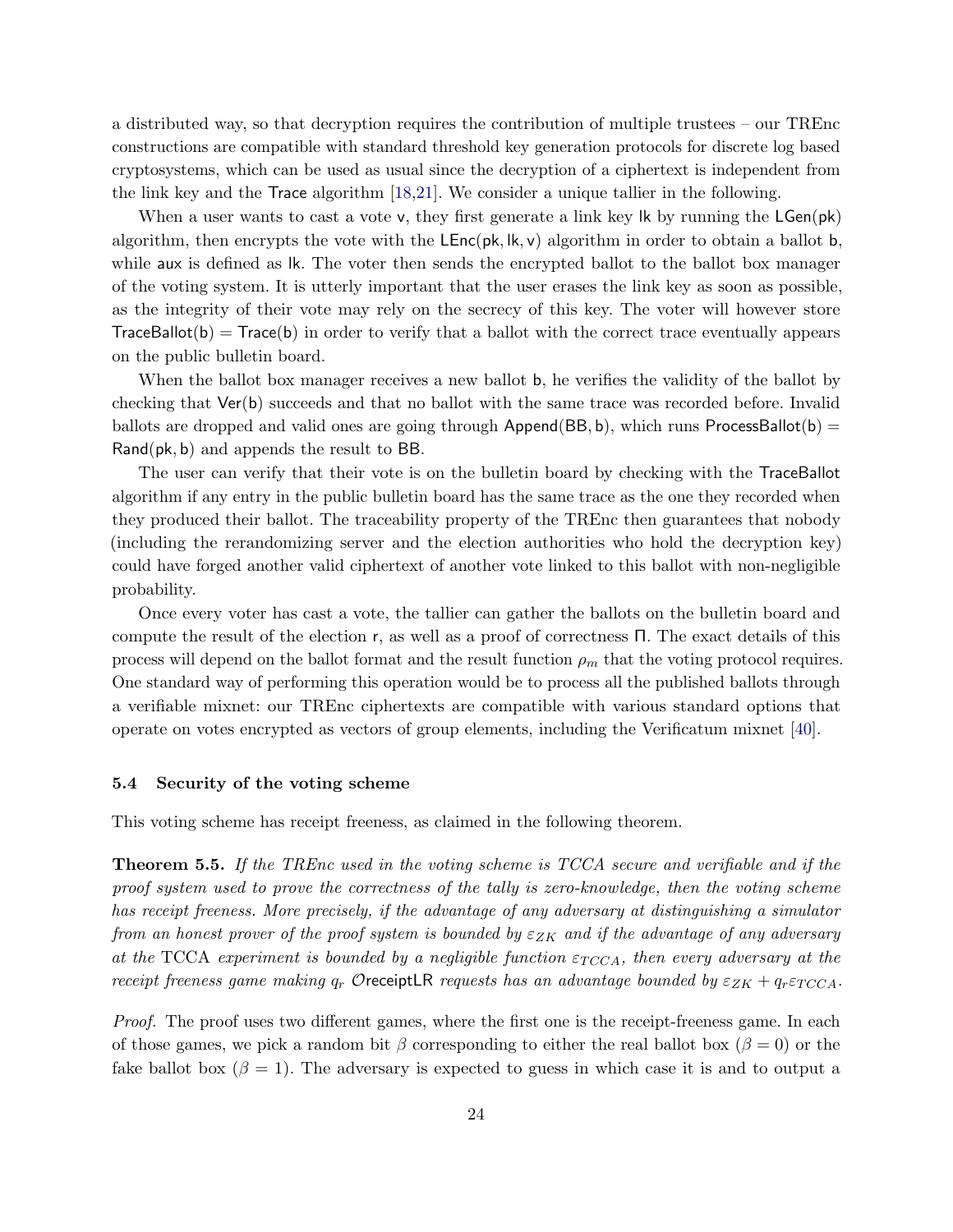a distributed way, so that decryption requires the contribution of multiple trustees – our TREnc constructions are compatible with standard threshold key generation protocols for discrete log based cryptosystems, which can be used as usual since the decryption of a ciphertext is independent from the link key and the $\mathsf{Trace}$ algorithm [18,21]. We consider a unique tallier in the following.

When a user wants to cast a vote $\mathsf{v}$, they first generate a link key $\mathsf{lk}$ by running the $\mathsf{LGen}(\mathsf{pk})$ algorithm, then encrypts the vote with the $\mathsf{LEnc}(\mathsf{pk}, \mathsf{lk}, \mathsf{v})$ algorithm in order to obtain a ballot $\mathsf{b}$, while $\mathsf{aux}$ is defined as $\mathsf{lk}$. The voter then sends the encrypted ballot to the ballot box manager of the voting system. It is utterly important that the user erases the link key as soon as possible, as the integrity of their vote may rely on the secrecy of this key. The voter will however store $\mathsf{TraceBallot}(\mathsf{b}) = \mathsf{Trace}(\mathsf{b})$ in order to verify that a ballot with the correct trace eventually appears on the public bulletin board.

When the ballot box manager receives a new ballot $\mathsf{b}$, he verifies the validity of the ballot by checking that $\mathsf{Ver}(\mathsf{b})$ succeeds and that no ballot with the same trace was recorded before. Invalid ballots are dropped and valid ones are going through $\mathsf{Append}(\mathsf{BB}, \mathsf{b})$, which runs $\mathsf{ProcessBallot}(\mathsf{b}) = \mathsf{Rand}(\mathsf{pk}, \mathsf{b})$ and appends the result to $\mathsf{BB}$.

The user can verify that their vote is on the bulletin board by checking with the $\mathsf{TraceBallot}$ algorithm if any entry in the public bulletin board has the same trace as the one they recorded when they produced their ballot. The traceability property of the TREnc then guarantees that nobody (including the rerandomizing server and the election authorities who hold the decryption key) could have forged another valid ciphertext of another vote linked to this ballot with non-negligible probability.

Once every voter has cast a vote, the tallier can gather the ballots on the bulletin board and compute the result of the election $\mathsf{r}$, as well as a proof of correctness $\Pi$. The exact details of this process will depend on the ballot format and the result function $\rho_m$ that the voting protocol requires. One standard way of performing this operation would be to process all the published ballots through a verifiable mixnet: our TREnc ciphertexts are compatible with various standard options that operate on votes encrypted as vectors of group elements, including the Verificatum mixnet [40].

### 5.4 Security of the voting scheme

This voting scheme has receipt freeness, as claimed in the following theorem.

**Theorem 5.5.** *If the TREnc used in the voting scheme is TCCA secure and verifiable and if the proof system used to prove the correctness of the tally is zero-knowledge, then the voting scheme has receipt freeness. More precisely, if the advantage of any adversary at distinguishing a simulator from an honest prover of the proof system is bounded by $\varepsilon_{ZK}$ and if the advantage of any adversary at the* TCCA *experiment is bounded by a negligible function $\varepsilon_{TCCA}$, then every adversary at the receipt freeness game making $q_r$ $\mathcal{O}\mathsf{receiptLR}$ requests has an advantage bounded by $\varepsilon_{ZK} + q_r\varepsilon_{TCCA}$.*

*Proof.* The proof uses two different games, where the first one is the receipt-freeness game. In each of those games, we pick a random bit $\beta$ corresponding to either the real ballot box ($\beta = 0$) or the fake ballot box ($\beta = 1$). The adversary is expected to guess in which case it is and to output a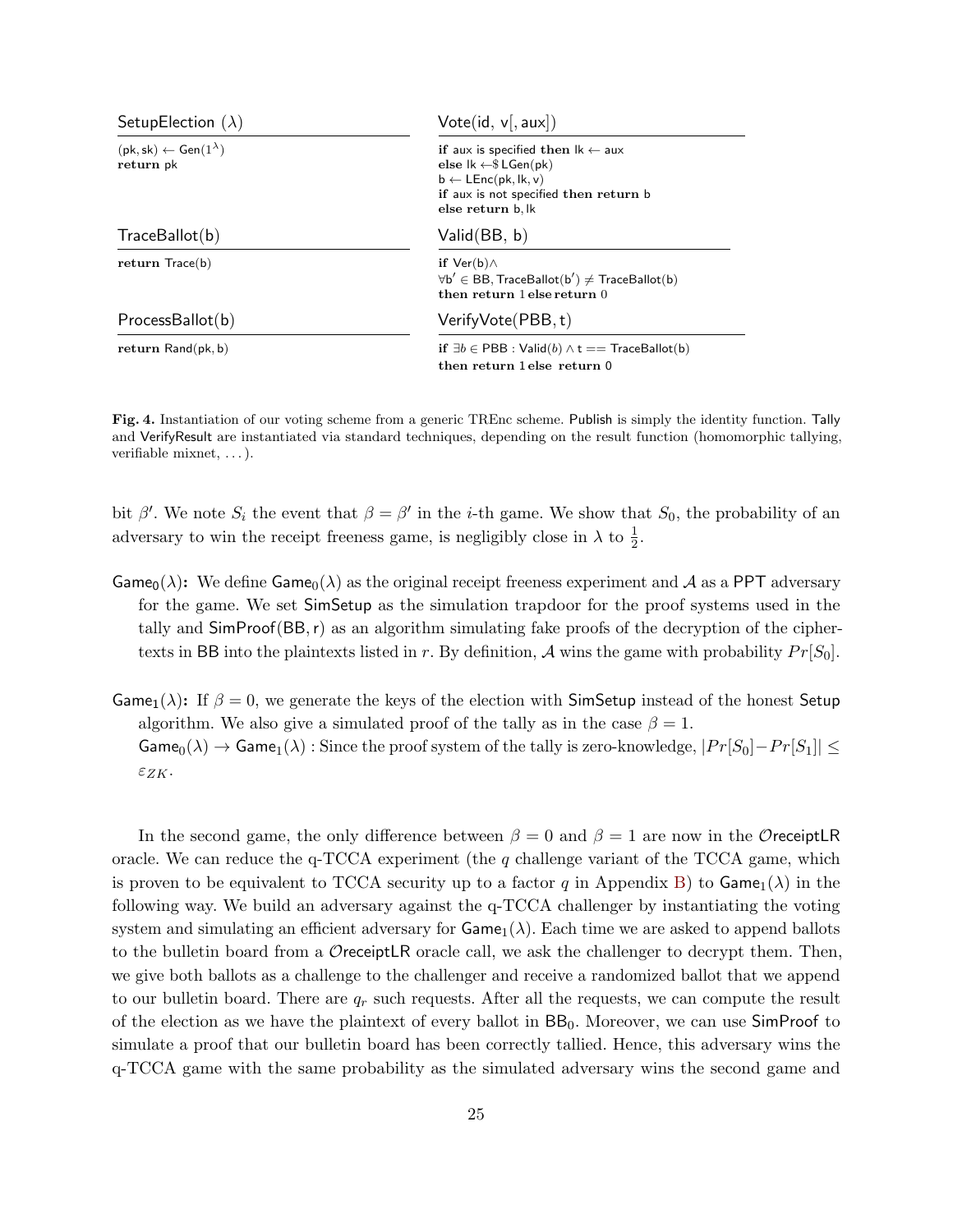**SetupElection ($\lambda$)**

```
(pk, sk) ← Gen(1^λ)
return pk
```

**Vote(id, v[, aux])**

```
if aux is specified then lk ← aux
else lk ←$ LGen(pk)
b ← LEnc(pk, lk, v)
if aux is not specified then return b
else return b, lk
```

**TraceBallot(b)**

```
return Trace(b)
```

**Valid(BB, b)**

```
if Ver(b)∧
∀b' ∈ BB, TraceBallot(b') ≠ TraceBallot(b)
then return 1 else return 0
```

**ProcessBallot(b)**

```
return Rand(pk, b)
```

**VerifyVote(PBB, t)**

```
if ∃b ∈ PBB : Valid(b) ∧ t == TraceBallot(b)
then return 1 else return 0
```

**Fig. 4.** Instantiation of our voting scheme from a generic TREnc scheme. Publish is simply the identity function. Tally and VerifyResult are instantiated via standard techniques, depending on the result function (homomorphic tallying, verifiable mixnet, ...).

bit $\beta'$. We note $S_i$ the event that $\beta = \beta'$ in the $i$-th game. We show that $S_0$, the probability of an adversary to win the receipt freeness game, is negligibly close in $\lambda$ to $\frac{1}{2}$.

$\mathsf{Game}_0(\lambda)$**:** We define $\mathsf{Game}_0(\lambda)$ as the original receipt freeness experiment and $\mathcal{A}$ as a PPT adversary for the game. We set SimSetup as the simulation trapdoor for the proof systems used in the tally and SimProof(BB, r) as an algorithm simulating fake proofs of the decryption of the ciphertexts in BB into the plaintexts listed in $r$. By definition, $\mathcal{A}$ wins the game with probability $Pr[S_0]$.

$\mathsf{Game}_1(\lambda)$**:** If $\beta = 0$, we generate the keys of the election with SimSetup instead of the honest Setup algorithm. We also give a simulated proof of the tally as in the case $\beta = 1$.
$\mathsf{Game}_0(\lambda) \to \mathsf{Game}_1(\lambda)$ : Since the proof system of the tally is zero-knowledge, $|Pr[S_0] - Pr[S_1]| \leq \varepsilon_{ZK}$.

In the second game, the only difference between $\beta = 0$ and $\beta = 1$ are now in the $\mathcal{O}$receiptLR oracle. We can reduce the q-TCCA experiment (the $q$ challenge variant of the TCCA game, which is proven to be equivalent to TCCA security up to a factor $q$ in Appendix B) to $\mathsf{Game}_1(\lambda)$ in the following way. We build an adversary against the q-TCCA challenger by instantiating the voting system and simulating an efficient adversary for $\mathsf{Game}_1(\lambda)$. Each time we are asked to append ballots to the bulletin board from a $\mathcal{O}$receiptLR oracle call, we ask the challenger to decrypt them. Then, we give both ballots as a challenge to the challenger and receive a randomized ballot that we append to our bulletin board. There are $q_r$ such requests. After all the requests, we can compute the result of the election as we have the plaintext of every ballot in $\mathsf{BB}_0$. Moreover, we can use SimProof to simulate a proof that our bulletin board has been correctly tallied. Hence, this adversary wins the q-TCCA game with the same probability as the simulated adversary wins the second game and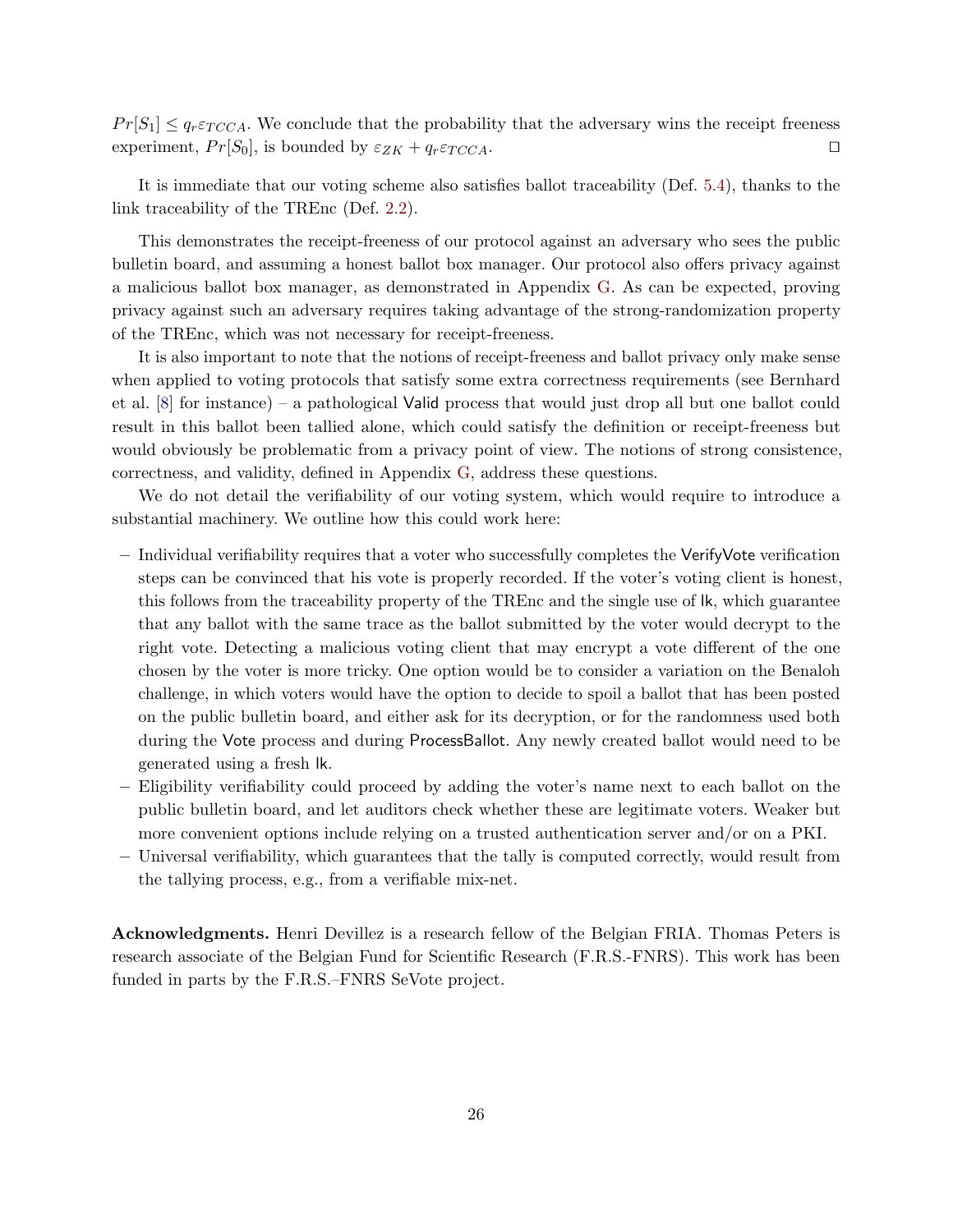$Pr[S_1] \leq q_r \varepsilon_{TCCA}$. We conclude that the probability that the adversary wins the receipt freeness experiment, $Pr[S_0]$, is bounded by $\varepsilon_{ZK} + q_r \varepsilon_{TCCA}$. □

It is immediate that our voting scheme also satisfies ballot traceability (Def. 5.4), thanks to the link traceability of the TREnc (Def. 2.2).

This demonstrates the receipt-freeness of our protocol against an adversary who sees the public bulletin board, and assuming a honest ballot box manager. Our protocol also offers privacy against a malicious ballot box manager, as demonstrated in Appendix G. As can be expected, proving privacy against such an adversary requires taking advantage of the strong-randomization property of the TREnc, which was not necessary for receipt-freeness.

It is also important to note that the notions of receipt-freeness and ballot privacy only make sense when applied to voting protocols that satisfy some extra correctness requirements (see Bernhard et al. [8] for instance) – a pathological Valid process that would just drop all but one ballot could result in this ballot been tallied alone, which could satisfy the definition or receipt-freeness but would obviously be problematic from a privacy point of view. The notions of strong consistence, correctness, and validity, defined in Appendix G, address these questions.

We do not detail the verifiability of our voting system, which would require to introduce a substantial machinery. We outline how this could work here:

– Individual verifiability requires that a voter who successfully completes the VerifyVote verification steps can be convinced that his vote is properly recorded. If the voter's voting client is honest, this follows from the traceability property of the TREnc and the single use of lk, which guarantee that any ballot with the same trace as the ballot submitted by the voter would decrypt to the right vote. Detecting a malicious voting client that may encrypt a vote different of the one chosen by the voter is more tricky. One option would be to consider a variation on the Benaloh challenge, in which voters would have the option to decide to spoil a ballot that has been posted on the public bulletin board, and either ask for its decryption, or for the randomness used both during the Vote process and during ProcessBallot. Any newly created ballot would need to be generated using a fresh lk.
– Eligibility verifiability could proceed by adding the voter's name next to each ballot on the public bulletin board, and let auditors check whether these are legitimate voters. Weaker but more convenient options include relying on a trusted authentication server and/or on a PKI.
– Universal verifiability, which guarantees that the tally is computed correctly, would result from the tallying process, e.g., from a verifiable mix-net.

**Acknowledgments.** Henri Devillez is a research fellow of the Belgian FRIA. Thomas Peters is research associate of the Belgian Fund for Scientific Research (F.R.S.-FNRS). This work has been funded in parts by the F.R.S.–FNRS SeVote project.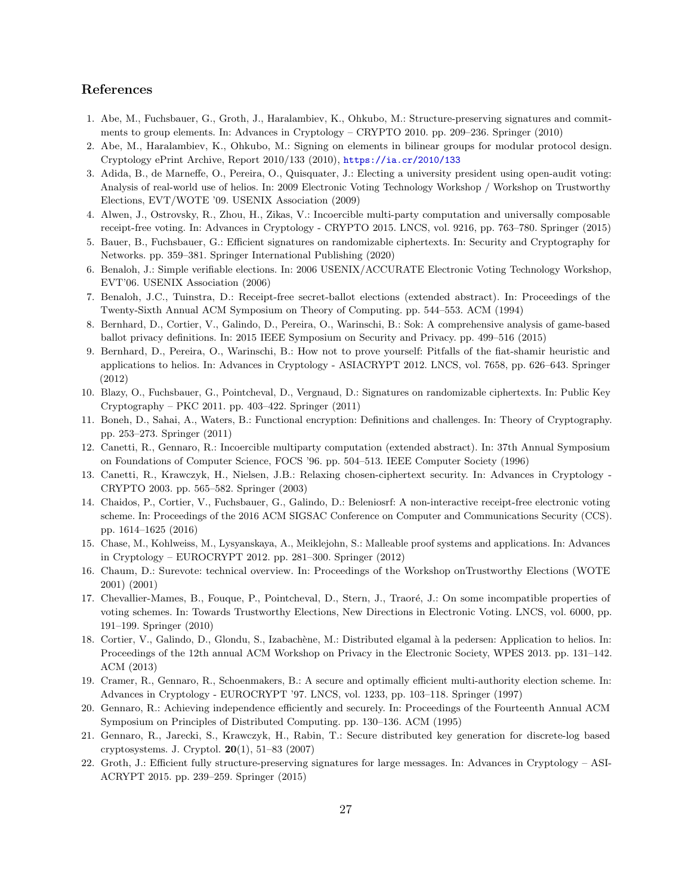## References

1. Abe, M., Fuchsbauer, G., Groth, J., Haralambiev, K., Ohkubo, M.: Structure-preserving signatures and commitments to group elements. In: Advances in Cryptology – CRYPTO 2010. pp. 209–236. Springer (2010)
2. Abe, M., Haralambiev, K., Ohkubo, M.: Signing on elements in bilinear groups for modular protocol design. Cryptology ePrint Archive, Report 2010/133 (2010), https://ia.cr/2010/133
3. Adida, B., de Marneffe, O., Pereira, O., Quisquater, J.: Electing a university president using open-audit voting: Analysis of real-world use of helios. In: 2009 Electronic Voting Technology Workshop / Workshop on Trustworthy Elections, EVT/WOTE '09. USENIX Association (2009)
4. Alwen, J., Ostrovsky, R., Zhou, H., Zikas, V.: Incoercible multi-party computation and universally composable receipt-free voting. In: Advances in Cryptology - CRYPTO 2015. LNCS, vol. 9216, pp. 763–780. Springer (2015)
5. Bauer, B., Fuchsbauer, G.: Efficient signatures on randomizable ciphertexts. In: Security and Cryptography for Networks. pp. 359–381. Springer International Publishing (2020)
6. Benaloh, J.: Simple verifiable elections. In: 2006 USENIX/ACCURATE Electronic Voting Technology Workshop, EVT'06. USENIX Association (2006)
7. Benaloh, J.C., Tuinstra, D.: Receipt-free secret-ballot elections (extended abstract). In: Proceedings of the Twenty-Sixth Annual ACM Symposium on Theory of Computing. pp. 544–553. ACM (1994)
8. Bernhard, D., Cortier, V., Galindo, D., Pereira, O., Warinschi, B.: Sok: A comprehensive analysis of game-based ballot privacy definitions. In: 2015 IEEE Symposium on Security and Privacy. pp. 499–516 (2015)
9. Bernhard, D., Pereira, O., Warinschi, B.: How not to prove yourself: Pitfalls of the fiat-shamir heuristic and applications to helios. In: Advances in Cryptology - ASIACRYPT 2012. LNCS, vol. 7658, pp. 626–643. Springer (2012)
10. Blazy, O., Fuchsbauer, G., Pointcheval, D., Vergnaud, D.: Signatures on randomizable ciphertexts. In: Public Key Cryptography – PKC 2011. pp. 403–422. Springer (2011)
11. Boneh, D., Sahai, A., Waters, B.: Functional encryption: Definitions and challenges. In: Theory of Cryptography. pp. 253–273. Springer (2011)
12. Canetti, R., Gennaro, R.: Incoercible multiparty computation (extended abstract). In: 37th Annual Symposium on Foundations of Computer Science, FOCS '96. pp. 504–513. IEEE Computer Society (1996)
13. Canetti, R., Krawczyk, H., Nielsen, J.B.: Relaxing chosen-ciphertext security. In: Advances in Cryptology - CRYPTO 2003. pp. 565–582. Springer (2003)
14. Chaidos, P., Cortier, V., Fuchsbauer, G., Galindo, D.: Beleniosrf: A non-interactive receipt-free electronic voting scheme. In: Proceedings of the 2016 ACM SIGSAC Conference on Computer and Communications Security (CCS). pp. 1614–1625 (2016)
15. Chase, M., Kohlweiss, M., Lysyanskaya, A., Meiklejohn, S.: Malleable proof systems and applications. In: Advances in Cryptology – EUROCRYPT 2012. pp. 281–300. Springer (2012)
16. Chaum, D.: Surevote: technical overview. In: Proceedings of the Workshop onTrustworthy Elections (WOTE 2001) (2001)
17. Chevallier-Mames, B., Fouque, P., Pointcheval, D., Stern, J., Traoré, J.: On some incompatible properties of voting schemes. In: Towards Trustworthy Elections, New Directions in Electronic Voting. LNCS, vol. 6000, pp. 191–199. Springer (2010)
18. Cortier, V., Galindo, D., Glondu, S., Izabachène, M.: Distributed elgamal à la pedersen: Application to helios. In: Proceedings of the 12th annual ACM Workshop on Privacy in the Electronic Society, WPES 2013. pp. 131–142. ACM (2013)
19. Cramer, R., Gennaro, R., Schoenmakers, B.: A secure and optimally efficient multi-authority election scheme. In: Advances in Cryptology - EUROCRYPT '97. LNCS, vol. 1233, pp. 103–118. Springer (1997)
20. Gennaro, R.: Achieving independence efficiently and securely. In: Proceedings of the Fourteenth Annual ACM Symposium on Principles of Distributed Computing. pp. 130–136. ACM (1995)
21. Gennaro, R., Jarecki, S., Krawczyk, H., Rabin, T.: Secure distributed key generation for discrete-log based cryptosystems. J. Cryptol. **20**(1), 51–83 (2007)
22. Groth, J.: Efficient fully structure-preserving signatures for large messages. In: Advances in Cryptology – ASIACRYPT 2015. pp. 239–259. Springer (2015)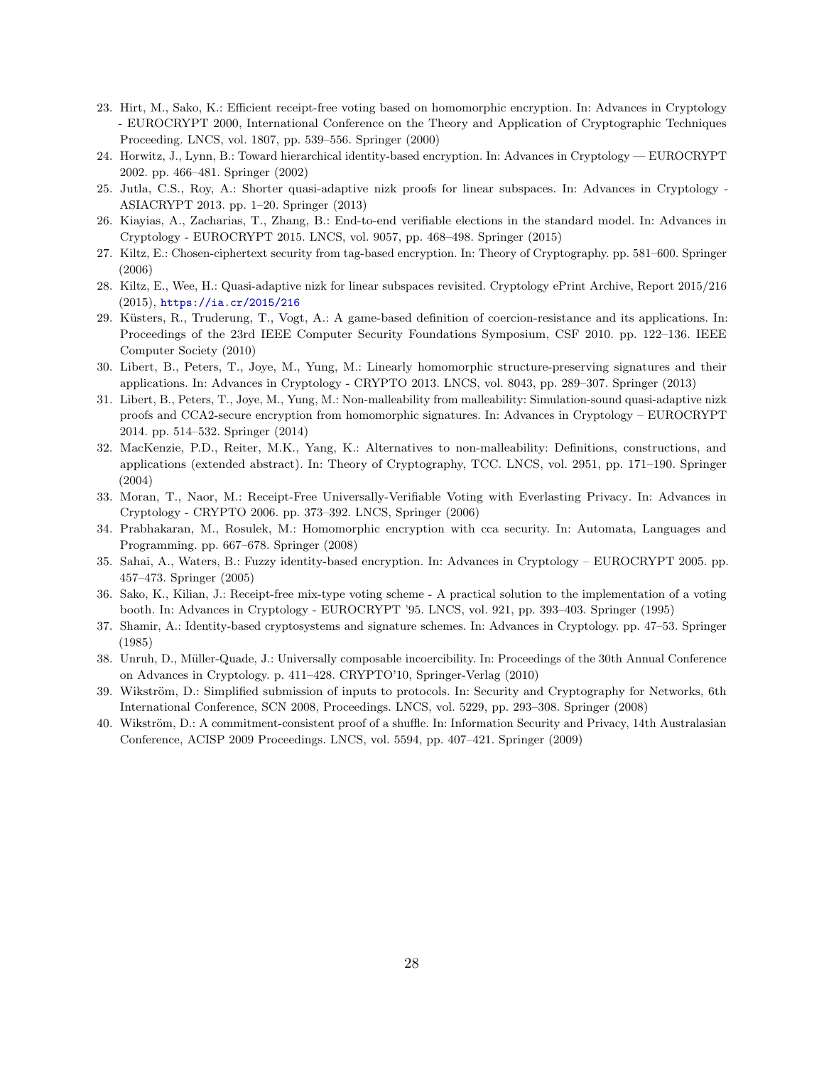23. Hirt, M., Sako, K.: Efficient receipt-free voting based on homomorphic encryption. In: Advances in Cryptology - EUROCRYPT 2000, International Conference on the Theory and Application of Cryptographic Techniques Proceeding. LNCS, vol. 1807, pp. 539–556. Springer (2000)
24. Horwitz, J., Lynn, B.: Toward hierarchical identity-based encryption. In: Advances in Cryptology — EUROCRYPT 2002. pp. 466–481. Springer (2002)
25. Jutla, C.S., Roy, A.: Shorter quasi-adaptive nizk proofs for linear subspaces. In: Advances in Cryptology - ASIACRYPT 2013. pp. 1–20. Springer (2013)
26. Kiayias, A., Zacharias, T., Zhang, B.: End-to-end verifiable elections in the standard model. In: Advances in Cryptology - EUROCRYPT 2015. LNCS, vol. 9057, pp. 468–498. Springer (2015)
27. Kiltz, E.: Chosen-ciphertext security from tag-based encryption. In: Theory of Cryptography. pp. 581–600. Springer (2006)
28. Kiltz, E., Wee, H.: Quasi-adaptive nizk for linear subspaces revisited. Cryptology ePrint Archive, Report 2015/216 (2015), https://ia.cr/2015/216
29. Küsters, R., Truderung, T., Vogt, A.: A game-based definition of coercion-resistance and its applications. In: Proceedings of the 23rd IEEE Computer Security Foundations Symposium, CSF 2010. pp. 122–136. IEEE Computer Society (2010)
30. Libert, B., Peters, T., Joye, M., Yung, M.: Linearly homomorphic structure-preserving signatures and their applications. In: Advances in Cryptology - CRYPTO 2013. LNCS, vol. 8043, pp. 289–307. Springer (2013)
31. Libert, B., Peters, T., Joye, M., Yung, M.: Non-malleability from malleability: Simulation-sound quasi-adaptive nizk proofs and CCA2-secure encryption from homomorphic signatures. In: Advances in Cryptology – EUROCRYPT 2014. pp. 514–532. Springer (2014)
32. MacKenzie, P.D., Reiter, M.K., Yang, K.: Alternatives to non-malleability: Definitions, constructions, and applications (extended abstract). In: Theory of Cryptography, TCC. LNCS, vol. 2951, pp. 171–190. Springer (2004)
33. Moran, T., Naor, M.: Receipt-Free Universally-Verifiable Voting with Everlasting Privacy. In: Advances in Cryptology - CRYPTO 2006. pp. 373–392. LNCS, Springer (2006)
34. Prabhakaran, M., Rosulek, M.: Homomorphic encryption with cca security. In: Automata, Languages and Programming. pp. 667–678. Springer (2008)
35. Sahai, A., Waters, B.: Fuzzy identity-based encryption. In: Advances in Cryptology – EUROCRYPT 2005. pp. 457–473. Springer (2005)
36. Sako, K., Kilian, J.: Receipt-free mix-type voting scheme - A practical solution to the implementation of a voting booth. In: Advances in Cryptology - EUROCRYPT '95. LNCS, vol. 921, pp. 393–403. Springer (1995)
37. Shamir, A.: Identity-based cryptosystems and signature schemes. In: Advances in Cryptology. pp. 47–53. Springer (1985)
38. Unruh, D., Müller-Quade, J.: Universally composable incoercibility. In: Proceedings of the 30th Annual Conference on Advances in Cryptology. p. 411–428. CRYPTO'10, Springer-Verlag (2010)
39. Wikström, D.: Simplified submission of inputs to protocols. In: Security and Cryptography for Networks, 6th International Conference, SCN 2008, Proceedings. LNCS, vol. 5229, pp. 293–308. Springer (2008)
40. Wikström, D.: A commitment-consistent proof of a shuffle. In: Information Security and Privacy, 14th Australasian Conference, ACISP 2009 Proceedings. LNCS, vol. 5594, pp. 407–421. Springer (2009)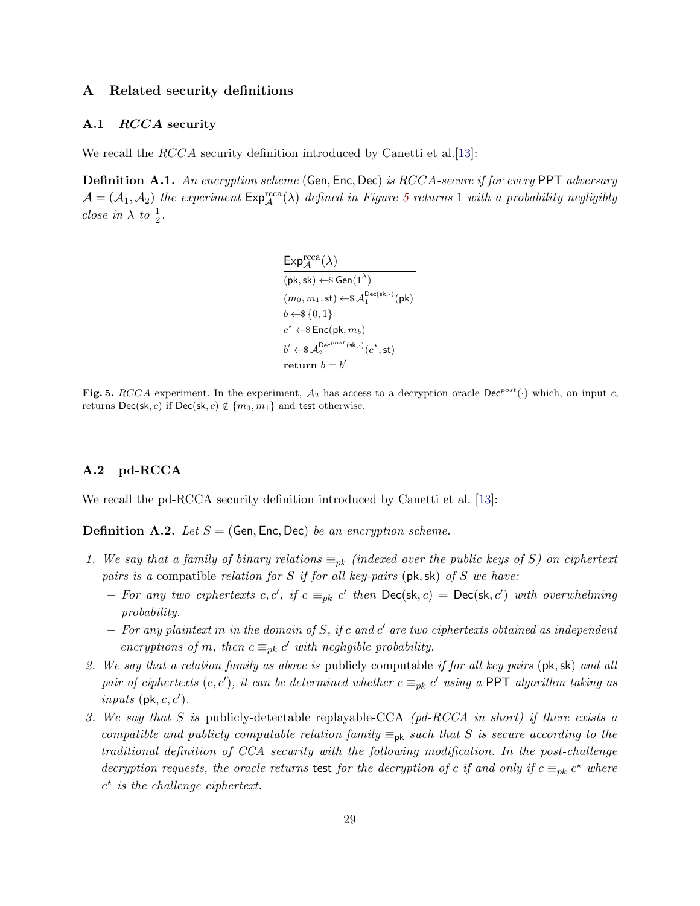# A Related security definitions

## A.1 *RCCA* security

We recall the *RCCA* security definition introduced by Canetti et al.[13]:

**Definition A.1.** *An encryption scheme* (Gen, Enc, Dec) *is RCCA-secure if for every* PPT *adversary* $\mathcal{A} = (\mathcal{A}_1, \mathcal{A}_2)$ *the experiment* $\mathsf{Exp}^{\mathrm{rcca}}_{\mathcal{A}}(\lambda)$ *defined in Figure 5 returns* 1 *with a probability negligibly close in* $\lambda$ *to* $\frac{1}{2}$.

$$
\begin{array}{l}
\underline{\mathsf{Exp}^{\mathrm{rcca}}_{\mathcal{A}}(\lambda)} \\
(\mathsf{pk}, \mathsf{sk}) \leftarrow\$ \mathsf{Gen}(1^{\lambda}) \\
(m_0, m_1, \mathsf{st}) \leftarrow\$ \mathcal{A}_1^{\mathsf{Dec}(\mathsf{sk}, \cdot)}(\mathsf{pk}) \\
b \leftarrow\$ \{0, 1\} \\
c^{\star} \leftarrow\$ \mathsf{Enc}(\mathsf{pk}, m_b) \\
b' \leftarrow\$ \mathcal{A}_2^{\mathsf{Dec}^{post}(\mathsf{sk}, \cdot)}(c^{\star}, \mathsf{st}) \\
\textbf{return } b = b'
\end{array}
$$

**Fig. 5.** *RCCA* experiment. In the experiment, $\mathcal{A}_2$ has access to a decryption oracle $\mathsf{Dec}^{post}(\cdot)$ which, on input $c$, returns $\mathsf{Dec}(\mathsf{sk}, c)$ if $\mathsf{Dec}(\mathsf{sk}, c) \notin \{m_0, m_1\}$ and test otherwise.

## A.2 pd-RCCA

We recall the pd-RCCA security definition introduced by Canetti et al. [13]:

**Definition A.2.** *Let* $S =$ (Gen, Enc, Dec) *be an encryption scheme.*

1. *We say that a family of binary relations* $\equiv_{pk}$ *(indexed over the public keys of* $S$*) on ciphertext pairs is a* compatible *relation for* $S$ *if for all key-pairs* (pk, sk) *of* $S$ *we have:*
   - *For any two ciphertexts* $c, c'$, *if* $c \equiv_{pk} c'$ *then* $\mathsf{Dec}(\mathsf{sk}, c) = \mathsf{Dec}(\mathsf{sk}, c')$ *with overwhelming probability.*
   - *For any plaintext* $m$ *in the domain of* $S$, *if* $c$ *and* $c'$ *are two ciphertexts obtained as independent encryptions of* $m$, *then* $c \equiv_{pk} c'$ *with negligible probability.*
2. *We say that a relation family as above is* publicly computable *if for all key pairs* (pk, sk) *and all pair of ciphertexts* $(c, c')$, *it can be determined whether* $c \equiv_{pk} c'$ *using a* PPT *algorithm taking as inputs* $(\mathsf{pk}, c, c')$.
3. *We say that* $S$ *is* publicly-detectable replayable-CCA *(pd-RCCA in short) if there exists a compatible and publicly computable relation family* $\equiv_{\mathsf{pk}}$ *such that* $S$ *is secure according to the traditional definition of CCA security with the following modification. In the post-challenge decryption requests, the oracle returns* test *for the decryption of* $c$ *if and only if* $c \equiv_{pk} c^{\star}$ *where* $c^{\star}$ *is the challenge ciphertext.*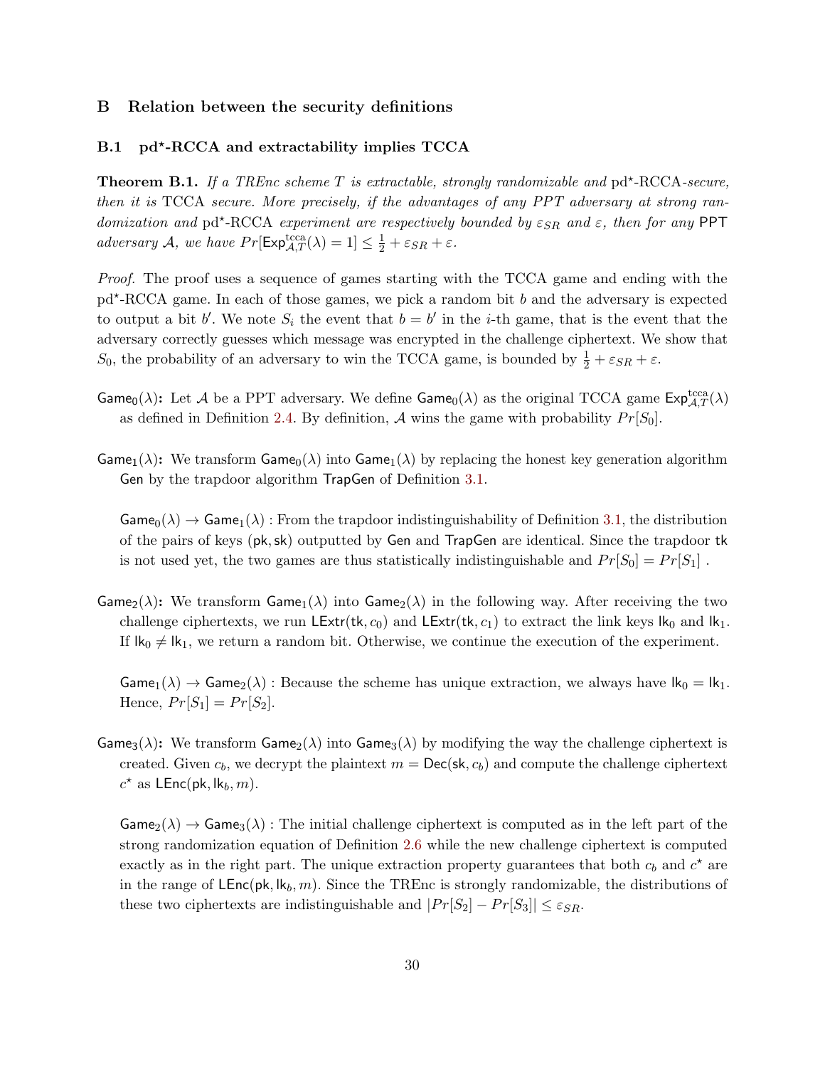## B Relation between the security definitions

### B.1 pd$^\star$-RCCA and extractability implies TCCA

**Theorem B.1.** *If a TREnc scheme $T$ is extractable, strongly randomizable and* pd$^\star$-RCCA*-secure, then it is* TCCA *secure. More precisely, if the advantages of any PPT adversary at strong randomization and* pd$^\star$-RCCA *experiment are respectively bounded by $\varepsilon_{SR}$ and $\varepsilon$, then for any* PPT *adversary $\mathcal{A}$, we have $Pr[\mathsf{Exp}^{\mathrm{tcca}}_{\mathcal{A},T}(\lambda) = 1] \leq \frac{1}{2} + \varepsilon_{SR} + \varepsilon$.*

*Proof.* The proof uses a sequence of games starting with the TCCA game and ending with the pd$^\star$-RCCA game. In each of those games, we pick a random bit $b$ and the adversary is expected to output a bit $b'$. We note $S_i$ the event that $b = b'$ in the $i$-th game, that is the event that the adversary correctly guesses which message was encrypted in the challenge ciphertext. We show that $S_0$, the probability of an adversary to win the TCCA game, is bounded by $\frac{1}{2} + \varepsilon_{SR} + \varepsilon$.

$\mathsf{Game}_0(\lambda)$**:** Let $\mathcal{A}$ be a PPT adversary. We define $\mathsf{Game}_0(\lambda)$ as the original TCCA game $\mathsf{Exp}^{\mathrm{tcca}}_{\mathcal{A},T}(\lambda)$ as defined in Definition 2.4. By definition, $\mathcal{A}$ wins the game with probability $Pr[S_0]$.

$\mathsf{Game}_1(\lambda)$**:** We transform $\mathsf{Game}_0(\lambda)$ into $\mathsf{Game}_1(\lambda)$ by replacing the honest key generation algorithm $\mathsf{Gen}$ by the trapdoor algorithm $\mathsf{TrapGen}$ of Definition 3.1.

$\mathsf{Game}_0(\lambda) \to \mathsf{Game}_1(\lambda)$ : From the trapdoor indistinguishability of Definition 3.1, the distribution of the pairs of keys $(\mathsf{pk}, \mathsf{sk})$ outputted by $\mathsf{Gen}$ and $\mathsf{TrapGen}$ are identical. Since the trapdoor $\mathsf{tk}$ is not used yet, the two games are thus statistically indistinguishable and $Pr[S_0] = Pr[S_1]$ .

$\mathsf{Game}_2(\lambda)$**:** We transform $\mathsf{Game}_1(\lambda)$ into $\mathsf{Game}_2(\lambda)$ in the following way. After receiving the two challenge ciphertexts, we run $\mathsf{LExtr}(\mathsf{tk}, c_0)$ and $\mathsf{LExtr}(\mathsf{tk}, c_1)$ to extract the link keys $\mathsf{lk}_0$ and $\mathsf{lk}_1$. If $\mathsf{lk}_0 \neq \mathsf{lk}_1$, we return a random bit. Otherwise, we continue the execution of the experiment.

$\mathsf{Game}_1(\lambda) \to \mathsf{Game}_2(\lambda)$ : Because the scheme has unique extraction, we always have $\mathsf{lk}_0 = \mathsf{lk}_1$. Hence, $Pr[S_1] = Pr[S_2]$.

$\mathsf{Game}_3(\lambda)$**:** We transform $\mathsf{Game}_2(\lambda)$ into $\mathsf{Game}_3(\lambda)$ by modifying the way the challenge ciphertext is created. Given $c_b$, we decrypt the plaintext $m = \mathsf{Dec}(\mathsf{sk}, c_b)$ and compute the challenge ciphertext $c^\star$ as $\mathsf{LEnc}(\mathsf{pk}, \mathsf{lk}_b, m)$.

$\mathsf{Game}_2(\lambda) \to \mathsf{Game}_3(\lambda)$ : The initial challenge ciphertext is computed as in the left part of the strong randomization equation of Definition 2.6 while the new challenge ciphertext is computed exactly as in the right part. The unique extraction property guarantees that both $c_b$ and $c^\star$ are in the range of $\mathsf{LEnc}(\mathsf{pk}, \mathsf{lk}_b, m)$. Since the TREnc is strongly randomizable, the distributions of these two ciphertexts are indistinguishable and $|Pr[S_2] - Pr[S_3]| \leq \varepsilon_{SR}$.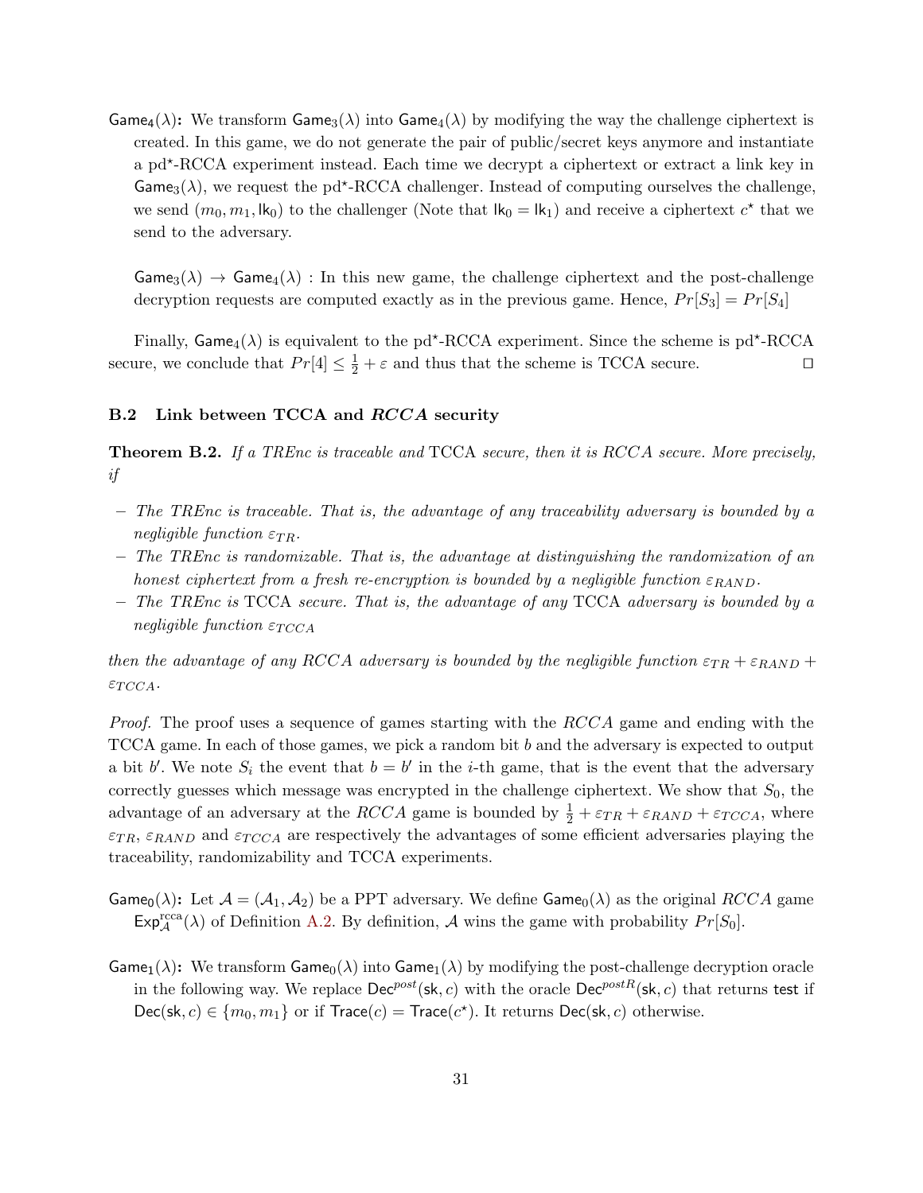**$\mathsf{Game}_4(\lambda)$:** We transform $\mathsf{Game}_3(\lambda)$ into $\mathsf{Game}_4(\lambda)$ by modifying the way the challenge ciphertext is created. In this game, we do not generate the pair of public/secret keys anymore and instantiate a pd$^\star$-RCCA experiment instead. Each time we decrypt a ciphertext or extract a link key in $\mathsf{Game}_3(\lambda)$, we request the pd$^\star$-RCCA challenger. Instead of computing ourselves the challenge, we send $(m_0, m_1, \mathsf{lk}_0)$ to the challenger (Note that $\mathsf{lk}_0 = \mathsf{lk}_1$) and receive a ciphertext $c^\star$ that we send to the adversary.

$\mathsf{Game}_3(\lambda) \rightarrow \mathsf{Game}_4(\lambda)$ : In this new game, the challenge ciphertext and the post-challenge decryption requests are computed exactly as in the previous game. Hence, $Pr[S_3] = Pr[S_4]$

Finally, $\mathsf{Game}_4(\lambda)$ is equivalent to the pd$^\star$-RCCA experiment. Since the scheme is pd$^\star$-RCCA secure, we conclude that $Pr[4] \leq \frac{1}{2} + \varepsilon$ and thus that the scheme is TCCA secure. ◻

### B.2 Link between TCCA and *RCCA* security

**Theorem B.2.** *If a TREnc is traceable and* TCCA *secure, then it is RCCA secure. More precisely, if*

- *The TREnc is traceable. That is, the advantage of any traceability adversary is bounded by a negligible function $\varepsilon_{TR}$.*
- *The TREnc is randomizable. That is, the advantage at distinguishing the randomization of an honest ciphertext from a fresh re-encryption is bounded by a negligible function $\varepsilon_{RAND}$.*
- *The TREnc is* TCCA *secure. That is, the advantage of any* TCCA *adversary is bounded by a negligible function $\varepsilon_{TCCA}$*

*then the advantage of any RCCA adversary is bounded by the negligible function $\varepsilon_{TR} + \varepsilon_{RAND} + \varepsilon_{TCCA}$.*

*Proof.* The proof uses a sequence of games starting with the *RCCA* game and ending with the TCCA game. In each of those games, we pick a random bit $b$ and the adversary is expected to output a bit $b'$. We note $S_i$ the event that $b = b'$ in the $i$-th game, that is the event that the adversary correctly guesses which message was encrypted in the challenge ciphertext. We show that $S_0$, the advantage of an adversary at the *RCCA* game is bounded by $\frac{1}{2} + \varepsilon_{TR} + \varepsilon_{RAND} + \varepsilon_{TCCA}$, where $\varepsilon_{TR}$, $\varepsilon_{RAND}$ and $\varepsilon_{TCCA}$ are respectively the advantages of some efficient adversaries playing the traceability, randomizability and TCCA experiments.

**$\mathsf{Game}_0(\lambda)$:** Let $\mathcal{A} = (\mathcal{A}_1, \mathcal{A}_2)$ be a PPT adversary. We define $\mathsf{Game}_0(\lambda)$ as the original *RCCA* game $\mathsf{Exp}^{\mathrm{rcca}}_{\mathcal{A}}(\lambda)$ of Definition A.2. By definition, $\mathcal{A}$ wins the game with probability $Pr[S_0]$.

**$\mathsf{Game}_1(\lambda)$:** We transform $\mathsf{Game}_0(\lambda)$ into $\mathsf{Game}_1(\lambda)$ by modifying the post-challenge decryption oracle in the following way. We replace $\mathsf{Dec}^{post}(\mathsf{sk}, c)$ with the oracle $\mathsf{Dec}^{postR}(\mathsf{sk}, c)$ that returns $\mathsf{test}$ if $\mathsf{Dec}(\mathsf{sk}, c) \in \{m_0, m_1\}$ or if $\mathsf{Trace}(c) = \mathsf{Trace}(c^\star)$. It returns $\mathsf{Dec}(\mathsf{sk}, c)$ otherwise.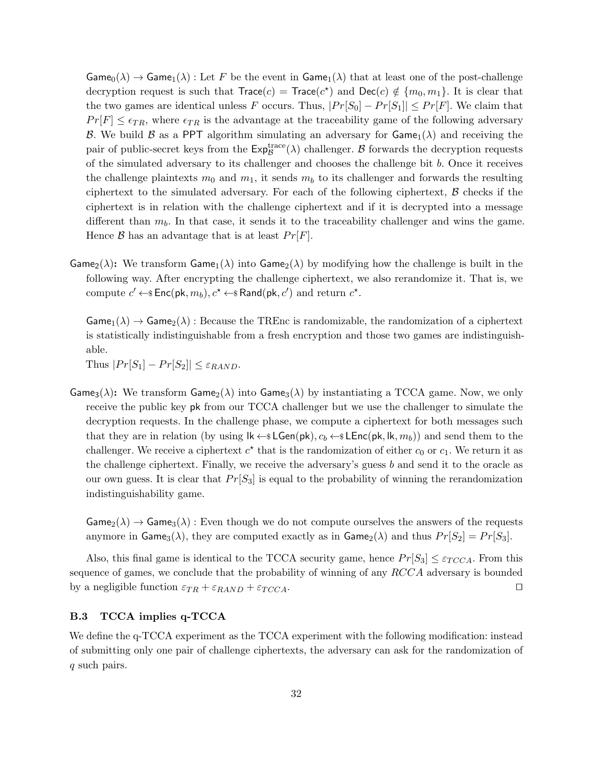$\mathsf{Game}_0(\lambda) \to \mathsf{Game}_1(\lambda)$ : Let $F$ be the event in $\mathsf{Game}_1(\lambda)$ that at least one of the post-challenge decryption request is such that $\mathsf{Trace}(c) = \mathsf{Trace}(c^\star)$ and $\mathsf{Dec}(c) \notin \{m_0, m_1\}$. It is clear that the two games are identical unless $F$ occurs. Thus, $|Pr[S_0] - Pr[S_1]| \leq Pr[F]$. We claim that $Pr[F] \leq \epsilon_{TR}$, where $\epsilon_{TR}$ is the advantage at the traceability game of the following adversary $\mathcal{B}$. We build $\mathcal{B}$ as a PPT algorithm simulating an adversary for $\mathsf{Game}_1(\lambda)$ and receiving the pair of public-secret keys from the $\mathsf{Exp}_{\mathcal{B}}^{\text{trace}}(\lambda)$ challenger. $\mathcal{B}$ forwards the decryption requests of the simulated adversary to its challenger and chooses the challenge bit $b$. Once it receives the challenge plaintexts $m_0$ and $m_1$, it sends $m_b$ to its challenger and forwards the resulting ciphertext to the simulated adversary. For each of the following ciphertext, $\mathcal{B}$ checks if the ciphertext is in relation with the challenge ciphertext and if it is decrypted into a message different than $m_b$. In that case, it sends it to the traceability challenger and wins the game. Hence $\mathcal{B}$ has an advantage that is at least $Pr[F]$.

$\mathsf{Game}_2(\lambda)$**:** We transform $\mathsf{Game}_1(\lambda)$ into $\mathsf{Game}_2(\lambda)$ by modifying how the challenge is built in the following way. After encrypting the challenge ciphertext, we also rerandomize it. That is, we compute $c' \leftarrow\$ \mathsf{Enc}(\mathsf{pk}, m_b), c^\star \leftarrow\$ \mathsf{Rand}(\mathsf{pk}, c')$ and return $c^\star$.

$\mathsf{Game}_1(\lambda) \to \mathsf{Game}_2(\lambda)$ : Because the TREnc is randomizable, the randomization of a ciphertext is statistically indistinguishable from a fresh encryption and those two games are indistinguishable.
Thus $|Pr[S_1] - Pr[S_2]| \leq \varepsilon_{RAND}$.

$\mathsf{Game}_3(\lambda)$**:** We transform $\mathsf{Game}_2(\lambda)$ into $\mathsf{Game}_3(\lambda)$ by instantiating a TCCA game. Now, we only receive the public key $\mathsf{pk}$ from our TCCA challenger but we use the challenger to simulate the decryption requests. In the challenge phase, we compute a ciphertext for both messages such that they are in relation (by using $\mathsf{lk} \leftarrow\$ \mathsf{LGen}(\mathsf{pk}), c_b \leftarrow\$ \mathsf{LEnc}(\mathsf{pk}, \mathsf{lk}, m_b)$) and send them to the challenger. We receive a ciphertext $c^\star$ that is the randomization of either $c_0$ or $c_1$. We return it as the challenge ciphertext. Finally, we receive the adversary's guess $b$ and send it to the oracle as our own guess. It is clear that $Pr[S_3]$ is equal to the probability of winning the rerandomization indistinguishability game.

$\mathsf{Game}_2(\lambda) \to \mathsf{Game}_3(\lambda)$ : Even though we do not compute ourselves the answers of the requests anymore in $\mathsf{Game}_3(\lambda)$, they are computed exactly as in $\mathsf{Game}_2(\lambda)$ and thus $Pr[S_2] = Pr[S_3]$.

Also, this final game is identical to the TCCA security game, hence $Pr[S_3] \leq \varepsilon_{TCCA}$. From this sequence of games, we conclude that the probability of winning of any *RCCA* adversary is bounded by a negligible function $\varepsilon_{TR} + \varepsilon_{RAND} + \varepsilon_{TCCA}$. □

### B.3 TCCA implies q-TCCA

We define the q-TCCA experiment as the TCCA experiment with the following modification: instead of submitting only one pair of challenge ciphertexts, the adversary can ask for the randomization of $q$ such pairs.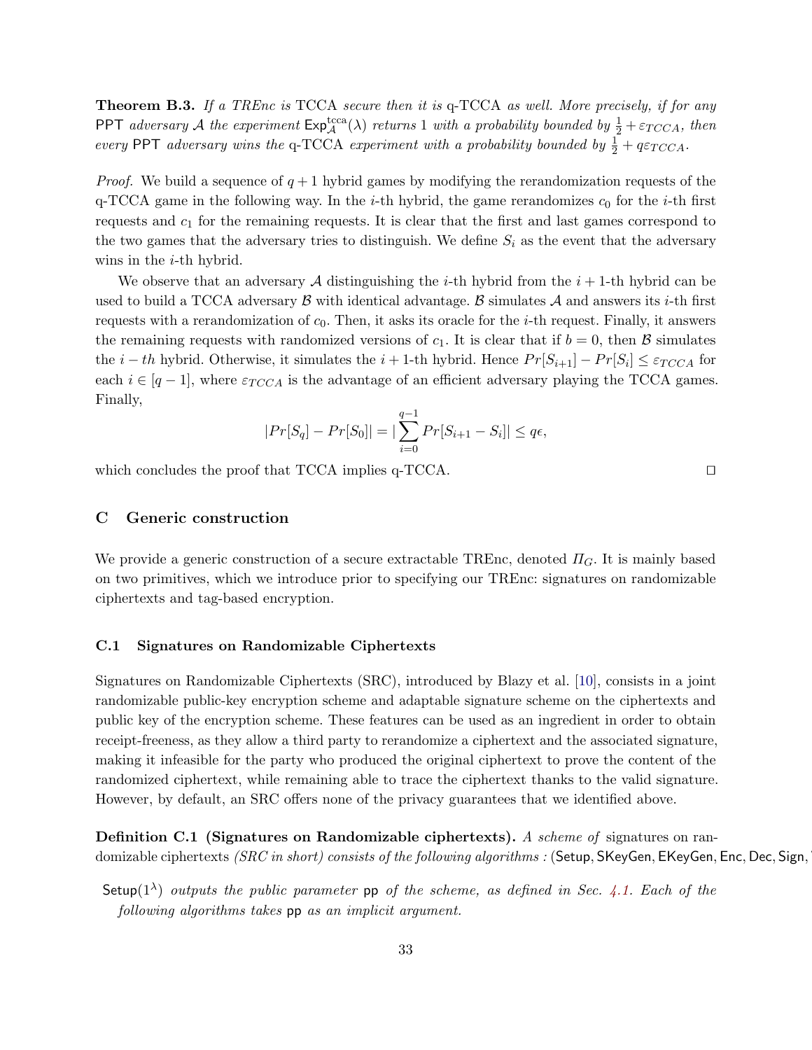**Theorem B.3.** *If a TREnc is* TCCA *secure then it is* q-TCCA *as well. More precisely, if for any* PPT *adversary* $\mathcal{A}$ *the experiment* $\mathsf{Exp}^{\text{tcca}}_{\mathcal{A}}(\lambda)$ *returns* 1 *with a probability bounded by* $\frac{1}{2} + \varepsilon_{TCCA}$*, then every* PPT *adversary wins the* q-TCCA *experiment with a probability bounded by* $\frac{1}{2} + q\varepsilon_{TCCA}$*.*

*Proof.* We build a sequence of $q + 1$ hybrid games by modifying the rerandomization requests of the q-TCCA game in the following way. In the $i$-th hybrid, the game rerandomizes $c_0$ for the $i$-th first requests and $c_1$ for the remaining requests. It is clear that the first and last games correspond to the two games that the adversary tries to distinguish. We define $S_i$ as the event that the adversary wins in the $i$-th hybrid.

We observe that an adversary $\mathcal{A}$ distinguishing the $i$-th hybrid from the $i+1$-th hybrid can be used to build a TCCA adversary $\mathcal{B}$ with identical advantage. $\mathcal{B}$ simulates $\mathcal{A}$ and answers its $i$-th first requests with a rerandomization of $c_0$. Then, it asks its oracle for the $i$-th request. Finally, it answers the remaining requests with randomized versions of $c_1$. It is clear that if $b = 0$, then $\mathcal{B}$ simulates the $i - th$ hybrid. Otherwise, it simulates the $i+1$-th hybrid. Hence $Pr[S_{i+1}] - Pr[S_i] \leq \varepsilon_{TCCA}$ for each $i \in [q-1]$, where $\varepsilon_{TCCA}$ is the advantage of an efficient adversary playing the TCCA games. Finally,

$$|Pr[S_q] - Pr[S_0]| = |\sum_{i=0}^{q-1} Pr[S_{i+1} - S_i]| \leq q\epsilon,$$

which concludes the proof that TCCA implies q-TCCA. ◻

## C Generic construction

We provide a generic construction of a secure extractable TREnc, denoted $\Pi_G$. It is mainly based on two primitives, which we introduce prior to specifying our TREnc: signatures on randomizable ciphertexts and tag-based encryption.

### C.1 Signatures on Randomizable Ciphertexts

Signatures on Randomizable Ciphertexts (SRC), introduced by Blazy et al. [10], consists in a joint randomizable public-key encryption scheme and adaptable signature scheme on the ciphertexts and public key of the encryption scheme. These features can be used as an ingredient in order to obtain receipt-freeness, as they allow a third party to rerandomize a ciphertext and the associated signature, making it infeasible for the party who produced the original ciphertext to prove the content of the randomized ciphertext, while remaining able to trace the ciphertext thanks to the valid signature. However, by default, an SRC offers none of the privacy guarantees that we identified above.

**Definition C.1 (Signatures on Randomizable ciphertexts).** *A scheme of* signatures on randomizable ciphertexts *(SRC in short) consists of the following algorithms :* (Setup, SKeyGen, EKeyGen, Enc, Dec, Sign,

Setup($1^\lambda$) *outputs the public parameter* pp *of the scheme, as defined in Sec. 4.1. Each of the following algorithms takes* pp *as an implicit argument.*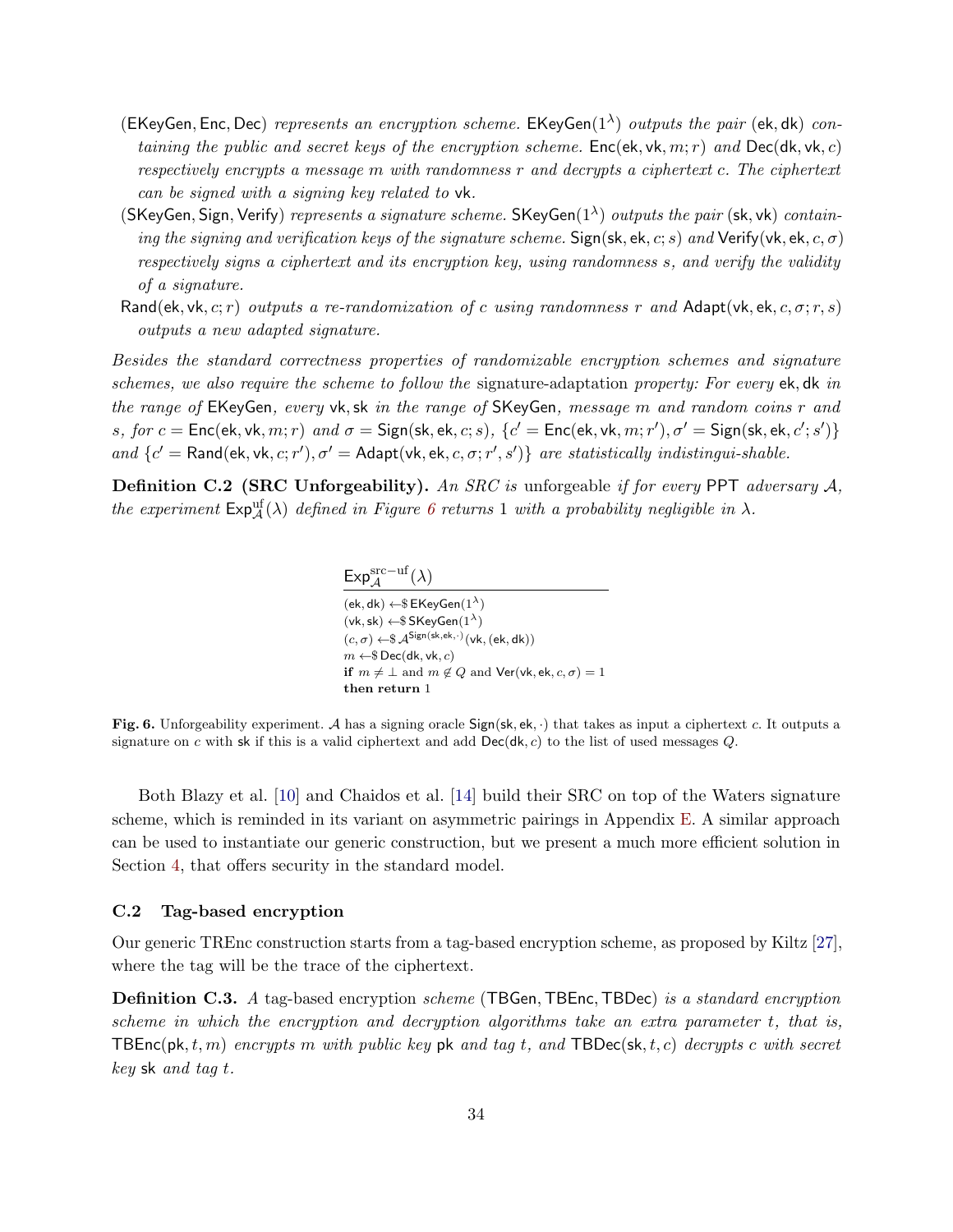- (EKeyGen, Enc, Dec) *represents an encryption scheme.* $\mathsf{EKeyGen}(1^\lambda)$ *outputs the pair* $(\mathsf{ek}, \mathsf{dk})$ *containing the public and secret keys of the encryption scheme.* $\mathsf{Enc}(\mathsf{ek}, \mathsf{vk}, m; r)$ *and* $\mathsf{Dec}(\mathsf{dk}, \mathsf{vk}, c)$ *respectively encrypts a message* $m$ *with randomness* $r$ *and decrypts a ciphertext* $c$*. The ciphertext can be signed with a signing key related to* $\mathsf{vk}$*.*
- (SKeyGen, Sign, Verify) *represents a signature scheme.* $\mathsf{SKeyGen}(1^\lambda)$ *outputs the pair* $(\mathsf{sk}, \mathsf{vk})$ *containing the signing and verification keys of the signature scheme.* $\mathsf{Sign}(\mathsf{sk}, \mathsf{ek}, c; s)$ *and* $\mathsf{Verify}(\mathsf{vk}, \mathsf{ek}, c, \sigma)$ *respectively signs a ciphertext and its encryption key, using randomness* $s$*, and verify the validity of a signature.*
- $\mathsf{Rand}(\mathsf{ek}, \mathsf{vk}, c; r)$ *outputs a re-randomization of* $c$ *using randomness* $r$ *and* $\mathsf{Adapt}(\mathsf{vk}, \mathsf{ek}, c, \sigma; r, s)$ *outputs a new adapted signature.*

*Besides the standard correctness properties of randomizable encryption schemes and signature schemes, we also require the scheme to follow the* signature-adaptation *property: For every* $\mathsf{ek}, \mathsf{dk}$ *in the range of* EKeyGen*, every* $\mathsf{vk}, \mathsf{sk}$ *in the range of* SKeyGen*, message* $m$ *and random coins* $r$ *and* $s$*, for* $c = \mathsf{Enc}(\mathsf{ek}, \mathsf{vk}, m; r)$ *and* $\sigma = \mathsf{Sign}(\mathsf{sk}, \mathsf{ek}, c; s)$*,* $\{c' = \mathsf{Enc}(\mathsf{ek}, \mathsf{vk}, m; r'), \sigma' = \mathsf{Sign}(\mathsf{sk}, \mathsf{ek}, c'; s')\}$ *and* $\{c' = \mathsf{Rand}(\mathsf{ek}, \mathsf{vk}, c; r'), \sigma' = \mathsf{Adapt}(\mathsf{vk}, \mathsf{ek}, c, \sigma; r', s')\}$ *are statistically indistingui-shable.*

**Definition C.2 (SRC Unforgeability).** *An SRC is* unforgeable *if for every* PPT *adversary* $\mathcal{A}$*, the experiment* $\mathsf{Exp}^{\mathrm{uf}}_{\mathcal{A}}(\lambda)$ *defined in Figure 6 returns* 1 *with a probability negligible in* $\lambda$*.*

$\mathsf{Exp}^{\mathrm{src-uf}}_{\mathcal{A}}(\lambda)$

$(\mathsf{ek}, \mathsf{dk}) \leftarrow\$\ \mathsf{EKeyGen}(1^\lambda)$
$(\mathsf{vk}, \mathsf{sk}) \leftarrow\$\ \mathsf{SKeyGen}(1^\lambda)$
$(c, \sigma) \leftarrow\$\ \mathcal{A}^{\mathsf{Sign}(\mathsf{sk}, \mathsf{ek}, \cdot)}(\mathsf{vk}, (\mathsf{ek}, \mathsf{dk}))$
$m \leftarrow\$\ \mathsf{Dec}(\mathsf{dk}, \mathsf{vk}, c)$
**if** $m \neq \perp$ and $m \notin Q$ and $\mathsf{Ver}(\mathsf{vk}, \mathsf{ek}, c, \sigma) = 1$
**then return** 1

**Fig. 6.** Unforgeability experiment. $\mathcal{A}$ has a signing oracle $\mathsf{Sign}(\mathsf{sk}, \mathsf{ek}, \cdot)$ that takes as input a ciphertext $c$. It outputs a signature on $c$ with $\mathsf{sk}$ if this is a valid ciphertext and add $\mathsf{Dec}(\mathsf{dk}, c)$ to the list of used messages $Q$.

Both Blazy et al. [10] and Chaidos et al. [14] build their SRC on top of the Waters signature scheme, which is reminded in its variant on asymmetric pairings in Appendix E. A similar approach can be used to instantiate our generic construction, but we present a much more efficient solution in Section 4, that offers security in the standard model.

### C.2 Tag-based encryption

Our generic TREnc construction starts from a tag-based encryption scheme, as proposed by Kiltz [27], where the tag will be the trace of the ciphertext.

**Definition C.3.** *A* tag-based encryption *scheme* (TBGen, TBEnc, TBDec) *is a standard encryption scheme in which the encryption and decryption algorithms take an extra parameter* $t$*, that is,* $\mathsf{TBEnc}(\mathsf{pk}, t, m)$ *encrypts* $m$ *with public key* $\mathsf{pk}$ *and tag* $t$*, and* $\mathsf{TBDec}(\mathsf{sk}, t, c)$ *decrypts* $c$ *with secret key* $\mathsf{sk}$ *and tag* $t$*.*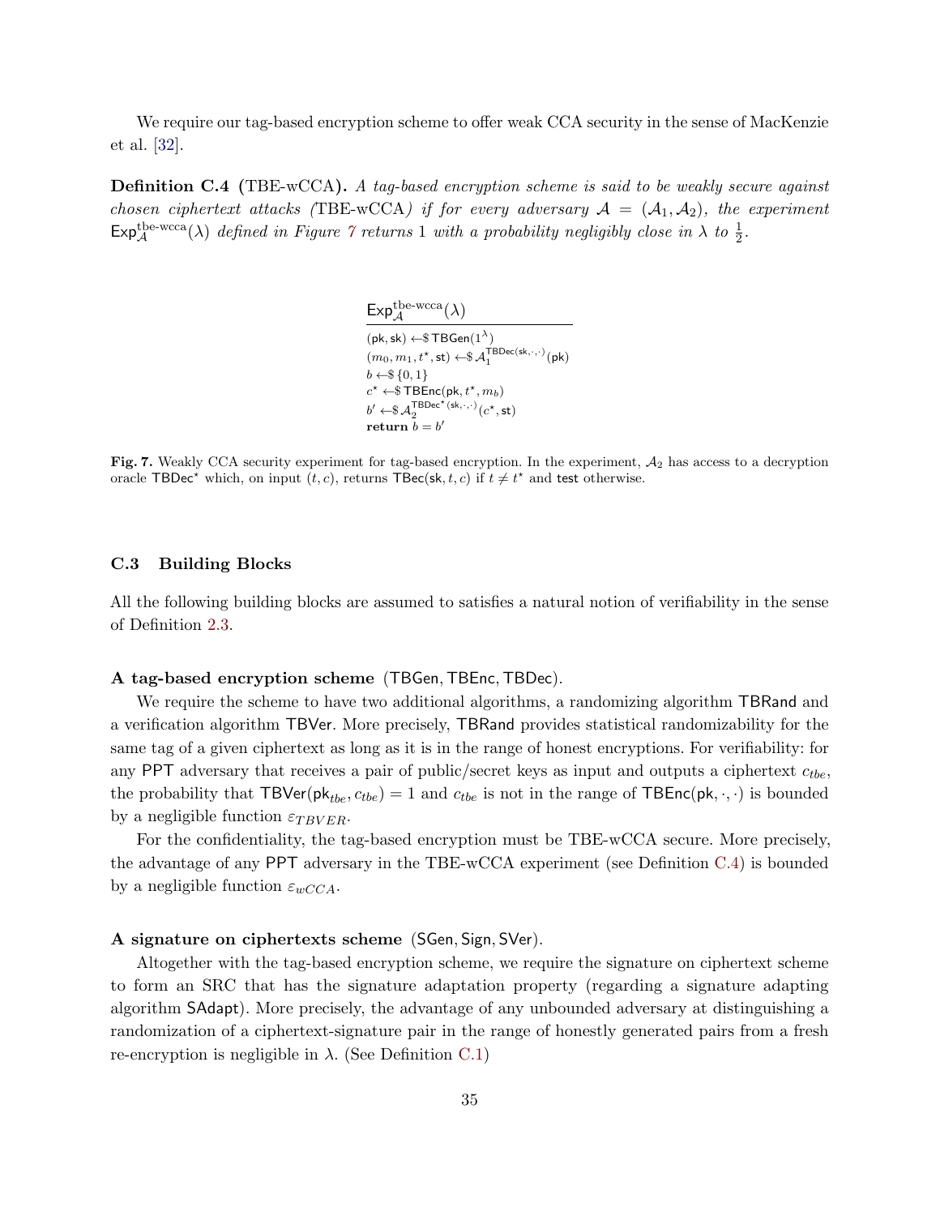We require our tag-based encryption scheme to offer weak CCA security in the sense of MacKenzie et al. [32].

**Definition C.4** (TBE-wCCA)**.** *A tag-based encryption scheme is said to be weakly secure against chosen ciphertext attacks (*TBE-wCCA*) if for every adversary $\mathcal{A} = (\mathcal{A}_1, \mathcal{A}_2)$, the experiment $\mathsf{Exp}^{\text{tbe-wcca}}_{\mathcal{A}}(\lambda)$ defined in Figure 7 returns 1 with a probability negligibly close in $\lambda$ to $\frac{1}{2}$.*

$$
\begin{array}{l}
\underline{\mathsf{Exp}^{\text{tbe-wcca}}_{\mathcal{A}}(\lambda)} \\
(\mathsf{pk}, \mathsf{sk}) \leftarrow\$ \mathsf{TBGen}(1^\lambda) \\
(m_0, m_1, t^\star, \mathsf{st}) \leftarrow\$ \mathcal{A}_1^{\mathsf{TBDec}(\mathsf{sk},\cdot,\cdot)}(\mathsf{pk}) \\
b \leftarrow\$ \{0,1\} \\
c^\star \leftarrow\$ \mathsf{TBEnc}(\mathsf{pk}, t^\star, m_b) \\
b' \leftarrow\$ \mathcal{A}_2^{\mathsf{TBDec}^\star(\mathsf{sk},\cdot,\cdot)}(c^\star, \mathsf{st}) \\
\textbf{return } b = b'
\end{array}
$$

**Fig. 7.** Weakly CCA security experiment for tag-based encryption. In the experiment, $\mathcal{A}_2$ has access to a decryption oracle $\mathsf{TBDec}^\star$ which, on input $(t, c)$, returns $\mathsf{TBec}(\mathsf{sk}, t, c)$ if $t \neq t^\star$ and $\mathsf{test}$ otherwise.

### C.3 Building Blocks

All the following building blocks are assumed to satisfies a natural notion of verifiability in the sense of Definition 2.3.

**A tag-based encryption scheme** $(\mathsf{TBGen}, \mathsf{TBEnc}, \mathsf{TBDec})$.

We require the scheme to have two additional algorithms, a randomizing algorithm $\mathsf{TBRand}$ and a verification algorithm $\mathsf{TBVer}$. More precisely, $\mathsf{TBRand}$ provides statistical randomizability for the same tag of a given ciphertext as long as it is in the range of honest encryptions. For verifiability: for any $\mathsf{PPT}$ adversary that receives a pair of public/secret keys as input and outputs a ciphertext $c_{tbe}$, the probability that $\mathsf{TBVer}(\mathsf{pk}_{tbe}, c_{tbe}) = 1$ and $c_{tbe}$ is not in the range of $\mathsf{TBEnc}(\mathsf{pk}, \cdot, \cdot)$ is bounded by a negligible function $\varepsilon_{TBVER}$.

For the confidentiality, the tag-based encryption must be TBE-wCCA secure. More precisely, the advantage of any $\mathsf{PPT}$ adversary in the TBE-wCCA experiment (see Definition C.4) is bounded by a negligible function $\varepsilon_{wCCA}$.

**A signature on ciphertexts scheme** $(\mathsf{SGen}, \mathsf{Sign}, \mathsf{SVer})$.

Altogether with the tag-based encryption scheme, we require the signature on ciphertext scheme to form an SRC that has the signature adaptation property (regarding a signature adapting algorithm $\mathsf{SAdapt}$). More precisely, the advantage of any unbounded adversary at distinguishing a randomization of a ciphertext-signature pair in the range of honestly generated pairs from a fresh re-encryption is negligible in $\lambda$. (See Definition C.1)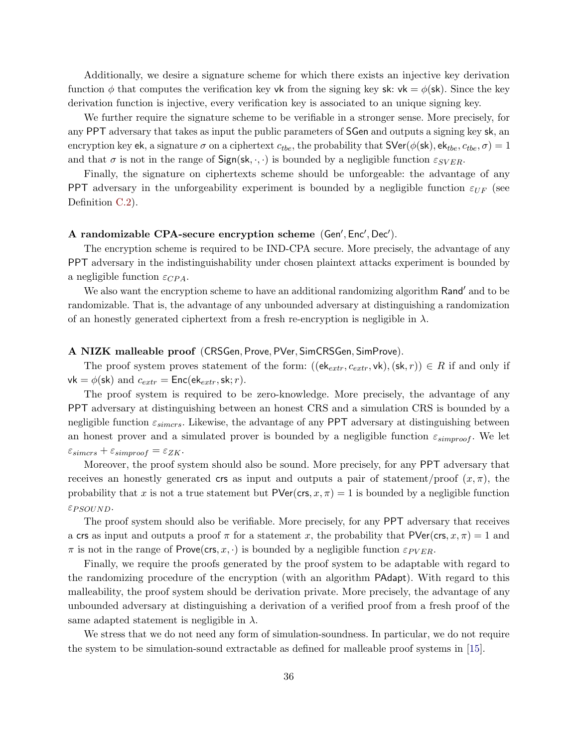Additionally, we desire a signature scheme for which there exists an injective key derivation function $\phi$ that computes the verification key $\mathsf{vk}$ from the signing key $\mathsf{sk}$: $\mathsf{vk} = \phi(\mathsf{sk})$. Since the key derivation function is injective, every verification key is associated to an unique signing key.

We further require the signature scheme to be verifiable in a stronger sense. More precisely, for any $\mathsf{PPT}$ adversary that takes as input the public parameters of $\mathsf{SGen}$ and outputs a signing key $\mathsf{sk}$, an encryption key $\mathsf{ek}$, a signature $\sigma$ on a ciphertext $c_{tbe}$, the probability that $\mathsf{SVer}(\phi(\mathsf{sk}), \mathsf{ek}_{tbe}, c_{tbe}, \sigma) = 1$ and that $\sigma$ is not in the range of $\mathsf{Sign}(\mathsf{sk}, \cdot, \cdot)$ is bounded by a negligible function $\varepsilon_{SVER}$.

Finally, the signature on ciphertexts scheme should be unforgeable: the advantage of any $\mathsf{PPT}$ adversary in the unforgeability experiment is bounded by a negligible function $\varepsilon_{UF}$ (see Definition C.2).

**A randomizable CPA-secure encryption scheme** $(\mathsf{Gen}', \mathsf{Enc}', \mathsf{Dec}')$.

The encryption scheme is required to be IND-CPA secure. More precisely, the advantage of any $\mathsf{PPT}$ adversary in the indistinguishability under chosen plaintext attacks experiment is bounded by a negligible function $\varepsilon_{CPA}$.

We also want the encryption scheme to have an additional randomizing algorithm $\mathsf{Rand}'$ and to be randomizable. That is, the advantage of any unbounded adversary at distinguishing a randomization of an honestly generated ciphertext from a fresh re-encryption is negligible in $\lambda$.

**A NIZK malleable proof** $(\mathsf{CRSGen}, \mathsf{Prove}, \mathsf{PVer}, \mathsf{SimCRSGen}, \mathsf{SimProve})$.

The proof system proves statement of the form: $((\mathsf{ek}_{extr}, c_{extr}, \mathsf{vk}), (\mathsf{sk}, r)) \in R$ if and only if $\mathsf{vk} = \phi(\mathsf{sk})$ and $c_{extr} = \mathsf{Enc}(\mathsf{ek}_{extr}, \mathsf{sk}; r)$.

The proof system is required to be zero-knowledge. More precisely, the advantage of any $\mathsf{PPT}$ adversary at distinguishing between an honest CRS and a simulation CRS is bounded by a negligible function $\varepsilon_{simcrs}$. Likewise, the advantage of any $\mathsf{PPT}$ adversary at distinguishing between an honest prover and a simulated prover is bounded by a negligible function $\varepsilon_{simproof}$. We let $\varepsilon_{simcrs} + \varepsilon_{simproof} = \varepsilon_{ZK}$.

Moreover, the proof system should also be sound. More precisely, for any $\mathsf{PPT}$ adversary that receives an honestly generated $\mathsf{crs}$ as input and outputs a pair of statement/proof $(x, \pi)$, the probability that $x$ is not a true statement but $\mathsf{PVer}(\mathsf{crs}, x, \pi) = 1$ is bounded by a negligible function $\varepsilon_{PSOUND}$.

The proof system should also be verifiable. More precisely, for any $\mathsf{PPT}$ adversary that receives a $\mathsf{crs}$ as input and outputs a proof $\pi$ for a statement $x$, the probability that $\mathsf{PVer}(\mathsf{crs}, x, \pi) = 1$ and $\pi$ is not in the range of $\mathsf{Prove}(\mathsf{crs}, x, \cdot)$ is bounded by a negligible function $\varepsilon_{PVER}$.

Finally, we require the proofs generated by the proof system to be adaptable with regard to the randomizing procedure of the encryption (with an algorithm $\mathsf{PAdapt}$). With regard to this malleability, the proof system should be derivation private. More precisely, the advantage of any unbounded adversary at distinguishing a derivation of a verified proof from a fresh proof of the same adapted statement is negligible in $\lambda$.

We stress that we do not need any form of simulation-soundness. In particular, we do not require the system to be simulation-sound extractable as defined for malleable proof systems in [15].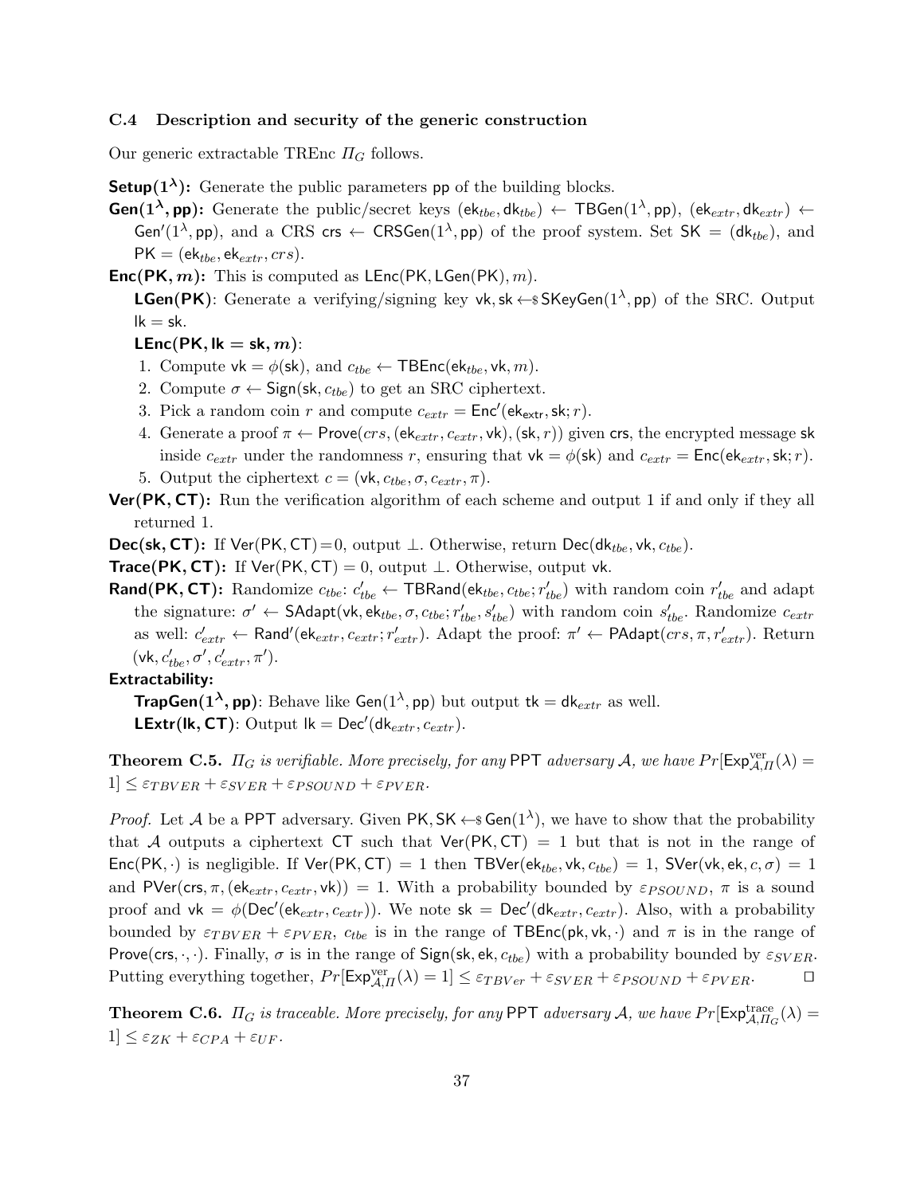### C.4 Description and security of the generic construction

Our generic extractable TREnc $\Pi_G$ follows.

**Setup($1^\lambda$):** Generate the public parameters $\mathsf{pp}$ of the building blocks.

**Gen($1^\lambda$, pp):** Generate the public/secret keys $(\mathsf{ek}_{tbe}, \mathsf{dk}_{tbe}) \leftarrow \mathsf{TBGen}(1^\lambda, \mathsf{pp})$, $(\mathsf{ek}_{extr}, \mathsf{dk}_{extr}) \leftarrow \mathsf{Gen}'(1^\lambda, \mathsf{pp})$, and a CRS $\mathsf{crs} \leftarrow \mathsf{CRSGen}(1^\lambda, \mathsf{pp})$ of the proof system. Set $\mathsf{SK} = (\mathsf{dk}_{tbe})$, and $\mathsf{PK} = (\mathsf{ek}_{tbe}, \mathsf{ek}_{extr}, crs)$.

**Enc(PK, $m$):** This is computed as $\mathsf{LEnc}(\mathsf{PK}, \mathsf{LGen}(\mathsf{PK}), m)$.

**LGen(PK)**: Generate a verifying/signing key $\mathsf{vk}, \mathsf{sk} \leftarrow\!\$\, \mathsf{SKeyGen}(1^\lambda, \mathsf{pp})$ of the SRC. Output $\mathsf{lk} = \mathsf{sk}$.

**LEnc(PK, lk = sk, $m$)**:

1. Compute $\mathsf{vk} = \phi(\mathsf{sk})$, and $c_{tbe} \leftarrow \mathsf{TBEnc}(\mathsf{ek}_{tbe}, \mathsf{vk}, m)$.
2. Compute $\sigma \leftarrow \mathsf{Sign}(\mathsf{sk}, c_{tbe})$ to get an SRC ciphertext.
3. Pick a random coin $r$ and compute $c_{extr} = \mathsf{Enc}'(\mathsf{ek_{extr}}, \mathsf{sk}; r)$.
4. Generate a proof $\pi \leftarrow \mathsf{Prove}(crs, (\mathsf{ek}_{extr}, c_{extr}, \mathsf{vk}), (\mathsf{sk}, r))$ given $\mathsf{crs}$, the encrypted message $\mathsf{sk}$ inside $c_{extr}$ under the randomness $r$, ensuring that $\mathsf{vk} = \phi(\mathsf{sk})$ and $c_{extr} = \mathsf{Enc}(\mathsf{ek}_{extr}, \mathsf{sk}; r)$.
5. Output the ciphertext $c = (\mathsf{vk}, c_{tbe}, \sigma, c_{extr}, \pi)$.

**Ver(PK, CT):** Run the verification algorithm of each scheme and output 1 if and only if they all returned 1.

**Dec(sk, CT):** If $\mathsf{Ver}(\mathsf{PK}, \mathsf{CT}) = 0$, output $\perp$. Otherwise, return $\mathsf{Dec}(\mathsf{dk}_{tbe}, \mathsf{vk}, c_{tbe})$.

**Trace(PK, CT):** If $\mathsf{Ver}(\mathsf{PK}, \mathsf{CT}) = 0$, output $\perp$. Otherwise, output $\mathsf{vk}$.

**Rand(PK, CT):** Randomize $c_{tbe}$: $c'_{tbe} \leftarrow \mathsf{TBRand}(\mathsf{ek}_{tbe}, c_{tbe}; r'_{tbe})$ with random coin $r'_{tbe}$ and adapt the signature: $\sigma' \leftarrow \mathsf{SAdapt}(\mathsf{vk}, \mathsf{ek}_{tbe}, \sigma, c_{tbe}; r'_{tbe}, s'_{tbe})$ with random coin $s'_{tbe}$. Randomize $c_{extr}$ as well: $c'_{extr} \leftarrow \mathsf{Rand}'(\mathsf{ek}_{extr}, c_{extr}; r'_{extr})$. Adapt the proof: $\pi' \leftarrow \mathsf{PAdapt}(crs, \pi, r'_{extr})$. Return $(\mathsf{vk}, c'_{tbe}, \sigma', c'_{extr}, \pi')$.

**Extractability:**

**TrapGen($1^\lambda$, pp)**: Behave like $\mathsf{Gen}(1^\lambda, \mathsf{pp})$ but output $\mathsf{tk} = \mathsf{dk}_{extr}$ as well.

**LExtr(lk, CT)**: Output $\mathsf{lk} = \mathsf{Dec}'(\mathsf{dk}_{extr}, c_{extr})$.

**Theorem C.5.** *$\Pi_G$ is verifiable. More precisely, for any* PPT *adversary $\mathcal{A}$, we have $Pr[\mathsf{Exp}^{\mathrm{ver}}_{\mathcal{A},\Pi}(\lambda) = 1] \leq \varepsilon_{TBVER} + \varepsilon_{SVER} + \varepsilon_{PSOUND} + \varepsilon_{PVER}$.*

*Proof.* Let $\mathcal{A}$ be a PPT adversary. Given $\mathsf{PK}, \mathsf{SK} \leftarrow\!\$\, \mathsf{Gen}(1^\lambda)$, we have to show that the probability that $\mathcal{A}$ outputs a ciphertext $\mathsf{CT}$ such that $\mathsf{Ver}(\mathsf{PK}, \mathsf{CT}) = 1$ but that is not in the range of $\mathsf{Enc}(\mathsf{PK}, \cdot)$ is negligible. If $\mathsf{Ver}(\mathsf{PK}, \mathsf{CT}) = 1$ then $\mathsf{TBVer}(\mathsf{ek}_{tbe}, \mathsf{vk}, c_{tbe}) = 1$, $\mathsf{SVer}(\mathsf{vk}, \mathsf{ek}, c, \sigma) = 1$ and $\mathsf{PVer}(\mathsf{crs}, \pi, (\mathsf{ek}_{extr}, c_{extr}, \mathsf{vk})) = 1$. With a probability bounded by $\varepsilon_{PSOUND}$, $\pi$ is a sound proof and $\mathsf{vk} = \phi(\mathsf{Dec}'(\mathsf{ek}_{extr}, c_{extr}))$. We note $\mathsf{sk} = \mathsf{Dec}'(\mathsf{dk}_{extr}, c_{extr})$. Also, with a probability bounded by $\varepsilon_{TBVER} + \varepsilon_{PVER}$, $c_{tbe}$ is in the range of $\mathsf{TBEnc}(\mathsf{pk}, \mathsf{vk}, \cdot)$ and $\pi$ is in the range of $\mathsf{Prove}(\mathsf{crs}, \cdot, \cdot)$. Finally, $\sigma$ is in the range of $\mathsf{Sign}(\mathsf{sk}, \mathsf{ek}, c_{tbe})$ with a probability bounded by $\varepsilon_{SVER}$. Putting everything together, $Pr[\mathsf{Exp}^{\mathrm{ver}}_{\mathcal{A},\Pi}(\lambda) = 1] \leq \varepsilon_{TBVer} + \varepsilon_{SVER} + \varepsilon_{PSOUND} + \varepsilon_{PVER}$. $\square$

**Theorem C.6.** *$\Pi_G$ is traceable. More precisely, for any* PPT *adversary $\mathcal{A}$, we have $Pr[\mathsf{Exp}^{\mathrm{trace}}_{\mathcal{A},\Pi_G}(\lambda) = 1] \leq \varepsilon_{ZK} + \varepsilon_{CPA} + \varepsilon_{UF}$.*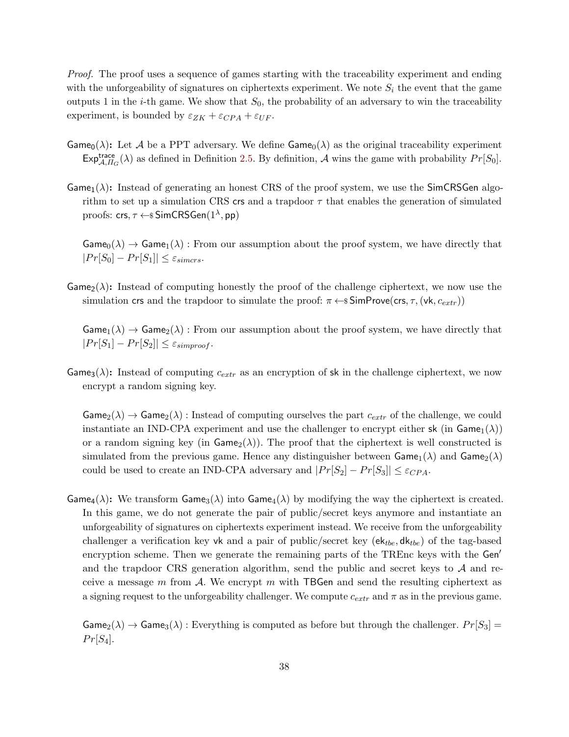*Proof.* The proof uses a sequence of games starting with the traceability experiment and ending with the unforgeability of signatures on ciphertexts experiment. We note $S_i$ the event that the game outputs 1 in the $i$-th game. We show that $S_0$, the probability of an adversary to win the traceability experiment, is bounded by $\varepsilon_{ZK} + \varepsilon_{CPA} + \varepsilon_{UF}$.

$\mathsf{Game}_0(\lambda)$: Let $\mathcal{A}$ be a PPT adversary. We define $\mathsf{Game}_0(\lambda)$ as the original traceability experiment $\mathsf{Exp}^{\mathsf{trace}}_{\mathcal{A},\Pi_G}(\lambda)$ as defined in Definition 2.5. By definition, $\mathcal{A}$ wins the game with probability $Pr[S_0]$.

$\mathsf{Game}_1(\lambda)$: Instead of generating an honest CRS of the proof system, we use the $\mathsf{SimCRSGen}$ algorithm to set up a simulation CRS $\mathsf{crs}$ and a trapdoor $\tau$ that enables the generation of simulated proofs: $\mathsf{crs}, \tau \leftarrow\!\!\$\, \mathsf{SimCRSGen}(1^\lambda, \mathsf{pp})$

$\mathsf{Game}_0(\lambda) \rightarrow \mathsf{Game}_1(\lambda)$ : From our assumption about the proof system, we have directly that $|Pr[S_0] - Pr[S_1]| \leq \varepsilon_{simcrs}$.

$\mathsf{Game}_2(\lambda)$: Instead of computing honestly the proof of the challenge ciphertext, we now use the simulation $\mathsf{crs}$ and the trapdoor to simulate the proof: $\pi \leftarrow\!\!\$\, \mathsf{SimProve}(\mathsf{crs}, \tau, (\mathsf{vk}, c_{extr}))$

$\mathsf{Game}_1(\lambda) \rightarrow \mathsf{Game}_2(\lambda)$ : From our assumption about the proof system, we have directly that $|Pr[S_1] - Pr[S_2]| \leq \varepsilon_{simproof}$.

$\mathsf{Game}_3(\lambda)$: Instead of computing $c_{extr}$ as an encryption of $\mathsf{sk}$ in the challenge ciphertext, we now encrypt a random signing key.

$\mathsf{Game}_2(\lambda) \rightarrow \mathsf{Game}_2(\lambda)$ : Instead of computing ourselves the part $c_{extr}$ of the challenge, we could instantiate an IND-CPA experiment and use the challenger to encrypt either $\mathsf{sk}$ (in $\mathsf{Game}_1(\lambda)$) or a random signing key (in $\mathsf{Game}_2(\lambda)$). The proof that the ciphertext is well constructed is simulated from the previous game. Hence any distinguisher between $\mathsf{Game}_1(\lambda)$ and $\mathsf{Game}_2(\lambda)$ could be used to create an IND-CPA adversary and $|Pr[S_2] - Pr[S_3]| \leq \varepsilon_{CPA}$.

$\mathsf{Game}_4(\lambda)$: We transform $\mathsf{Game}_3(\lambda)$ into $\mathsf{Game}_4(\lambda)$ by modifying the way the ciphertext is created. In this game, we do not generate the pair of public/secret keys anymore and instantiate an unforgeability of signatures on ciphertexts experiment instead. We receive from the unforgeability challenger a verification key $\mathsf{vk}$ and a pair of public/secret key $(\mathsf{ek}_{tbe}, \mathsf{dk}_{tbe})$ of the tag-based encryption scheme. Then we generate the remaining parts of the TREnc keys with the $\mathsf{Gen}'$ and the trapdoor CRS generation algorithm, send the public and secret keys to $\mathcal{A}$ and receive a message $m$ from $\mathcal{A}$. We encrypt $m$ with $\mathsf{TBGen}$ and send the resulting ciphertext as a signing request to the unforgeability challenger. We compute $c_{extr}$ and $\pi$ as in the previous game.

$\mathsf{Game}_2(\lambda) \rightarrow \mathsf{Game}_3(\lambda)$ : Everything is computed as before but through the challenger. $Pr[S_3] = Pr[S_4]$.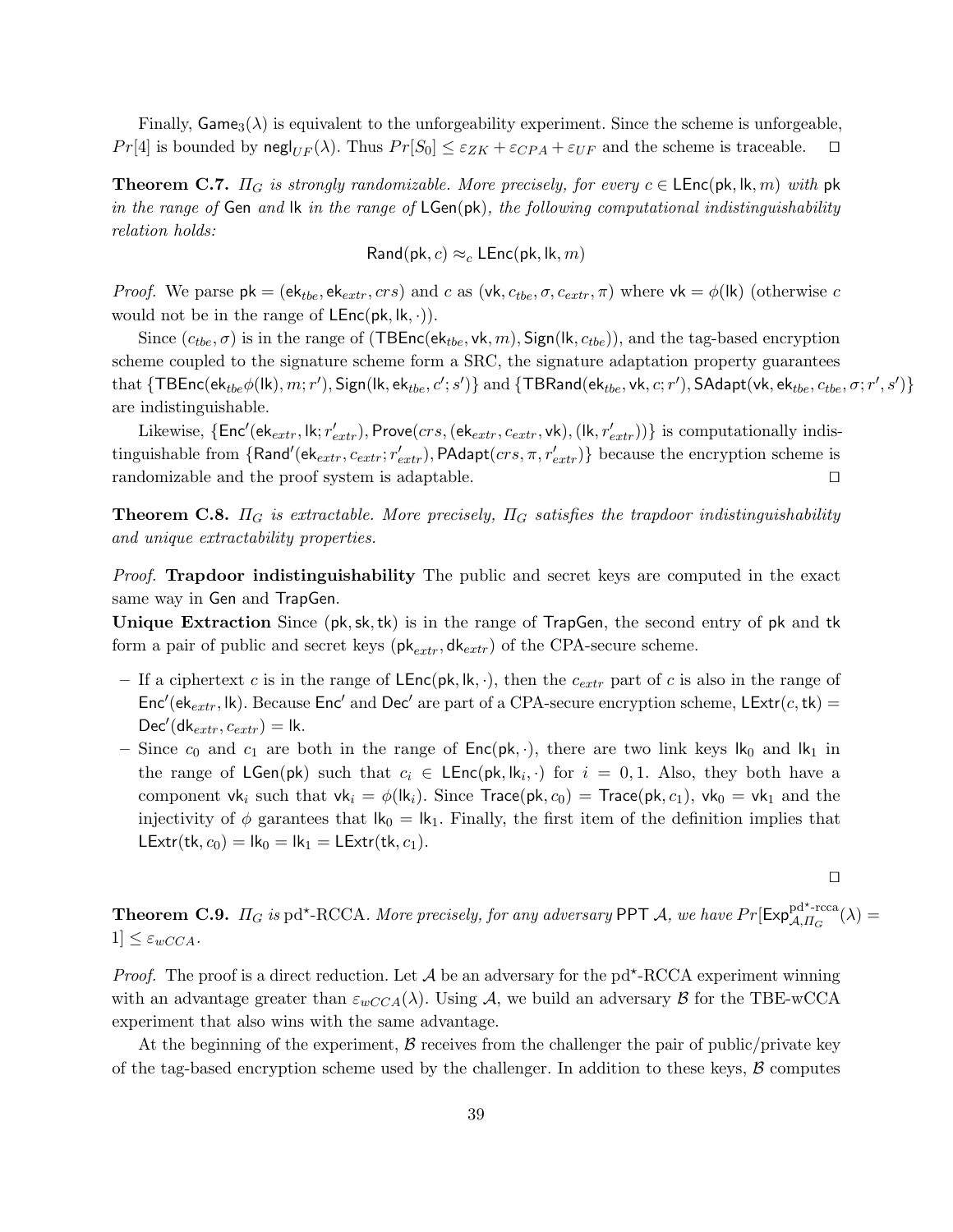Finally, $\mathsf{Game}_3(\lambda)$ is equivalent to the unforgeability experiment. Since the scheme is unforgeable, $Pr[4]$ is bounded by $\mathsf{negl}_{UF}(\lambda)$. Thus $Pr[S_0] \leq \varepsilon_{ZK} + \varepsilon_{CPA} + \varepsilon_{UF}$ and the scheme is traceable. $\square$

**Theorem C.7.** *$\Pi_G$ is strongly randomizable. More precisely, for every $c \in \mathsf{LEnc}(\mathsf{pk}, \mathsf{lk}, m)$ with $\mathsf{pk}$ in the range of $\mathsf{Gen}$ and $\mathsf{lk}$ in the range of $\mathsf{LGen}(\mathsf{pk})$, the following computational indistinguishability relation holds:*

$$\mathsf{Rand}(\mathsf{pk}, c) \approx_c \mathsf{LEnc}(\mathsf{pk}, \mathsf{lk}, m)$$

*Proof.* We parse $\mathsf{pk} = (\mathsf{ek}_{tbe}, \mathsf{ek}_{extr}, crs)$ and $c$ as $(\mathsf{vk}, c_{tbe}, \sigma, c_{extr}, \pi)$ where $\mathsf{vk} = \phi(\mathsf{lk})$ (otherwise $c$ would not be in the range of $\mathsf{LEnc}(\mathsf{pk}, \mathsf{lk}, \cdot)$).

Since $(c_{tbe}, \sigma)$ is in the range of $(\mathsf{TBEnc}(\mathsf{ek}_{tbe}, \mathsf{vk}, m), \mathsf{Sign}(\mathsf{lk}, c_{tbe}))$, and the tag-based encryption scheme coupled to the signature scheme form a SRC, the signature adaptation property guarantees that $\{\mathsf{TBEnc}(\mathsf{ek}_{tbe}\phi(\mathsf{lk}), m; r'), \mathsf{Sign}(\mathsf{lk}, \mathsf{ek}_{tbe}, c'; s')\}$ and $\{\mathsf{TBRand}(\mathsf{ek}_{tbe}, \mathsf{vk}, c; r'), \mathsf{SAdapt}(\mathsf{vk}, \mathsf{ek}_{tbe}, c_{tbe}, \sigma; r', s')\}$ are indistinguishable.

Likewise, $\{\mathsf{Enc}'(\mathsf{ek}_{extr}, \mathsf{lk}; r'_{extr}), \mathsf{Prove}(crs, (\mathsf{ek}_{extr}, c_{extr}, \mathsf{vk}), (\mathsf{lk}, r'_{extr}))\}$ is computationally indistinguishable from $\{\mathsf{Rand}'(\mathsf{ek}_{extr}, c_{extr}; r'_{extr}), \mathsf{PAdapt}(crs, \pi, r'_{extr})\}$ because the encryption scheme is randomizable and the proof system is adaptable. $\square$

**Theorem C.8.** *$\Pi_G$ is extractable. More precisely, $\Pi_G$ satisfies the trapdoor indistinguishability and unique extractability properties.*

*Proof.* **Trapdoor indistinguishability** The public and secret keys are computed in the exact same way in $\mathsf{Gen}$ and $\mathsf{TrapGen}$.
**Unique Extraction** Since $(\mathsf{pk}, \mathsf{sk}, \mathsf{tk})$ is in the range of $\mathsf{TrapGen}$, the second entry of $\mathsf{pk}$ and $\mathsf{tk}$ form a pair of public and secret keys $(\mathsf{pk}_{extr}, \mathsf{dk}_{extr})$ of the CPA-secure scheme.

- If a ciphertext $c$ is in the range of $\mathsf{LEnc}(\mathsf{pk}, \mathsf{lk}, \cdot)$, then the $c_{extr}$ part of $c$ is also in the range of $\mathsf{Enc}'(\mathsf{ek}_{extr}, \mathsf{lk})$. Because $\mathsf{Enc}'$ and $\mathsf{Dec}'$ are part of a CPA-secure encryption scheme, $\mathsf{LExtr}(c, \mathsf{tk}) = \mathsf{Dec}'(\mathsf{dk}_{extr}, c_{extr}) = \mathsf{lk}$.
- Since $c_0$ and $c_1$ are both in the range of $\mathsf{Enc}(\mathsf{pk}, \cdot)$, there are two link keys $\mathsf{lk}_0$ and $\mathsf{lk}_1$ in the range of $\mathsf{LGen}(\mathsf{pk})$ such that $c_i \in \mathsf{LEnc}(\mathsf{pk}, \mathsf{lk}_i, \cdot)$ for $i = 0, 1$. Also, they both have a component $\mathsf{vk}_i$ such that $\mathsf{vk}_i = \phi(\mathsf{lk}_i)$. Since $\mathsf{Trace}(\mathsf{pk}, c_0) = \mathsf{Trace}(\mathsf{pk}, c_1)$, $\mathsf{vk}_0 = \mathsf{vk}_1$ and the injectivity of $\phi$ garantees that $\mathsf{lk}_0 = \mathsf{lk}_1$. Finally, the first item of the definition implies that $\mathsf{LExtr}(\mathsf{tk}, c_0) = \mathsf{lk}_0 = \mathsf{lk}_1 = \mathsf{LExtr}(\mathsf{tk}, c_1)$.

$\square$

**Theorem C.9.** *$\Pi_G$ is pd$^\star$-RCCA. More precisely, for any adversary PPT $\mathcal{A}$, we have $Pr[\mathsf{Exp}^{\text{pd}^\star\text{-rcca}}_{\mathcal{A},\Pi_G}(\lambda) = 1] \leq \varepsilon_{wCCA}$.*

*Proof.* The proof is a direct reduction. Let $\mathcal{A}$ be an adversary for the pd$^\star$-RCCA experiment winning with an advantage greater than $\varepsilon_{wCCA}(\lambda)$. Using $\mathcal{A}$, we build an adversary $\mathcal{B}$ for the TBE-wCCA experiment that also wins with the same advantage.

At the beginning of the experiment, $\mathcal{B}$ receives from the challenger the pair of public/private key of the tag-based encryption scheme used by the challenger. In addition to these keys, $\mathcal{B}$ computes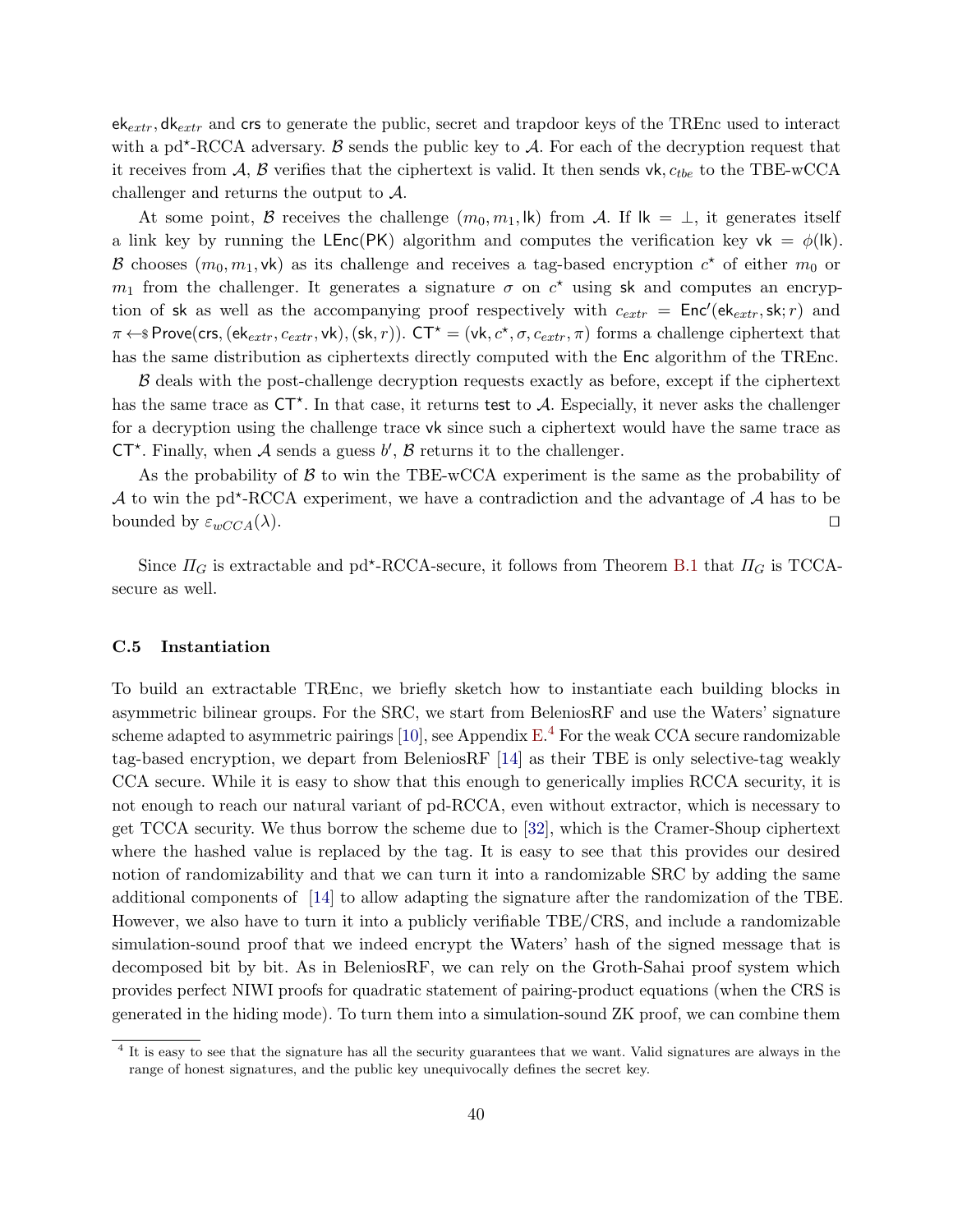$\mathsf{ek}_{extr}, \mathsf{dk}_{extr}$ and $\mathsf{crs}$ to generate the public, secret and trapdoor keys of the TREnc used to interact with a pd$^\star$-RCCA adversary. $\mathcal{B}$ sends the public key to $\mathcal{A}$. For each of the decryption request that it receives from $\mathcal{A}$, $\mathcal{B}$ verifies that the ciphertext is valid. It then sends $\mathsf{vk}, c_{tbe}$ to the TBE-wCCA challenger and returns the output to $\mathcal{A}$.

At some point, $\mathcal{B}$ receives the challenge $(m_0, m_1, \mathsf{lk})$ from $\mathcal{A}$. If $\mathsf{lk} = \bot$, it generates itself a link key by running the $\mathsf{LEnc}(\mathsf{PK})$ algorithm and computes the verification key $\mathsf{vk} = \phi(\mathsf{lk})$. $\mathcal{B}$ chooses $(m_0, m_1, \mathsf{vk})$ as its challenge and receives a tag-based encryption $c^\star$ of either $m_0$ or $m_1$ from the challenger. It generates a signature $\sigma$ on $c^\star$ using $\mathsf{sk}$ and computes an encryption of $\mathsf{sk}$ as well as the accompanying proof respectively with $c_{extr} = \mathsf{Enc}'(\mathsf{ek}_{extr}, \mathsf{sk}; r)$ and $\pi \leftarrow\!\!\$\ \mathsf{Prove}(\mathsf{crs}, (\mathsf{ek}_{extr}, c_{extr}, \mathsf{vk}), (\mathsf{sk}, r))$. $\mathsf{CT}^\star = (\mathsf{vk}, c^\star, \sigma, c_{extr}, \pi)$ forms a challenge ciphertext that has the same distribution as ciphertexts directly computed with the $\mathsf{Enc}$ algorithm of the TREnc.

$\mathcal{B}$ deals with the post-challenge decryption requests exactly as before, except if the ciphertext has the same trace as $\mathsf{CT}^\star$. In that case, it returns $\mathsf{test}$ to $\mathcal{A}$. Especially, it never asks the challenger for a decryption using the challenge trace $\mathsf{vk}$ since such a ciphertext would have the same trace as $\mathsf{CT}^\star$. Finally, when $\mathcal{A}$ sends a guess $b'$, $\mathcal{B}$ returns it to the challenger.

As the probability of $\mathcal{B}$ to win the TBE-wCCA experiment is the same as the probability of $\mathcal{A}$ to win the pd$^\star$-RCCA experiment, we have a contradiction and the advantage of $\mathcal{A}$ has to be bounded by $\varepsilon_{wCCA}(\lambda)$. ◻

Since $\Pi_G$ is extractable and pd$^\star$-RCCA-secure, it follows from Theorem B.1 that $\Pi_G$ is TCCA-secure as well.

### C.5 Instantiation

To build an extractable TREnc, we briefly sketch how to instantiate each building blocks in asymmetric bilinear groups. For the SRC, we start from BeleniosRF and use the Waters' signature scheme adapted to asymmetric pairings [10], see Appendix E.[4] For the weak CCA secure randomizable tag-based encryption, we depart from BeleniosRF [14] as their TBE is only selective-tag weakly CCA secure. While it is easy to show that this enough to generically implies RCCA security, it is not enough to reach our natural variant of pd-RCCA, even without extractor, which is necessary to get TCCA security. We thus borrow the scheme due to [32], which is the Cramer-Shoup ciphertext where the hashed value is replaced by the tag. It is easy to see that this provides our desired notion of randomizability and that we can turn it into a randomizable SRC by adding the same additional components of [14] to allow adapting the signature after the randomization of the TBE. However, we also have to turn it into a publicly verifiable TBE/CRS, and include a randomizable simulation-sound proof that we indeed encrypt the Waters' hash of the signed message that is decomposed bit by bit. As in BeleniosRF, we can rely on the Groth-Sahai proof system which provides perfect NIWI proofs for quadratic statement of pairing-product equations (when the CRS is generated in the hiding mode). To turn them into a simulation-sound ZK proof, we can combine them

[4] It is easy to see that the signature has all the security guarantees that we want. Valid signatures are always in the range of honest signatures, and the public key unequivocally defines the secret key.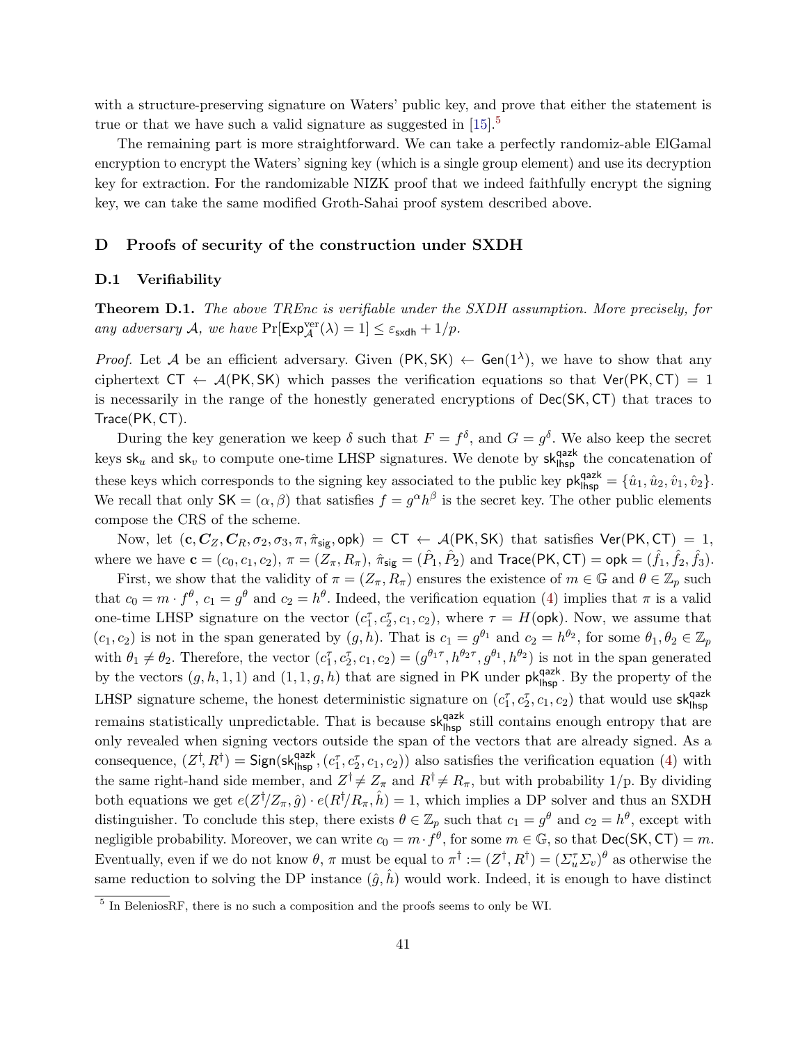with a structure-preserving signature on Waters' public key, and prove that either the statement is true or that we have such a valid signature as suggested in [15].[5]

The remaining part is more straightforward. We can take a perfectly randomiz-able ElGamal encryption to encrypt the Waters' signing key (which is a single group element) and use its decryption key for extraction. For the randomizable NIZK proof that we indeed faithfully encrypt the signing key, we can take the same modified Groth-Sahai proof system described above.

## D Proofs of security of the construction under SXDH

### D.1 Verifiability

**Theorem D.1.** *The above TREnc is verifiable under the SXDH assumption. More precisely, for any adversary $\mathcal{A}$, we have $\Pr[\mathsf{Exp}_{\mathcal{A}}^{\mathrm{ver}}(\lambda) = 1] \leq \varepsilon_{\mathsf{sxdh}} + 1/p$.*

*Proof.* Let $\mathcal{A}$ be an efficient adversary. Given $(\mathsf{PK}, \mathsf{SK}) \leftarrow \mathsf{Gen}(1^\lambda)$, we have to show that any ciphertext $\mathsf{CT} \leftarrow \mathcal{A}(\mathsf{PK}, \mathsf{SK})$ which passes the verification equations so that $\mathsf{Ver}(\mathsf{PK}, \mathsf{CT}) = 1$ is necessarily in the range of the honestly generated encryptions of $\mathsf{Dec}(\mathsf{SK}, \mathsf{CT})$ that traces to $\mathsf{Trace}(\mathsf{PK}, \mathsf{CT})$.

During the key generation we keep $\delta$ such that $F = f^\delta$, and $G = g^\delta$. We also keep the secret keys $\mathsf{sk}_u$ and $\mathsf{sk}_v$ to compute one-time LHSP signatures. We denote by $\mathsf{sk}_{\mathsf{lhsp}}^{\mathsf{qazk}}$ the concatenation of these keys which corresponds to the signing key associated to the public key $\mathsf{pk}_{\mathsf{lhsp}}^{\mathsf{qazk}} = \{\hat{u}_1, \hat{u}_2, \hat{v}_1, \hat{v}_2\}$. We recall that only $\mathsf{SK} = (\alpha, \beta)$ that satisfies $f = g^\alpha h^\beta$ is the secret key. The other public elements compose the CRS of the scheme.

Now, let $(\mathbf{c}, \boldsymbol{C}_Z, \boldsymbol{C}_R, \sigma_2, \sigma_3, \pi, \hat{\pi}_{\mathsf{sig}}, \mathsf{opk}) = \mathsf{CT} \leftarrow \mathcal{A}(\mathsf{PK}, \mathsf{SK})$ that satisfies $\mathsf{Ver}(\mathsf{PK}, \mathsf{CT}) = 1$, where we have $\mathbf{c} = (c_0, c_1, c_2)$, $\pi = (Z_\pi, R_\pi)$, $\hat{\pi}_{\mathsf{sig}} = (\hat{P}_1, \hat{P}_2)$ and $\mathsf{Trace}(\mathsf{PK}, \mathsf{CT}) = \mathsf{opk} = (\hat{f}_1, \hat{f}_2, \hat{f}_3)$.

First, we show that the validity of $\pi = (Z_\pi, R_\pi)$ ensures the existence of $m \in \mathbb{G}$ and $\theta \in \mathbb{Z}_p$ such that $c_0 = m \cdot f^\theta$, $c_1 = g^\theta$ and $c_2 = h^\theta$. Indeed, the verification equation (4) implies that $\pi$ is a valid one-time LHSP signature on the vector $(c_1^\tau, c_2^\tau, c_1, c_2)$, where $\tau = H(\mathsf{opk})$. Now, we assume that $(c_1, c_2)$ is not in the span generated by $(g, h)$. That is $c_1 = g^{\theta_1}$ and $c_2 = h^{\theta_2}$, for some $\theta_1, \theta_2 \in \mathbb{Z}_p$ with $\theta_1 \neq \theta_2$. Therefore, the vector $(c_1^\tau, c_2^\tau, c_1, c_2) = (g^{\theta_1 \tau}, h^{\theta_2 \tau}, g^{\theta_1}, h^{\theta_2})$ is not in the span generated by the vectors $(g, h, 1, 1)$ and $(1, 1, g, h)$ that are signed in $\mathsf{PK}$ under $\mathsf{pk}_{\mathsf{lhsp}}^{\mathsf{qazk}}$. By the property of the LHSP signature scheme, the honest deterministic signature on $(c_1^\tau, c_2^\tau, c_1, c_2)$ that would use $\mathsf{sk}_{\mathsf{lhsp}}^{\mathsf{qazk}}$ remains statistically unpredictable. That is because $\mathsf{sk}_{\mathsf{lhsp}}^{\mathsf{qazk}}$ still contains enough entropy that are only revealed when signing vectors outside the span of the vectors that are already signed. As a consequence, $(Z^\dagger, R^\dagger) = \mathsf{Sign}(\mathsf{sk}_{\mathsf{lhsp}}^{\mathsf{qazk}}, (c_1^\tau, c_2^\tau, c_1, c_2))$ also satisfies the verification equation (4) with the same right-hand side member, and $Z^\dagger \neq Z_\pi$ and $R^\dagger \neq R_\pi$, but with probability 1/p. By dividing both equations we get $e(Z^\dagger / Z_\pi, \hat{g}) \cdot e(R^\dagger / R_\pi, \hat{h}) = 1$, which implies a DP solver and thus an SXDH distinguisher. To conclude this step, there exists $\theta \in \mathbb{Z}_p$ such that $c_1 = g^\theta$ and $c_2 = h^\theta$, except with negligible probability. Moreover, we can write $c_0 = m \cdot f^\theta$, for some $m \in \mathbb{G}$, so that $\mathsf{Dec}(\mathsf{SK}, \mathsf{CT}) = m$. Eventually, even if we do not know $\theta$, $\pi$ must be equal to $\pi^\dagger := (Z^\dagger, R^\dagger) = (\Sigma_u^\tau \Sigma_v)^\theta$ as otherwise the same reduction to solving the DP instance $(\hat{g}, \hat{h})$ would work. Indeed, it is enough to have distinct

[5] In BeleniosRF, there is no such a composition and the proofs seems to only be WI.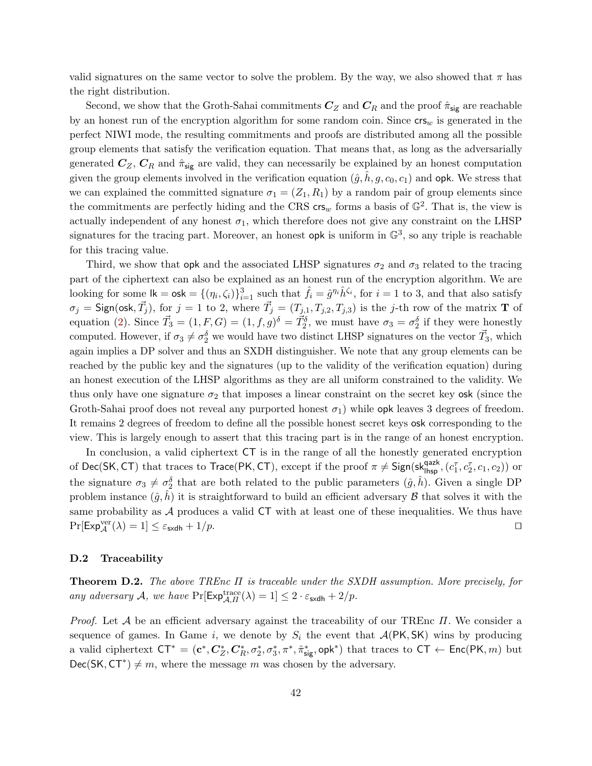valid signatures on the same vector to solve the problem. By the way, we also showed that $\pi$ has the right distribution.

Second, we show that the Groth-Sahai commitments $\boldsymbol{C}_Z$ and $\boldsymbol{C}_R$ and the proof $\hat{\pi}_{\mathsf{sig}}$ are reachable by an honest run of the encryption algorithm for some random coin. Since $\mathsf{crs}_w$ is generated in the perfect NIWI mode, the resulting commitments and proofs are distributed among all the possible group elements that satisfy the verification equation. That means that, as long as the adversarially generated $\boldsymbol{C}_Z$, $\boldsymbol{C}_R$ and $\hat{\pi}_{\mathsf{sig}}$ are valid, they can necessarily be explained by an honest computation given the group elements involved in the verification equation $(\hat{g}, \hat{h}, g, c_0, c_1)$ and $\mathsf{opk}$. We stress that we can explained the committed signature $\sigma_1 = (Z_1, R_1)$ by a random pair of group elements since the commitments are perfectly hiding and the CRS $\mathsf{crs}_w$ forms a basis of $\mathbb{G}^2$. That is, the view is actually independent of any honest $\sigma_1$, which therefore does not give any constraint on the LHSP signatures for the tracing part. Moreover, an honest $\mathsf{opk}$ is uniform in $\mathbb{G}^3$, so any triple is reachable for this tracing value.

Third, we show that $\mathsf{opk}$ and the associated LHSP signatures $\sigma_2$ and $\sigma_3$ related to the tracing part of the ciphertext can also be explained as an honest run of the encryption algorithm. We are looking for some $\mathsf{lk} = \mathsf{osk} = \{(\eta_i, \zeta_i)\}_{i=1}^3$ such that $\hat{f}_i = \hat{g}^{\eta_i}\hat{h}^{\zeta_i}$, for $i = 1$ to 3, and that also satisfy $\sigma_j = \mathsf{Sign}(\mathsf{osk}, \vec{T}_j)$, for $j = 1$ to 2, where $\vec{T}_j = (T_{j,1}, T_{j,2}, T_{j,3})$ is the $j$-th row of the matrix $\mathbf{T}$ of equation (2). Since $\vec{T}_3 = (1, F, G) = (1, f, g)^\delta = \vec{T}_2^\delta$, we must have $\sigma_3 = \sigma_2^\delta$ if they were honestly computed. However, if $\sigma_3 \neq \sigma_2^\delta$ we would have two distinct LHSP signatures on the vector $\vec{T}_3$, which again implies a DP solver and thus an SXDH distinguisher. We note that any group elements can be reached by the public key and the signatures (up to the validity of the verification equation) during an honest execution of the LHSP algorithms as they are all uniform constrained to the validity. We thus only have one signature $\sigma_2$ that imposes a linear constraint on the secret key $\mathsf{osk}$ (since the Groth-Sahai proof does not reveal any purported honest $\sigma_1$) while $\mathsf{opk}$ leaves 3 degrees of freedom. It remains 2 degrees of freedom to define all the possible honest secret keys $\mathsf{osk}$ corresponding to the view. This is largely enough to assert that this tracing part is in the range of an honest encryption.

In conclusion, a valid ciphertext $\mathsf{CT}$ is in the range of all the honestly generated encryption of $\mathsf{Dec}(\mathsf{SK}, \mathsf{CT})$ that traces to $\mathsf{Trace}(\mathsf{PK}, \mathsf{CT})$, except if the proof $\pi \neq \mathsf{Sign}(\mathsf{sk}_{\mathsf{lhsp}}^{\mathsf{qazk}}, (c_1^\tau, c_2^\tau, c_1, c_2))$ or the signature $\sigma_3 \neq \sigma_2^\delta$ that are both related to the public parameters $(\hat{g}, \hat{h})$. Given a single DP problem instance $(\hat{g}, \hat{h})$ it is straightforward to build an efficient adversary $\mathcal{B}$ that solves it with the same probability as $\mathcal{A}$ produces a valid $\mathsf{CT}$ with at least one of these inequalities. We thus have $\Pr[\mathsf{Exp}_{\mathcal{A}}^{\mathrm{ver}}(\lambda) = 1] \leq \varepsilon_{\mathsf{sxdh}} + 1/p$. ◻

### D.2 Traceability

**Theorem D.2.** *The above TREnc $\Pi$ is traceable under the SXDH assumption. More precisely, for any adversary $\mathcal{A}$, we have $\Pr[\mathsf{Exp}_{\mathcal{A},\Pi}^{\mathrm{trace}}(\lambda) = 1] \leq 2 \cdot \varepsilon_{\mathsf{sxdh}} + 2/p$.*

*Proof.* Let $\mathcal{A}$ be an efficient adversary against the traceability of our TREnc $\Pi$. We consider a sequence of games. In Game $i$, we denote by $S_i$ the event that $\mathcal{A}(\mathsf{PK}, \mathsf{SK})$ wins by producing a valid ciphertext $\mathsf{CT}^* = (\mathbf{c}^*, \boldsymbol{C}_Z^*, \boldsymbol{C}_R^*, \sigma_2^*, \sigma_3^*, \pi^*, \hat{\pi}_{\mathsf{sig}}^*, \mathsf{opk}^*)$ that traces to $\mathsf{CT} \leftarrow \mathsf{Enc}(\mathsf{PK}, m)$ but $\mathsf{Dec}(\mathsf{SK}, \mathsf{CT}^*) \neq m$, where the message $m$ was chosen by the adversary.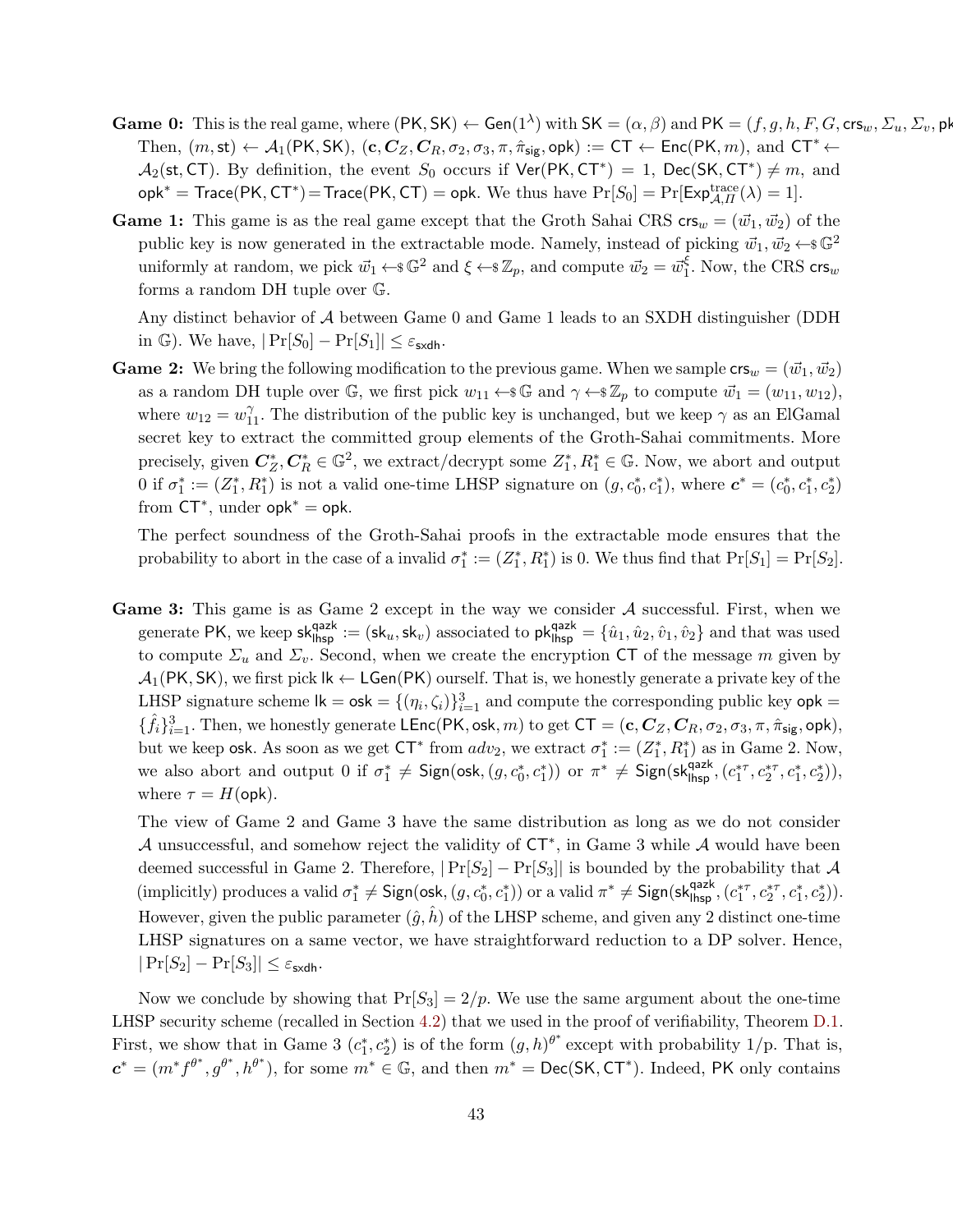**Game 0:** This is the real game, where $(\mathsf{PK}, \mathsf{SK}) \leftarrow \mathsf{Gen}(1^\lambda)$ with $\mathsf{SK} = (\alpha, \beta)$ and $\mathsf{PK} = (f, g, h, F, G, \mathsf{crs}_w, \Sigma_u, \Sigma_v, \mathsf{pk}$ Then, $(m, \mathsf{st}) \leftarrow \mathcal{A}_1(\mathsf{PK}, \mathsf{SK})$, $(\mathbf{c}, \boldsymbol{C}_Z, \boldsymbol{C}_R, \sigma_2, \sigma_3, \pi, \hat{\pi}_{\mathsf{sig}}, \mathsf{opk}) := \mathsf{CT} \leftarrow \mathsf{Enc}(\mathsf{PK}, m)$, and $\mathsf{CT}^* \leftarrow \mathcal{A}_2(\mathsf{st}, \mathsf{CT})$. By definition, the event $S_0$ occurs if $\mathsf{Ver}(\mathsf{PK}, \mathsf{CT}^*) = 1$, $\mathsf{Dec}(\mathsf{SK}, \mathsf{CT}^*) \neq m$, and $\mathsf{opk}^* = \mathsf{Trace}(\mathsf{PK}, \mathsf{CT}^*) = \mathsf{Trace}(\mathsf{PK}, \mathsf{CT}) = \mathsf{opk}$. We thus have $\Pr[S_0] = \Pr[\mathsf{Exp}^{\text{trace}}_{\mathcal{A},\Pi}(\lambda) = 1]$.

**Game 1:** This game is as the real game except that the Groth Sahai CRS $\mathsf{crs}_w = (\vec{w}_1, \vec{w}_2)$ of the public key is now generated in the extractable mode. Namely, instead of picking $\vec{w}_1, \vec{w}_2 \leftarrow\!\!\$\, \mathbb{G}^2$ uniformly at random, we pick $\vec{w}_1 \leftarrow\!\!\$\, \mathbb{G}^2$ and $\xi \leftarrow\!\!\$\, \mathbb{Z}_p$, and compute $\vec{w}_2 = \vec{w}_1^{\xi}$. Now, the CRS $\mathsf{crs}_w$ forms a random DH tuple over $\mathbb{G}$.

Any distinct behavior of $\mathcal{A}$ between Game 0 and Game 1 leads to an SXDH distinguisher (DDH in $\mathbb{G}$). We have, $|\Pr[S_0] - \Pr[S_1]| \leq \varepsilon_{\mathsf{sxdh}}$.

**Game 2:** We bring the following modification to the previous game. When we sample $\mathsf{crs}_w = (\vec{w}_1, \vec{w}_2)$ as a random DH tuple over $\mathbb{G}$, we first pick $w_{11} \leftarrow\!\!\$\, \mathbb{G}$ and $\gamma \leftarrow\!\!\$\, \mathbb{Z}_p$ to compute $\vec{w}_1 = (w_{11}, w_{12})$, where $w_{12} = w_{11}^{\gamma}$. The distribution of the public key is unchanged, but we keep $\gamma$ as an ElGamal secret key to extract the committed group elements of the Groth-Sahai commitments. More precisely, given $\boldsymbol{C}_Z^*, \boldsymbol{C}_R^* \in \mathbb{G}^2$, we extract/decrypt some $Z_1^*, R_1^* \in \mathbb{G}$. Now, we abort and output 0 if $\sigma_1^* := (Z_1^*, R_1^*)$ is not a valid one-time LHSP signature on $(g, c_0^*, c_1^*)$, where $\boldsymbol{c}^* = (c_0^*, c_1^*, c_2^*)$ from $\mathsf{CT}^*$, under $\mathsf{opk}^* = \mathsf{opk}$.

The perfect soundness of the Groth-Sahai proofs in the extractable mode ensures that the probability to abort in the case of a invalid $\sigma_1^* := (Z_1^*, R_1^*)$ is 0. We thus find that $\Pr[S_1] = \Pr[S_2]$.

**Game 3:** This game is as Game 2 except in the way we consider $\mathcal{A}$ successful. First, when we generate $\mathsf{PK}$, we keep $\mathsf{sk}^{\mathsf{qazk}}_{\mathsf{lhsp}} := (\mathsf{sk}_u, \mathsf{sk}_v)$ associated to $\mathsf{pk}^{\mathsf{qazk}}_{\mathsf{lhsp}} = \{\hat{u}_1, \hat{u}_2, \hat{v}_1, \hat{v}_2\}$ and that was used to compute $\Sigma_u$ and $\Sigma_v$. Second, when we create the encryption $\mathsf{CT}$ of the message $m$ given by $\mathcal{A}_1(\mathsf{PK}, \mathsf{SK})$, we first pick $\mathsf{lk} \leftarrow \mathsf{LGen}(\mathsf{PK})$ ourself. That is, we honestly generate a private key of the LHSP signature scheme $\mathsf{lk} = \mathsf{osk} = \{(\eta_i, \zeta_i)\}_{i=1}^3$ and compute the corresponding public key $\mathsf{opk} = \{\hat{f}_i\}_{i=1}^3$. Then, we honestly generate $\mathsf{LEnc}(\mathsf{PK}, \mathsf{osk}, m)$ to get $\mathsf{CT} = (\mathbf{c}, \boldsymbol{C}_Z, \boldsymbol{C}_R, \sigma_2, \sigma_3, \pi, \hat{\pi}_{\mathsf{sig}}, \mathsf{opk})$, but we keep $\mathsf{osk}$. As soon as we get $\mathsf{CT}^*$ from $adv_2$, we extract $\sigma_1^* := (Z_1^*, R_1^*)$ as in Game 2. Now, we also abort and output 0 if $\sigma_1^* \neq \mathsf{Sign}(\mathsf{osk}, (g, c_0^*, c_1^*))$ or $\pi^* \neq \mathsf{Sign}(\mathsf{sk}^{\mathsf{qazk}}_{\mathsf{lhsp}}, (c_1^{*\tau}, c_2^{*\tau}, c_1^*, c_2^*))$, where $\tau = H(\mathsf{opk})$.

The view of Game 2 and Game 3 have the same distribution as long as we do not consider $\mathcal{A}$ unsuccessful, and somehow reject the validity of $\mathsf{CT}^*$, in Game 3 while $\mathcal{A}$ would have been deemed successful in Game 2. Therefore, $|\Pr[S_2] - \Pr[S_3]|$ is bounded by the probability that $\mathcal{A}$ (implicitly) produces a valid $\sigma_1^* \neq \mathsf{Sign}(\mathsf{osk}, (g, c_0^*, c_1^*))$ or a valid $\pi^* \neq \mathsf{Sign}(\mathsf{sk}^{\mathsf{qazk}}_{\mathsf{lhsp}}, (c_1^{*\tau}, c_2^{*\tau}, c_1^*, c_2^*))$. However, given the public parameter $(\hat{g}, \hat{h})$ of the LHSP scheme, and given any 2 distinct one-time LHSP signatures on a same vector, we have straightforward reduction to a DP solver. Hence, $|\Pr[S_2] - \Pr[S_3]| \leq \varepsilon_{\mathsf{sxdh}}$.

Now we conclude by showing that $\Pr[S_3] = 2/p$. We use the same argument about the one-time LHSP security scheme (recalled in Section 4.2) that we used in the proof of verifiability, Theorem D.1. First, we show that in Game 3 $(c_1^*, c_2^*)$ is of the form $(g, h)^{\theta^*}$ except with probability 1/p. That is, $\boldsymbol{c}^* = (m^* f^{\theta^*}, g^{\theta^*}, h^{\theta^*})$, for some $m^* \in \mathbb{G}$, and then $m^* = \mathsf{Dec}(\mathsf{SK}, \mathsf{CT}^*)$. Indeed, $\mathsf{PK}$ only contains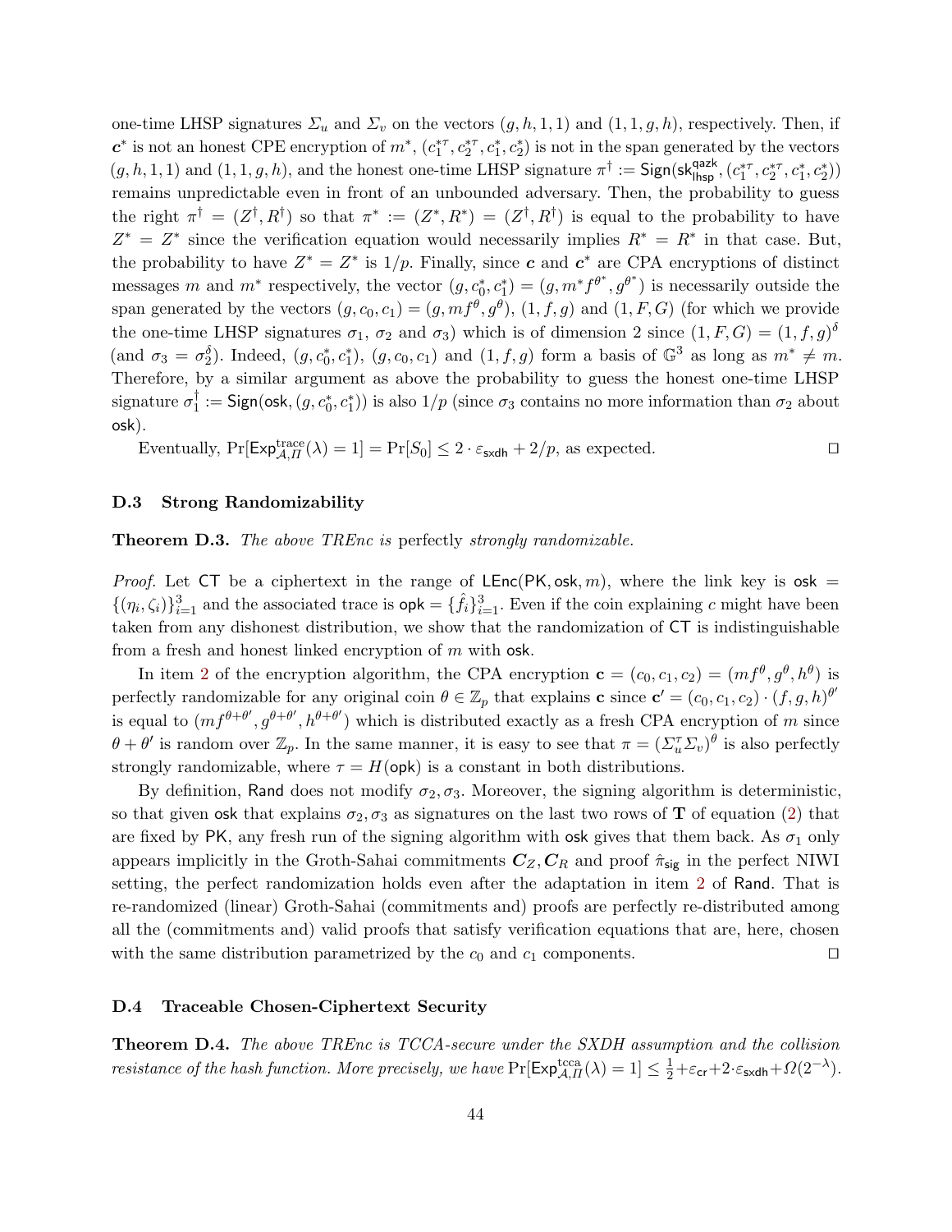one-time LHSP signatures $\Sigma_u$ and $\Sigma_v$ on the vectors $(g, h, 1, 1)$ and $(1, 1, g, h)$, respectively. Then, if $\boldsymbol{c}^*$ is not an honest CPE encryption of $m^*$, $(c_1^{*\tau}, c_2^{*\tau}, c_1^*, c_2^*)$ is not in the span generated by the vectors $(g, h, 1, 1)$ and $(1, 1, g, h)$, and the honest one-time LHSP signature $\pi^\dagger := \mathsf{Sign}(\mathsf{sk}_{\mathsf{lhsp}}^{\mathsf{qazk}}, (c_1^{*\tau}, c_2^{*\tau}, c_1^*, c_2^*))$ remains unpredictable even in front of an unbounded adversary. Then, the probability to guess the right $\pi^\dagger = (Z^\dagger, R^\dagger)$ so that $\pi^* := (Z^*, R^*) = (Z^\dagger, R^\dagger)$ is equal to the probability to have $Z^* = Z^*$ since the verification equation would necessarily implies $R^* = R^*$ in that case. But, the probability to have $Z^* = Z^*$ is $1/p$. Finally, since $\boldsymbol{c}$ and $\boldsymbol{c}^*$ are CPA encryptions of distinct messages $m$ and $m^*$ respectively, the vector $(g, c_0^*, c_1^*) = (g, m^* f^{\theta^*}, g^{\theta^*})$ is necessarily outside the span generated by the vectors $(g, c_0, c_1) = (g, m f^\theta, g^\theta)$, $(1, f, g)$ and $(1, F, G)$ (for which we provide the one-time LHSP signatures $\sigma_1$, $\sigma_2$ and $\sigma_3$) which is of dimension 2 since $(1, F, G) = (1, f, g)^\delta$ (and $\sigma_3 = \sigma_2^\delta$). Indeed, $(g, c_0^*, c_1^*)$, $(g, c_0, c_1)$ and $(1, f, g)$ form a basis of $\mathbb{G}^3$ as long as $m^* \neq m$. Therefore, by a similar argument as above the probability to guess the honest one-time LHSP signature $\sigma_1^\dagger := \mathsf{Sign}(\mathsf{osk}, (g, c_0^*, c_1^*))$ is also $1/p$ (since $\sigma_3$ contains no more information than $\sigma_2$ about $\mathsf{osk}$).

Eventually, $\Pr[\mathsf{Exp}_{\mathcal{A},\Pi}^{\mathrm{trace}}(\lambda) = 1] = \Pr[S_0] \leq 2 \cdot \varepsilon_{\mathsf{sxdh}} + 2/p$, as expected. □

### D.3 Strong Randomizability

**Theorem D.3.** *The above TREnc is* perfectly *strongly randomizable.*

*Proof.* Let $\mathsf{CT}$ be a ciphertext in the range of $\mathsf{LEnc}(\mathsf{PK}, \mathsf{osk}, m)$, where the link key is $\mathsf{osk} = \{(\eta_i, \zeta_i)\}_{i=1}^3$ and the associated trace is $\mathsf{opk} = \{\hat{f}_i\}_{i=1}^3$. Even if the coin explaining $c$ might have been taken from any dishonest distribution, we show that the randomization of $\mathsf{CT}$ is indistinguishable from a fresh and honest linked encryption of $m$ with $\mathsf{osk}$.

In item 2 of the encryption algorithm, the CPA encryption $\mathbf{c} = (c_0, c_1, c_2) = (m f^\theta, g^\theta, h^\theta)$ is perfectly randomizable for any original coin $\theta \in \mathbb{Z}_p$ that explains $\mathbf{c}$ since $\mathbf{c}' = (c_0, c_1, c_2) \cdot (f, g, h)^{\theta'}$ is equal to $(m f^{\theta+\theta'}, g^{\theta+\theta'}, h^{\theta+\theta'})$ which is distributed exactly as a fresh CPA encryption of $m$ since $\theta + \theta'$ is random over $\mathbb{Z}_p$. In the same manner, it is easy to see that $\pi = (\Sigma_u^\tau \Sigma_v)^\theta$ is also perfectly strongly randomizable, where $\tau = H(\mathsf{opk})$ is a constant in both distributions.

By definition, $\mathsf{Rand}$ does not modify $\sigma_2, \sigma_3$. Moreover, the signing algorithm is deterministic, so that given $\mathsf{osk}$ that explains $\sigma_2, \sigma_3$ as signatures on the last two rows of $\mathbf{T}$ of equation (2) that are fixed by $\mathsf{PK}$, any fresh run of the signing algorithm with $\mathsf{osk}$ gives that them back. As $\sigma_1$ only appears implicitly in the Groth-Sahai commitments $\boldsymbol{C}_Z, \boldsymbol{C}_R$ and proof $\hat{\pi}_{\mathsf{sig}}$ in the perfect NIWI setting, the perfect randomization holds even after the adaptation in item 2 of $\mathsf{Rand}$. That is re-randomized (linear) Groth-Sahai (commitments and) proofs are perfectly re-distributed among all the (commitments and) valid proofs that satisfy verification equations that are, here, chosen with the same distribution parametrized by the $c_0$ and $c_1$ components. □

### D.4 Traceable Chosen-Ciphertext Security

**Theorem D.4.** *The above TREnc is TCCA-secure under the SXDH assumption and the collision resistance of the hash function. More precisely, we have* $\Pr[\mathsf{Exp}_{\mathcal{A},\Pi}^{\mathrm{tcca}}(\lambda) = 1] \leq \frac{1}{2} + \varepsilon_{\mathsf{cr}} + 2 \cdot \varepsilon_{\mathsf{sxdh}} + \Omega(2^{-\lambda})$.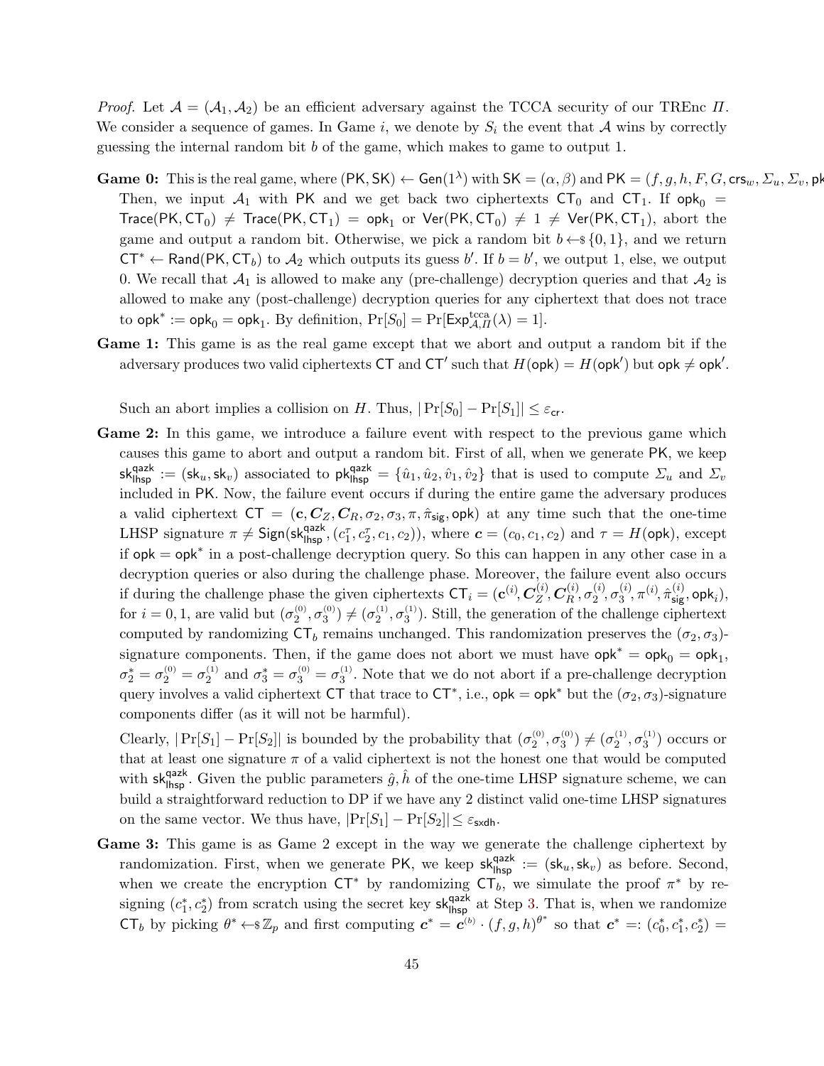*Proof.* Let $\mathcal{A} = (\mathcal{A}_1, \mathcal{A}_2)$ be an efficient adversary against the TCCA security of our TREnc $\Pi$. We consider a sequence of games. In Game $i$, we denote by $S_i$ the event that $\mathcal{A}$ wins by correctly guessing the internal random bit $b$ of the game, which makes to game to output 1.

**Game 0:** This is the real game, where $(\mathsf{PK}, \mathsf{SK}) \leftarrow \mathsf{Gen}(1^\lambda)$ with $\mathsf{SK} = (\alpha, \beta)$ and $\mathsf{PK} = (f, g, h, F, G, \mathsf{crs}_w, \Sigma_u, \Sigma_v, \mathsf{pk}$ Then, we input $\mathcal{A}_1$ with $\mathsf{PK}$ and we get back two ciphertexts $\mathsf{CT}_0$ and $\mathsf{CT}_1$. If $\mathsf{opk}_0 = \mathsf{Trace}(\mathsf{PK}, \mathsf{CT}_0) \neq \mathsf{Trace}(\mathsf{PK}, \mathsf{CT}_1) = \mathsf{opk}_1$ or $\mathsf{Ver}(\mathsf{PK}, \mathsf{CT}_0) \neq 1 \neq \mathsf{Ver}(\mathsf{PK}, \mathsf{CT}_1)$, abort the game and output a random bit. Otherwise, we pick a random bit $b \leftarrow\!\!\$\, \{0,1\}$, and we return $\mathsf{CT}^* \leftarrow \mathsf{Rand}(\mathsf{PK}, \mathsf{CT}_b)$ to $\mathcal{A}_2$ which outputs its guess $b'$. If $b = b'$, we output 1, else, we output 0. We recall that $\mathcal{A}_1$ is allowed to make any (pre-challenge) decryption queries and that $\mathcal{A}_2$ is allowed to make any (post-challenge) decryption queries for any ciphertext that does not trace to $\mathsf{opk}^* := \mathsf{opk}_0 = \mathsf{opk}_1$. By definition, $\Pr[S_0] = \Pr[\mathsf{Exp}^{\mathrm{tcca}}_{\mathcal{A},\Pi}(\lambda) = 1]$.

**Game 1:** This game is as the real game except that we abort and output a random bit if the adversary produces two valid ciphertexts $\mathsf{CT}$ and $\mathsf{CT}'$ such that $H(\mathsf{opk}) = H(\mathsf{opk}')$ but $\mathsf{opk} \neq \mathsf{opk}'$.

Such an abort implies a collision on $H$. Thus, $|\Pr[S_0] - \Pr[S_1]| \leq \varepsilon_{\mathsf{cr}}$.

**Game 2:** In this game, we introduce a failure event with respect to the previous game which causes this game to abort and output a random bit. First of all, when we generate $\mathsf{PK}$, we keep $\mathsf{sk}^{\mathsf{qazk}}_{\mathsf{lhsp}} := (\mathsf{sk}_u, \mathsf{sk}_v)$ associated to $\mathsf{pk}^{\mathsf{qazk}}_{\mathsf{lhsp}} = \{\hat{u}_1, \hat{u}_2, \hat{v}_1, \hat{v}_2\}$ that is used to compute $\Sigma_u$ and $\Sigma_v$ included in $\mathsf{PK}$. Now, the failure event occurs if during the entire game the adversary produces a valid ciphertext $\mathsf{CT} = (\mathbf{c}, \boldsymbol{C}_Z, \boldsymbol{C}_R, \sigma_2, \sigma_3, \pi, \hat{\pi}_{\mathsf{sig}}, \mathsf{opk})$ at any time such that the one-time LHSP signature $\pi \neq \mathsf{Sign}(\mathsf{sk}^{\mathsf{qazk}}_{\mathsf{lhsp}}, (c_1^\tau, c_2^\tau, c_1, c_2))$, where $\boldsymbol{c} = (c_0, c_1, c_2)$ and $\tau = H(\mathsf{opk})$, except if $\mathsf{opk} = \mathsf{opk}^*$ in a post-challenge decryption query. So this can happen in any other case in a decryption queries or also during the challenge phase. Moreover, the failure event also occurs if during the challenge phase the given ciphertexts $\mathsf{CT}_i = (\mathbf{c}^{(i)}, \boldsymbol{C}_Z^{(i)}, \boldsymbol{C}_R^{(i)}, \sigma_2^{(i)}, \sigma_3^{(i)}, \pi^{(i)}, \hat{\pi}_{\mathsf{sig}}^{(i)}, \mathsf{opk}_i)$, for $i = 0, 1$, are valid but $(\sigma_2^{(0)}, \sigma_3^{(0)}) \neq (\sigma_2^{(1)}, \sigma_3^{(1)})$. Still, the generation of the challenge ciphertext computed by randomizing $\mathsf{CT}_b$ remains unchanged. This randomization preserves the $(\sigma_2, \sigma_3)$-signature components. Then, if the game does not abort we must have $\mathsf{opk}^* = \mathsf{opk}_0 = \mathsf{opk}_1$, $\sigma_2^* = \sigma_2^{(0)} = \sigma_2^{(1)}$ and $\sigma_3^* = \sigma_3^{(0)} = \sigma_3^{(1)}$. Note that we do not abort if a pre-challenge decryption query involves a valid ciphertext $\mathsf{CT}$ that trace to $\mathsf{CT}^*$, i.e., $\mathsf{opk} = \mathsf{opk}^*$ but the $(\sigma_2, \sigma_3)$-signature components differ (as it will not be harmful).

Clearly, $|\Pr[S_1] - \Pr[S_2]|$ is bounded by the probability that $(\sigma_2^{(0)}, \sigma_3^{(0)}) \neq (\sigma_2^{(1)}, \sigma_3^{(1)})$ occurs or that at least one signature $\pi$ of a valid ciphertext is not the honest one that would be computed with $\mathsf{sk}^{\mathsf{qazk}}_{\mathsf{lhsp}}$. Given the public parameters $\hat{g}, \hat{h}$ of the one-time LHSP signature scheme, we can build a straightforward reduction to DP if we have any 2 distinct valid one-time LHSP signatures on the same vector. We thus have, $|\Pr[S_1] - \Pr[S_2]| \leq \varepsilon_{\mathsf{sxdh}}$.

**Game 3:** This game is as Game 2 except in the way we generate the challenge ciphertext by randomization. First, when we generate $\mathsf{PK}$, we keep $\mathsf{sk}^{\mathsf{qazk}}_{\mathsf{lhsp}} := (\mathsf{sk}_u, \mathsf{sk}_v)$ as before. Second, when we create the encryption $\mathsf{CT}^*$ by randomizing $\mathsf{CT}_b$, we simulate the proof $\pi^*$ by re-signing $(c_1^*, c_2^*)$ from scratch using the secret key $\mathsf{sk}^{\mathsf{qazk}}_{\mathsf{lhsp}}$ at Step 3. That is, when we randomize $\mathsf{CT}_b$ by picking $\theta^* \leftarrow\!\!\$\, \mathbb{Z}_p$ and first computing $\boldsymbol{c}^* = \boldsymbol{c}^{(b)} \cdot (f, g, h)^{\theta^*}$ so that $\boldsymbol{c}^* =: (c_0^*, c_1^*, c_2^*) =$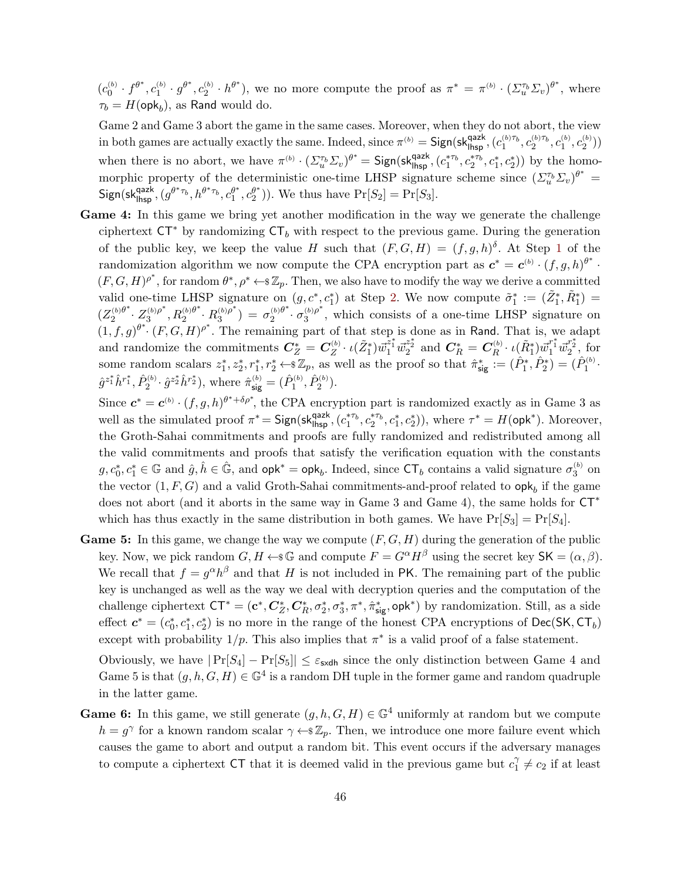$(c_0^{(b)} \cdot f^{\theta^*}, c_1^{(b)} \cdot g^{\theta^*}, c_2^{(b)} \cdot h^{\theta^*})$, we no more compute the proof as $\pi^* = \pi^{(b)} \cdot (\Sigma_u^{\tau_b} \Sigma_v)^{\theta^*}$, where $\tau_b = H(\mathsf{opk}_b)$, as $\mathsf{Rand}$ would do.

Game 2 and Game 3 abort the game in the same cases. Moreover, when they do not abort, the view in both games are actually exactly the same. Indeed, since $\pi^{(b)} = \mathsf{Sign}(\mathsf{sk}_{\mathsf{lhsp}}^{\mathsf{qazk}}, (c_1^{(b)\tau_b}, c_2^{(b)\tau_b}, c_1^{(b)}, c_2^{(b)}))$ when there is no abort, we have $\pi^{(b)} \cdot (\Sigma_u^{\tau_b} \Sigma_v)^{\theta^*} = \mathsf{Sign}(\mathsf{sk}_{\mathsf{lhsp}}^{\mathsf{qazk}}, (c_1^{*\tau_b}, c_2^{*\tau_b}, c_1^*, c_2^*))$ by the homomorphic property of the deterministic one-time LHSP signature scheme since $(\Sigma_u^{\tau_b} \Sigma_v)^{\theta^*} = \mathsf{Sign}(\mathsf{sk}_{\mathsf{lhsp}}^{\mathsf{qazk}}, (g^{\theta^* \tau_b}, h^{\theta^* \tau_b}, c_1^{\theta^*}, c_2^{\theta^*}))$. We thus have $\Pr[S_2] = \Pr[S_3]$.

**Game 4:** In this game we bring yet another modification in the way we generate the challenge ciphertext $\mathsf{CT}^*$ by randomizing $\mathsf{CT}_b$ with respect to the previous game. During the generation of the public key, we keep the value $H$ such that $(F, G, H) = (f, g, h)^{\delta}$. At Step 1 of the randomization algorithm we now compute the CPA encryption part as $\boldsymbol{c}^* = \boldsymbol{c}^{(b)} \cdot (f, g, h)^{\theta^*} \cdot (F, G, H)^{\rho^*}$, for random $\theta^*, \rho^* \leftarrow\!\!\$\, \mathbb{Z}_p$. Then, we also have to modify the way we derive a committed valid one-time LHSP signature on $(g, c^*, c_1^*)$ at Step 2. We now compute $\tilde{\sigma}_1^* := (\tilde{Z}_1^*, \tilde{R}_1^*) = (Z_2^{(b)\theta^*} \cdot Z_3^{(b)\rho^*}, R_2^{(b)\theta^*} \cdot R_3^{(b)\rho^*}) = \sigma_2^{(b)\theta^*} \cdot \sigma_3^{(b)\rho^*}$, which consists of a one-time LHSP signature on $(1, f, g)^{\theta^*} \cdot (F, G, H)^{\rho^*}$. The remaining part of that step is done as in $\mathsf{Rand}$. That is, we adapt and randomize the commitments $\boldsymbol{C}_Z^* = \boldsymbol{C}_Z^{(b)} \cdot \iota(\tilde{Z}_1^*) \vec{w}_1^{z_1^*} \vec{w}_2^{z_2^*}$ and $\boldsymbol{C}_R^* = \boldsymbol{C}_R^{(b)} \cdot \iota(\tilde{R}_1^*) \vec{w}_1^{r_1^*} \vec{w}_2^{r_2^*}$, for some random scalars $z_1^*, z_2^*, r_1^*, r_2^* \leftarrow\!\!\$\, \mathbb{Z}_p$, as well as the proof so that $\hat{\pi}_{\mathsf{sig}}^* := (\hat{P}_1^*, \hat{P}_2^*) = (\hat{P}_1^{(b)} \cdot \hat{g}^{z_1^*} \hat{h}^{r_1^*}, \hat{P}_2^{(b)} \cdot \hat{g}^{z_2^*} \hat{h}^{r_2^*})$, where $\hat{\pi}_{\mathsf{sig}}^{(b)} = (\hat{P}_1^{(b)}, \hat{P}_2^{(b)})$.

Since $\boldsymbol{c}^* = \boldsymbol{c}^{(b)} \cdot (f, g, h)^{\theta^* + \delta \rho^*}$, the CPA encryption part is randomized exactly as in Game 3 as well as the simulated proof $\pi^* = \mathsf{Sign}(\mathsf{sk}_{\mathsf{lhsp}}^{\mathsf{qazk}}, (c_1^{*\tau_b}, c_2^{*\tau_b}, c_1^*, c_2^*))$, where $\tau^* = H(\mathsf{opk}^*)$. Moreover, the Groth-Sahai commitments and proofs are fully randomized and redistributed among all the valid commitments and proofs that satisfy the verification equation with the constants $g, c_0^*, c_1^* \in \mathbb{G}$ and $\hat{g}, \hat{h} \in \hat{\mathbb{G}}$, and $\mathsf{opk}^* = \mathsf{opk}_b$. Indeed, since $\mathsf{CT}_b$ contains a valid signature $\sigma_3^{(b)}$ on the vector $(1, F, G)$ and a valid Groth-Sahai commitments-and-proof related to $\mathsf{opk}_b$ if the game does not abort (and it aborts in the same way in Game 3 and Game 4), the same holds for $\mathsf{CT}^*$ which has thus exactly in the same distribution in both games. We have $\Pr[S_3] = \Pr[S_4]$.

**Game 5:** In this game, we change the way we compute $(F, G, H)$ during the generation of the public key. Now, we pick random $G, H \leftarrow\!\!\$\, \mathbb{G}$ and compute $F = G^{\alpha} H^{\beta}$ using the secret key $\mathsf{SK} = (\alpha, \beta)$. We recall that $f = g^{\alpha} h^{\beta}$ and that $H$ is not included in $\mathsf{PK}$. The remaining part of the public key is unchanged as well as the way we deal with decryption queries and the computation of the challenge ciphertext $\mathsf{CT}^* = (\boldsymbol{c}^*, \boldsymbol{C}_Z^*, \boldsymbol{C}_R^*, \sigma_2^*, \sigma_3^*, \pi^*, \hat{\pi}_{\mathsf{sig}}^*, \mathsf{opk}^*)$ by randomization. Still, as a side effect $\boldsymbol{c}^* = (c_0^*, c_1^*, c_2^*)$ is no more in the range of the honest CPA encryptions of $\mathsf{Dec}(\mathsf{SK}, \mathsf{CT}_b)$ except with probability $1/p$. This also implies that $\pi^*$ is a valid proof of a false statement.

Obviously, we have $|\Pr[S_4] - \Pr[S_5]| \leq \varepsilon_{\mathsf{sxdh}}$ since the only distinction between Game 4 and Game 5 is that $(g, h, G, H) \in \mathbb{G}^4$ is a random DH tuple in the former game and random quadruple in the latter game.

**Game 6:** In this game, we still generate $(g, h, G, H) \in \mathbb{G}^4$ uniformly at random but we compute $h = g^{\gamma}$ for a known random scalar $\gamma \leftarrow\!\!\$\, \mathbb{Z}_p$. Then, we introduce one more failure event which causes the game to abort and output a random bit. This event occurs if the adversary manages to compute a ciphertext $\mathsf{CT}$ that it is deemed valid in the previous game but $c_1^{\gamma} \neq c_2$ if at least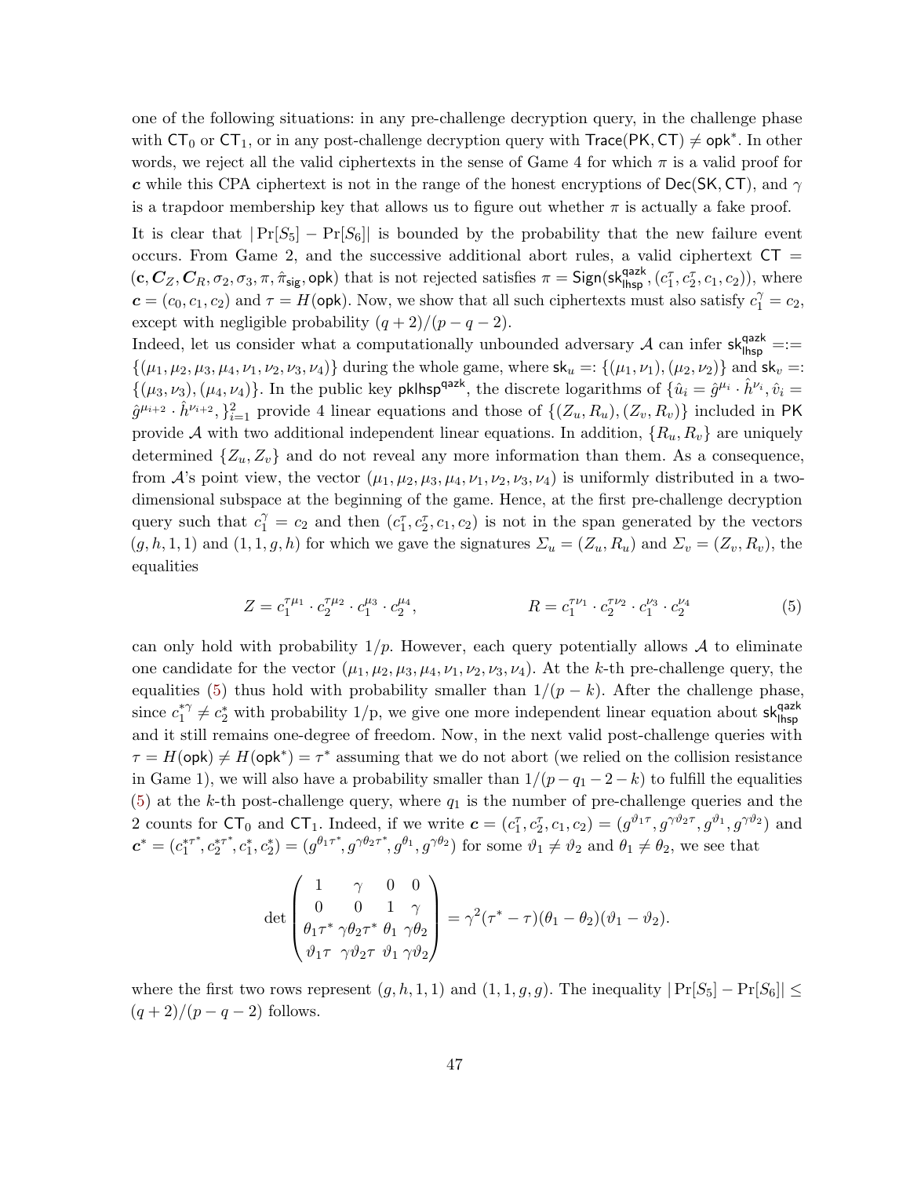one of the following situations: in any pre-challenge decryption query, in the challenge phase with $\mathsf{CT}_0$ or $\mathsf{CT}_1$, or in any post-challenge decryption query with $\mathsf{Trace}(\mathsf{PK}, \mathsf{CT}) \neq \mathsf{opk}^*$. In other words, we reject all the valid ciphertexts in the sense of Game 4 for which $\pi$ is a valid proof for $\boldsymbol{c}$ while this CPA ciphertext is not in the range of the honest encryptions of $\mathsf{Dec}(\mathsf{SK}, \mathsf{CT})$, and $\gamma$ is a trapdoor membership key that allows us to figure out whether $\pi$ is actually a fake proof.

It is clear that $|\Pr[S_5] - \Pr[S_6]|$ is bounded by the probability that the new failure event occurs. From Game 2, and the successive additional abort rules, a valid ciphertext $\mathsf{CT} = (\mathbf{c}, \boldsymbol{C}_Z, \boldsymbol{C}_R, \sigma_2, \sigma_3, \pi, \hat{\pi}_{\mathsf{sig}}, \mathsf{opk})$ that is not rejected satisfies $\pi = \mathsf{Sign}(\mathsf{sk}^{\mathsf{qazk}}_{\mathsf{lhsp}}, (c_1^\tau, c_2^\tau, c_1, c_2))$, where $\boldsymbol{c} = (c_0, c_1, c_2)$ and $\tau = H(\mathsf{opk})$. Now, we show that all such ciphertexts must also satisfy $c_1^\gamma = c_2$, except with negligible probability $(q+2)/(p-q-2)$.

Indeed, let us consider what a computationally unbounded adversary $\mathcal{A}$ can infer $\mathsf{sk}^{\mathsf{qazk}}_{\mathsf{lhsp}} =:= \{(\mu_1, \mu_2, \mu_3, \mu_4, \nu_1, \nu_2, \nu_3, \nu_4)\}$ during the whole game, where $\mathsf{sk}_u =: \{(\mu_1, \nu_1), (\mu_2, \nu_2)\}$ and $\mathsf{sk}_v =: \{(\mu_3, \nu_3), (\mu_4, \nu_4)\}$. In the public key $\mathsf{pklhsp}^{\mathsf{qazk}}$, the discrete logarithms of $\{\hat{u}_i = \hat{g}^{\mu_i} \cdot \hat{h}^{\nu_i}, \hat{v}_i = \hat{g}^{\mu_{i+2}} \cdot \hat{h}^{\nu_{i+2}}, \}_{i=1}^2$ provide 4 linear equations and those of $\{(Z_u, R_u), (Z_v, R_v)\}$ included in $\mathsf{PK}$ provide $\mathcal{A}$ with two additional independent linear equations. In addition, $\{R_u, R_v\}$ are uniquely determined $\{Z_u, Z_v\}$ and do not reveal any more information than them. As a consequence, from $\mathcal{A}$'s point view, the vector $(\mu_1, \mu_2, \mu_3, \mu_4, \nu_1, \nu_2, \nu_3, \nu_4)$ is uniformly distributed in a two-dimensional subspace at the beginning of the game. Hence, at the first pre-challenge decryption query such that $c_1^\gamma = c_2$ and then $(c_1^\tau, c_2^\tau, c_1, c_2)$ is not in the span generated by the vectors $(g, h, 1, 1)$ and $(1, 1, g, h)$ for which we gave the signatures $\varSigma_u = (Z_u, R_u)$ and $\varSigma_v = (Z_v, R_v)$, the equalities

$$Z = c_1^{\tau\mu_1} \cdot c_2^{\tau\mu_2} \cdot c_1^{\mu_3} \cdot c_2^{\mu_4}, \qquad\qquad R = c_1^{\tau\nu_1} \cdot c_2^{\tau\nu_2} \cdot c_1^{\nu_3} \cdot c_2^{\nu_4} \tag{5}$$

can only hold with probability $1/p$. However, each query potentially allows $\mathcal{A}$ to eliminate one candidate for the vector $(\mu_1, \mu_2, \mu_3, \mu_4, \nu_1, \nu_2, \nu_3, \nu_4)$. At the $k$-th pre-challenge query, the equalities (5) thus hold with probability smaller than $1/(p-k)$. After the challenge phase, since $c_1^{*\gamma} \neq c_2^*$ with probability 1/p, we give one more independent linear equation about $\mathsf{sk}^{\mathsf{qazk}}_{\mathsf{lhsp}}$ and it still remains one-degree of freedom. Now, in the next valid post-challenge queries with $\tau = H(\mathsf{opk}) \neq H(\mathsf{opk}^*) = \tau^*$ assuming that we do not abort (we relied on the collision resistance in Game 1), we will also have a probability smaller than $1/(p - q_1 - 2 - k)$ to fulfill the equalities (5) at the $k$-th post-challenge query, where $q_1$ is the number of pre-challenge queries and the 2 counts for $\mathsf{CT}_0$ and $\mathsf{CT}_1$. Indeed, if we write $\boldsymbol{c} = (c_1^\tau, c_2^\tau, c_1, c_2) = (g^{\vartheta_1 \tau}, g^{\gamma\vartheta_2\tau}, g^{\vartheta_1}, g^{\gamma\vartheta_2})$ and $\boldsymbol{c}^* = (c_1^{*\tau^*}, c_2^{*\tau^*}, c_1^*, c_2^*) = (g^{\theta_1\tau^*}, g^{\gamma\theta_2\tau^*}, g^{\theta_1}, g^{\gamma\theta_2})$ for some $\vartheta_1 \neq \vartheta_2$ and $\theta_1 \neq \theta_2$, we see that

$$\det \begin{pmatrix} 1 & \gamma & 0 & 0 \\ 0 & 0 & 1 & \gamma \\ \theta_1\tau^* & \gamma\theta_2\tau^* & \theta_1 & \gamma\theta_2 \\ \vartheta_1\tau & \gamma\vartheta_2\tau & \vartheta_1 & \gamma\vartheta_2 \end{pmatrix} = \gamma^2(\tau^* - \tau)(\theta_1 - \theta_2)(\vartheta_1 - \vartheta_2).$$

where the first two rows represent $(g, h, 1, 1)$ and $(1, 1, g, g)$. The inequality $|\Pr[S_5] - \Pr[S_6]| \leq (q+2)/(p-q-2)$ follows.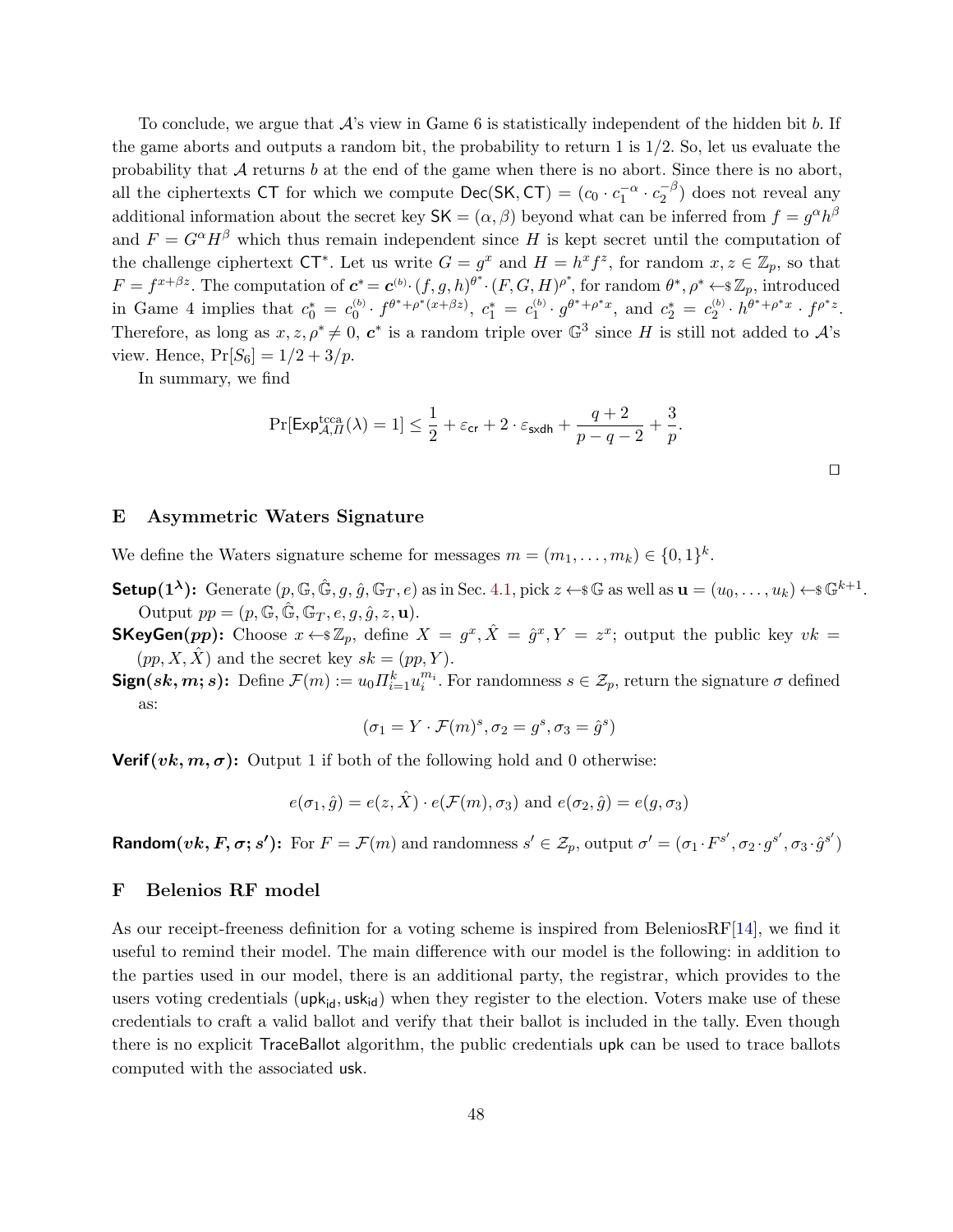To conclude, we argue that $\mathcal{A}$'s view in Game 6 is statistically independent of the hidden bit $b$. If the game aborts and outputs a random bit, the probability to return 1 is 1/2. So, let us evaluate the probability that $\mathcal{A}$ returns $b$ at the end of the game when there is no abort. Since there is no abort, all the ciphertexts $\mathsf{CT}$ for which we compute $\mathsf{Dec}(\mathsf{SK}, \mathsf{CT}) = (c_0 \cdot c_1^{-\alpha} \cdot c_2^{-\beta})$ does not reveal any additional information about the secret key $\mathsf{SK} = (\alpha, \beta)$ beyond what can be inferred from $f = g^\alpha h^\beta$ and $F = G^\alpha H^\beta$ which thus remain independent since $H$ is kept secret until the computation of the challenge ciphertext $\mathsf{CT}^*$. Let us write $G = g^x$ and $H = h^x f^z$, for random $x, z \in \mathbb{Z}_p$, so that $F = f^{x+\beta z}$. The computation of $\boldsymbol{c}^* = \boldsymbol{c}^{(b)} \cdot (f, g, h)^{\theta^*} \cdot (F, G, H)^{\rho^*}$, for random $\theta^*, \rho^* \leftarrow\!\!\$\, \mathbb{Z}_p$, introduced in Game 4 implies that $c_0^* = c_0^{(b)} \cdot f^{\theta^* + \rho^*(x+\beta z)}$, $c_1^* = c_1^{(b)} \cdot g^{\theta^* + \rho^* x}$, and $c_2^* = c_2^{(b)} \cdot h^{\theta^* + \rho^* x} \cdot f^{\rho^* z}$. Therefore, as long as $x, z, \rho^* \neq 0$, $\boldsymbol{c}^*$ is a random triple over $\mathbb{G}^3$ since $H$ is still not added to $\mathcal{A}$'s view. Hence, $\Pr[S_6] = 1/2 + 3/p$.

In summary, we find

$$\Pr[\mathsf{Exp}^{\mathsf{tcca}}_{\mathcal{A},\Pi}(\lambda) = 1] \leq \frac{1}{2} + \varepsilon_{\mathsf{cr}} + 2 \cdot \varepsilon_{\mathsf{sxdh}} + \frac{q+2}{p-q-2} + \frac{3}{p}.$$

□

## E Asymmetric Waters Signature

We define the Waters signature scheme for messages $m = (m_1, \ldots, m_k) \in \{0,1\}^k$.

**Setup($1^\lambda$):** Generate $(p, \mathbb{G}, \hat{\mathbb{G}}, g, \hat{g}, \mathbb{G}_T, e)$ as in Sec. 4.1, pick $z \leftarrow\!\!\$\, \mathbb{G}$ as well as $\mathbf{u} = (u_0, \ldots, u_k) \leftarrow\!\!\$\, \mathbb{G}^{k+1}$. Output $pp = (p, \mathbb{G}, \hat{\mathbb{G}}, \mathbb{G}_T, e, g, \hat{g}, z, \mathbf{u})$.

**SKeyGen($pp$):** Choose $x \leftarrow\!\!\$\, \mathbb{Z}_p$, define $X = g^x, \hat{X} = \hat{g}^x, Y = z^x$; output the public key $vk = (pp, X, \hat{X})$ and the secret key $sk = (pp, Y)$.

**Sign($sk, m; s$):** Define $\mathcal{F}(m) := u_0 \Pi_{i=1}^k u_i^{m_i}$. For randomness $s \in \mathcal{Z}_p$, return the signature $\sigma$ defined as:

$$(\sigma_1 = Y \cdot \mathcal{F}(m)^s, \sigma_2 = g^s, \sigma_3 = \hat{g}^s)$$

**Verif($vk, m, \sigma$):** Output 1 if both of the following hold and 0 otherwise:

$$e(\sigma_1, \hat{g}) = e(z, \hat{X}) \cdot e(\mathcal{F}(m), \sigma_3) \text{ and } e(\sigma_2, \hat{g}) = e(g, \sigma_3)$$

**Random($vk, F, \sigma; s'$):** For $F = \mathcal{F}(m)$ and randomness $s' \in \mathcal{Z}_p$, output $\sigma' = (\sigma_1 \cdot F^{s'}, \sigma_2 \cdot g^{s'}, \sigma_3 \cdot \hat{g}^{s'})$

## F Belenios RF model

As our receipt-freeness definition for a voting scheme is inspired from BeleniosRF[14], we find it useful to remind their model. The main difference with our model is the following: in addition to the parties used in our model, there is an additional party, the registrar, which provides to the users voting credentials $(\mathsf{upk}_{\mathsf{id}}, \mathsf{usk}_{\mathsf{id}})$ when they register to the election. Voters make use of these credentials to craft a valid ballot and verify that their ballot is included in the tally. Even though there is no explicit $\mathsf{TraceBallot}$ algorithm, the public credentials $\mathsf{upk}$ can be used to trace ballots computed with the associated $\mathsf{usk}$.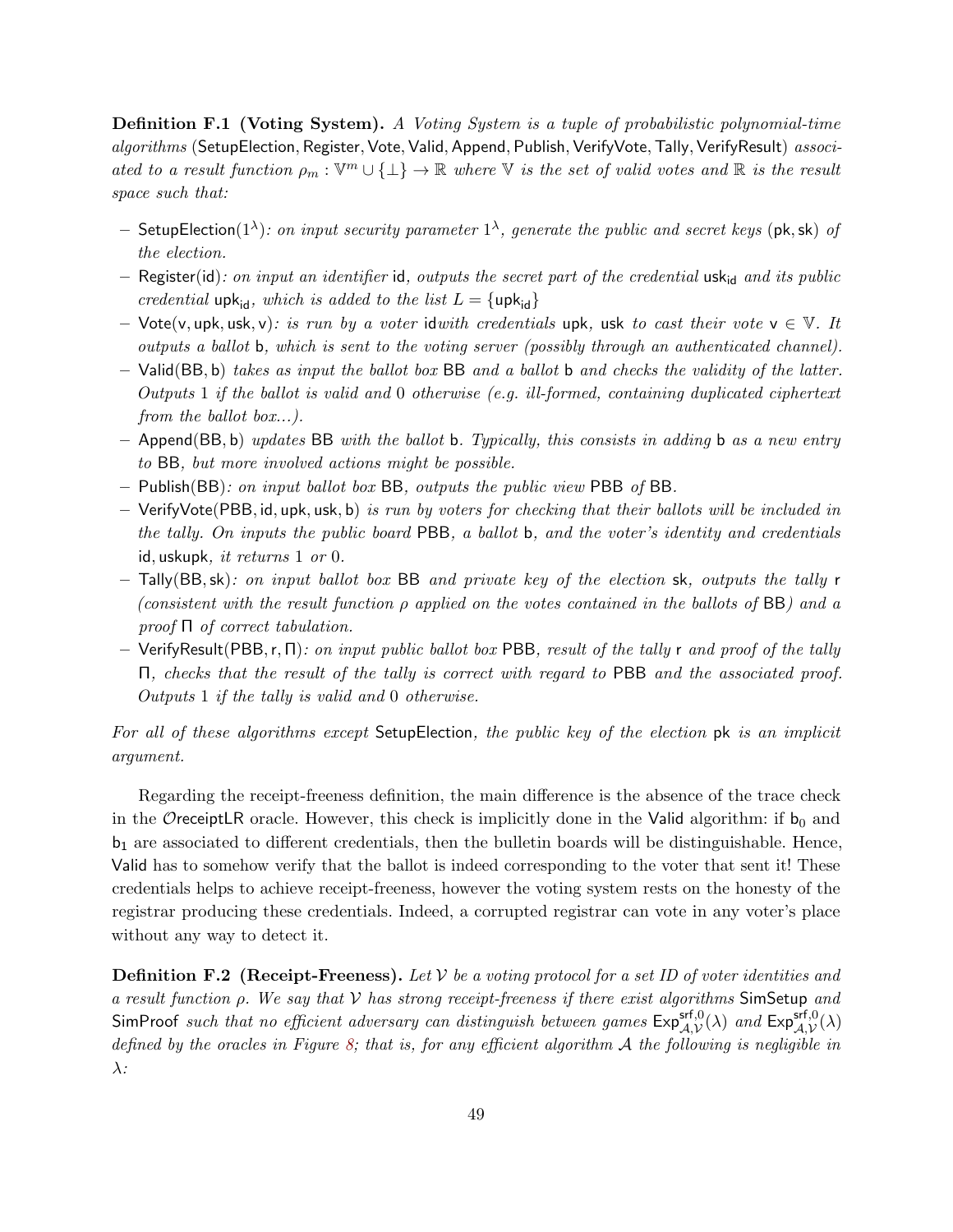**Definition F.1 (Voting System).** *A Voting System is a tuple of probabilistic polynomial-time algorithms* (SetupElection, Register, Vote, Valid, Append, Publish, VerifyVote, Tally, VerifyResult) *associated to a result function* $\rho_m : \mathbb{V}^m \cup \{\perp\} \to \mathbb{R}$ *where* $\mathbb{V}$ *is the set of valid votes and* $\mathbb{R}$ *is the result space such that:*

- $\mathsf{SetupElection}(1^\lambda)$*: on input security parameter* $1^\lambda$*, generate the public and secret keys* $(\mathsf{pk}, \mathsf{sk})$ *of the election.*
- $\mathsf{Register}(\mathsf{id})$*: on input an identifier* $\mathsf{id}$*, outputs the secret part of the credential* $\mathsf{usk}_{\mathsf{id}}$ *and its public credential* $\mathsf{upk}_{\mathsf{id}}$*, which is added to the list* $L = \{\mathsf{upk}_{\mathsf{id}}\}$
- $\mathsf{Vote}(\mathsf{v}, \mathsf{upk}, \mathsf{usk}, \mathsf{v})$*: is run by a voter* id*with credentials* $\mathsf{upk}$*,* $\mathsf{usk}$ *to cast their vote* $\mathsf{v} \in \mathbb{V}$*. It outputs a ballot* $\mathsf{b}$*, which is sent to the voting server (possibly through an authenticated channel).*
- $\mathsf{Valid}(\mathsf{BB}, \mathsf{b})$ *takes as input the ballot box* $\mathsf{BB}$ *and a ballot* $\mathsf{b}$ *and checks the validity of the latter. Outputs* 1 *if the ballot is valid and* 0 *otherwise (e.g. ill-formed, containing duplicated ciphertext from the ballot box...).*
- $\mathsf{Append}(\mathsf{BB}, \mathsf{b})$ *updates* $\mathsf{BB}$ *with the ballot* $\mathsf{b}$*. Typically, this consists in adding* $\mathsf{b}$ *as a new entry to* $\mathsf{BB}$*, but more involved actions might be possible.*
- $\mathsf{Publish}(\mathsf{BB})$*: on input ballot box* $\mathsf{BB}$*, outputs the public view* $\mathsf{PBB}$ *of* $\mathsf{BB}$*.*
- $\mathsf{VerifyVote}(\mathsf{PBB}, \mathsf{id}, \mathsf{upk}, \mathsf{usk}, \mathsf{b})$ *is run by voters for checking that their ballots will be included in the tally. On inputs the public board* $\mathsf{PBB}$*, a ballot* $\mathsf{b}$*, and the voter's identity and credentials* $\mathsf{id}, \mathsf{uskupk}$*, it returns* 1 *or* 0*.*
- $\mathsf{Tally}(\mathsf{BB}, \mathsf{sk})$*: on input ballot box* $\mathsf{BB}$ *and private key of the election* $\mathsf{sk}$*, outputs the tally* $\mathsf{r}$ *(consistent with the result function* $\rho$ *applied on the votes contained in the ballots of* $\mathsf{BB}$*) and a proof* $\Pi$ *of correct tabulation.*
- $\mathsf{VerifyResult}(\mathsf{PBB}, \mathsf{r}, \Pi)$*: on input public ballot box* $\mathsf{PBB}$*, result of the tally* $\mathsf{r}$ *and proof of the tally* $\Pi$*, checks that the result of the tally is correct with regard to* $\mathsf{PBB}$ *and the associated proof. Outputs* 1 *if the tally is valid and* 0 *otherwise.*

*For all of these algorithms except* SetupElection*, the public key of the election* $\mathsf{pk}$ *is an implicit argument.*

Regarding the receipt-freeness definition, the main difference is the absence of the trace check in the $\mathcal{O}\mathsf{receiptLR}$ oracle. However, this check is implicitly done in the Valid algorithm: if $\mathsf{b}_0$ and $\mathsf{b}_1$ are associated to different credentials, then the bulletin boards will be distinguishable. Hence, Valid has to somehow verify that the ballot is indeed corresponding to the voter that sent it! These credentials helps to achieve receipt-freeness, however the voting system rests on the honesty of the registrar producing these credentials. Indeed, a corrupted registrar can vote in any voter's place without any way to detect it.

**Definition F.2 (Receipt-Freeness).** *Let* $\mathcal{V}$ *be a voting protocol for a set ID of voter identities and a result function* $\rho$*. We say that* $\mathcal{V}$ *has strong receipt-freeness if there exist algorithms* SimSetup *and* SimProof *such that no efficient adversary can distinguish between games* $\mathsf{Exp}^{\mathsf{srf},0}_{\mathcal{A},\mathcal{V}}(\lambda)$ *and* $\mathsf{Exp}^{\mathsf{srf},0}_{\mathcal{A},\mathcal{V}}(\lambda)$ *defined by the oracles in Figure 8; that is, for any efficient algorithm* $\mathcal{A}$ *the following is negligible in* $\lambda$*:*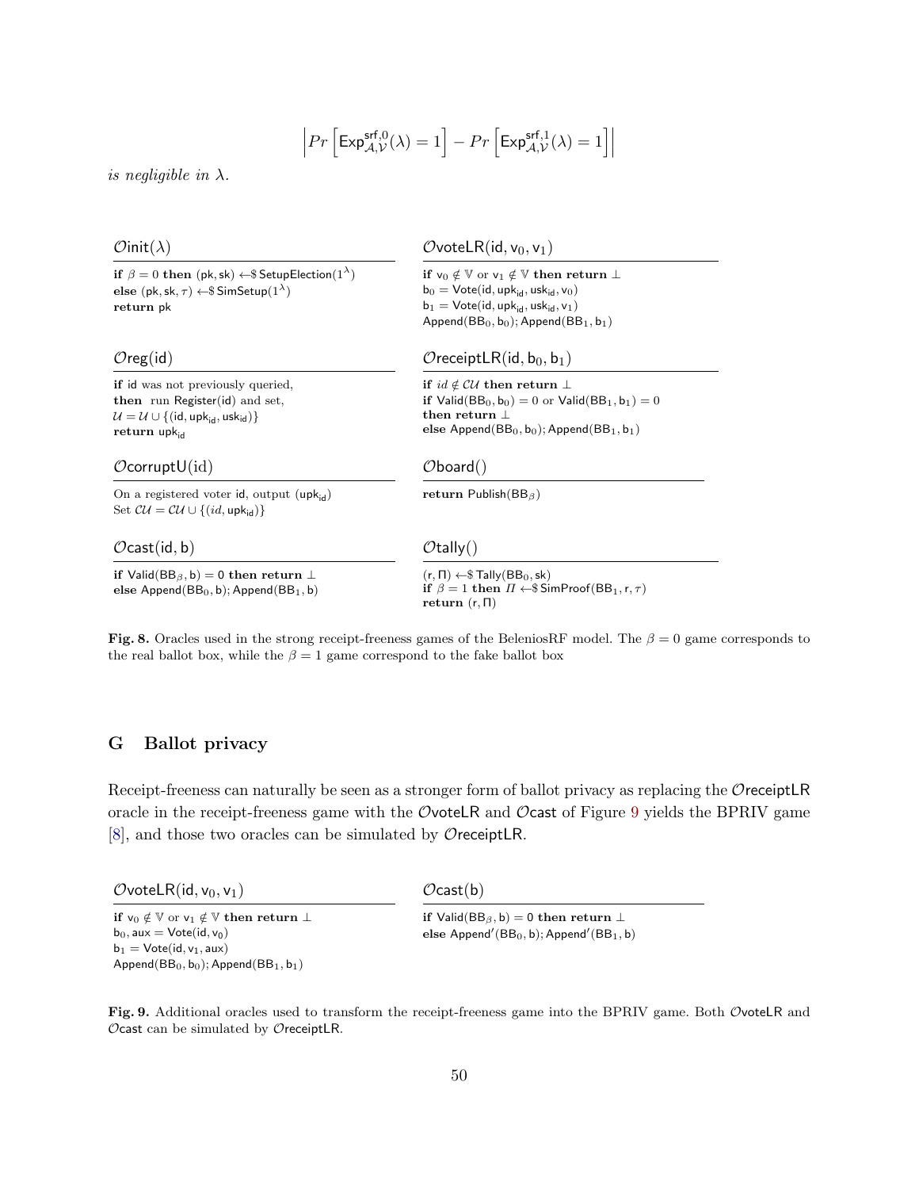$$\left| Pr\left[\mathsf{Exp}^{\mathsf{srf},0}_{\mathcal{A},\mathcal{V}}(\lambda) = 1\right] - Pr\left[\mathsf{Exp}^{\mathsf{srf},1}_{\mathcal{A},\mathcal{V}}(\lambda) = 1\right]\right|$$

*is negligible in* $\lambda$.

**$\mathcal{O}\mathsf{init}(\lambda)$**

**if** $\beta = 0$ **then** $(\mathsf{pk}, \mathsf{sk}) \leftarrow\$ \mathsf{SetupElection}(1^\lambda)$
**else** $(\mathsf{pk}, \mathsf{sk}, \tau) \leftarrow\$ \mathsf{SimSetup}(1^\lambda)$
**return** $\mathsf{pk}$

**$\mathcal{O}\mathsf{voteLR}(\mathsf{id}, \mathsf{v}_0, \mathsf{v}_1)$**

**if** $\mathsf{v}_0 \notin \mathbb{V}$ or $\mathsf{v}_1 \notin \mathbb{V}$ **then return** $\perp$
$\mathsf{b}_0 = \mathsf{Vote}(\mathsf{id}, \mathsf{upk}_{\mathsf{id}}, \mathsf{usk}_{\mathsf{id}}, \mathsf{v}_0)$
$\mathsf{b}_1 = \mathsf{Vote}(\mathsf{id}, \mathsf{upk}_{\mathsf{id}}, \mathsf{usk}_{\mathsf{id}}, \mathsf{v}_1)$
$\mathsf{Append}(\mathsf{BB}_0, \mathsf{b}_0); \mathsf{Append}(\mathsf{BB}_1, \mathsf{b}_1)$

**$\mathcal{O}\mathsf{reg}(\mathsf{id})$**

**if** $\mathsf{id}$ was not previously queried,
**then** run $\mathsf{Register}(\mathsf{id})$ and set,
$\mathcal{U} = \mathcal{U} \cup \{(\mathsf{id}, \mathsf{upk}_{\mathsf{id}}, \mathsf{usk}_{\mathsf{id}})\}$
**return** $\mathsf{upk}_{\mathsf{id}}$

**$\mathcal{O}\mathsf{receiptLR}(\mathsf{id}, \mathsf{b}_0, \mathsf{b}_1)$**

**if** $id \notin \mathcal{CU}$ **then return** $\perp$
**if** $\mathsf{Valid}(\mathsf{BB}_0, \mathsf{b}_0) = 0$ or $\mathsf{Valid}(\mathsf{BB}_1, \mathsf{b}_1) = 0$
**then return** $\perp$
**else** $\mathsf{Append}(\mathsf{BB}_0, \mathsf{b}_0); \mathsf{Append}(\mathsf{BB}_1, \mathsf{b}_1)$

**$\mathcal{O}\mathsf{corruptU}(\mathsf{id})$**

On a registered voter $\mathsf{id}$, output $(\mathsf{upk}_{\mathsf{id}})$
Set $\mathcal{CU} = \mathcal{CU} \cup \{(id, \mathsf{upk}_{\mathsf{id}})\}$

**$\mathcal{O}\mathsf{board}()$**

**return** $\mathsf{Publish}(\mathsf{BB}_\beta)$

**$\mathcal{O}\mathsf{cast}(\mathsf{id}, \mathsf{b})$**

**if** $\mathsf{Valid}(\mathsf{BB}_\beta, \mathsf{b}) = 0$ **then return** $\perp$
**else** $\mathsf{Append}(\mathsf{BB}_0, \mathsf{b}); \mathsf{Append}(\mathsf{BB}_1, \mathsf{b})$

**$\mathcal{O}\mathsf{tally}()$**

$(\mathsf{r}, \Pi) \leftarrow\$ \mathsf{Tally}(\mathsf{BB}_0, \mathsf{sk})$
**if** $\beta = 1$ **then** $\Pi \leftarrow\$ \mathsf{SimProof}(\mathsf{BB}_1, \mathsf{r}, \tau)$
**return** $(\mathsf{r}, \Pi)$

**Fig. 8.** Oracles used in the strong receipt-freeness games of the BeleniosRF model. The $\beta = 0$ game corresponds to the real ballot box, while the $\beta = 1$ game correspond to the fake ballot box

## G Ballot privacy

Receipt-freeness can naturally be seen as a stronger form of ballot privacy as replacing the $\mathcal{O}\mathsf{receiptLR}$ oracle in the receipt-freeness game with the $\mathcal{O}\mathsf{voteLR}$ and $\mathcal{O}\mathsf{cast}$ of Figure 9 yields the BPRIV game [8], and those two oracles can be simulated by $\mathcal{O}\mathsf{receiptLR}$.

**$\mathcal{O}\mathsf{voteLR}(\mathsf{id}, \mathsf{v}_0, \mathsf{v}_1)$**

**if** $\mathsf{v}_0 \notin \mathbb{V}$ or $\mathsf{v}_1 \notin \mathbb{V}$ **then return** $\perp$
$\mathsf{b}_0, \mathsf{aux} = \mathsf{Vote}(\mathsf{id}, \mathsf{v}_0)$
$\mathsf{b}_1 = \mathsf{Vote}(\mathsf{id}, \mathsf{v}_1, \mathsf{aux})$
$\mathsf{Append}(\mathsf{BB}_0, \mathsf{b}_0); \mathsf{Append}(\mathsf{BB}_1, \mathsf{b}_1)$

**$\mathcal{O}\mathsf{cast}(\mathsf{b})$**

**if** $\mathsf{Valid}(\mathsf{BB}_\beta, \mathsf{b}) = 0$ **then return** $\perp$
**else** $\mathsf{Append}'(\mathsf{BB}_0, \mathsf{b}); \mathsf{Append}'(\mathsf{BB}_1, \mathsf{b})$

**Fig. 9.** Additional oracles used to transform the receipt-freeness game into the BPRIV game. Both $\mathcal{O}\mathsf{voteLR}$ and $\mathcal{O}\mathsf{cast}$ can be simulated by $\mathcal{O}\mathsf{receiptLR}$.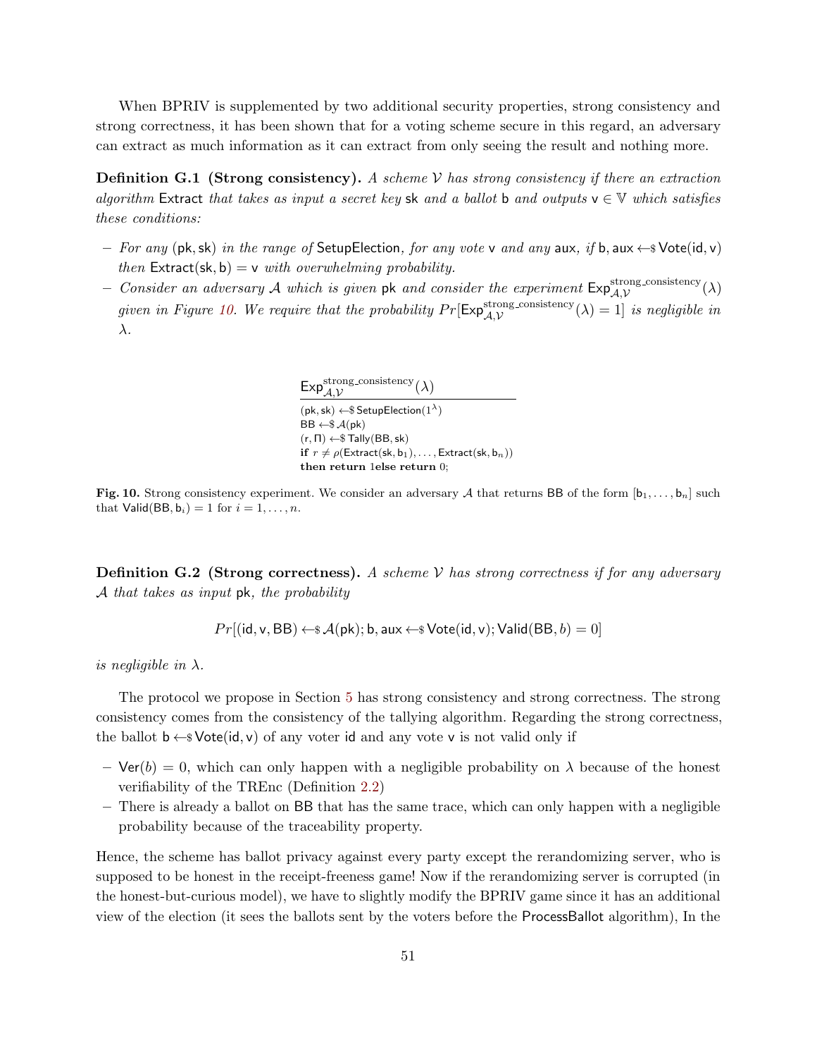When BPRIV is supplemented by two additional security properties, strong consistency and strong correctness, it has been shown that for a voting scheme secure in this regard, an adversary can extract as much information as it can extract from only seeing the result and nothing more.

**Definition G.1 (Strong consistency).** *A scheme $\mathcal{V}$ has strong consistency if there an extraction algorithm* $\mathsf{Extract}$ *that takes as input a secret key* $\mathsf{sk}$ *and a ballot* $\mathsf{b}$ *and outputs* $\mathsf{v} \in \mathbb{V}$ *which satisfies these conditions:*

- *For any* $(\mathsf{pk}, \mathsf{sk})$ *in the range of* $\mathsf{SetupElection}$*, for any vote* $\mathsf{v}$ *and any* $\mathsf{aux}$*, if* $\mathsf{b}, \mathsf{aux} \leftarrow\$ \mathsf{Vote}(\mathsf{id}, \mathsf{v})$ *then* $\mathsf{Extract}(\mathsf{sk}, \mathsf{b}) = \mathsf{v}$ *with overwhelming probability.*
- *Consider an adversary $\mathcal{A}$ which is given* $\mathsf{pk}$ *and consider the experiment* $\mathsf{Exp}^{\text{strong\_consistency}}_{\mathcal{A},\mathcal{V}}(\lambda)$ *given in Figure 10. We require that the probability* $Pr[\mathsf{Exp}^{\text{strong\_consistency}}_{\mathcal{A},\mathcal{V}}(\lambda) = 1]$ *is negligible in* $\lambda$.

$\mathsf{Exp}^{\text{strong\_consistency}}_{\mathcal{A},\mathcal{V}}(\lambda)$

$(\mathsf{pk}, \mathsf{sk}) \leftarrow\$ \mathsf{SetupElection}(1^\lambda)$
$\mathsf{BB} \leftarrow\$ \mathcal{A}(\mathsf{pk})$
$(\mathsf{r}, \Pi) \leftarrow\$ \mathsf{Tally}(\mathsf{BB}, \mathsf{sk})$
**if** $r \neq \rho(\mathsf{Extract}(\mathsf{sk}, \mathsf{b}_1), \ldots, \mathsf{Extract}(\mathsf{sk}, \mathsf{b}_n))$
**then return** 1**else return** 0;

**Fig. 10.** Strong consistency experiment. We consider an adversary $\mathcal{A}$ that returns $\mathsf{BB}$ of the form $[\mathsf{b}_1, \ldots, \mathsf{b}_n]$ such that $\mathsf{Valid}(\mathsf{BB}, \mathsf{b}_i) = 1$ for $i = 1, \ldots, n$.

**Definition G.2 (Strong correctness).** *A scheme $\mathcal{V}$ has strong correctness if for any adversary $\mathcal{A}$ that takes as input* $\mathsf{pk}$*, the probability*

$$Pr[(\mathsf{id}, \mathsf{v}, \mathsf{BB}) \leftarrow\$ \mathcal{A}(\mathsf{pk}); \mathsf{b}, \mathsf{aux} \leftarrow\$ \mathsf{Vote}(\mathsf{id}, \mathsf{v}); \mathsf{Valid}(\mathsf{BB}, b) = 0]$$

*is negligible in* $\lambda$.

The protocol we propose in Section 5 has strong consistency and strong correctness. The strong consistency comes from the consistency of the tallying algorithm. Regarding the strong correctness, the ballot $\mathsf{b} \leftarrow\$ \mathsf{Vote}(\mathsf{id}, \mathsf{v})$ of any voter $\mathsf{id}$ and any vote $\mathsf{v}$ is not valid only if

- $\mathsf{Ver}(b) = 0$, which can only happen with a negligible probability on $\lambda$ because of the honest verifiability of the TREnc (Definition 2.2)
- There is already a ballot on $\mathsf{BB}$ that has the same trace, which can only happen with a negligible probability because of the traceability property.

Hence, the scheme has ballot privacy against every party except the rerandomizing server, who is supposed to be honest in the receipt-freeness game! Now if the rerandomizing server is corrupted (in the honest-but-curious model), we have to slightly modify the BPRIV game since it has an additional view of the election (it sees the ballots sent by the voters before the $\mathsf{ProcessBallot}$ algorithm), In the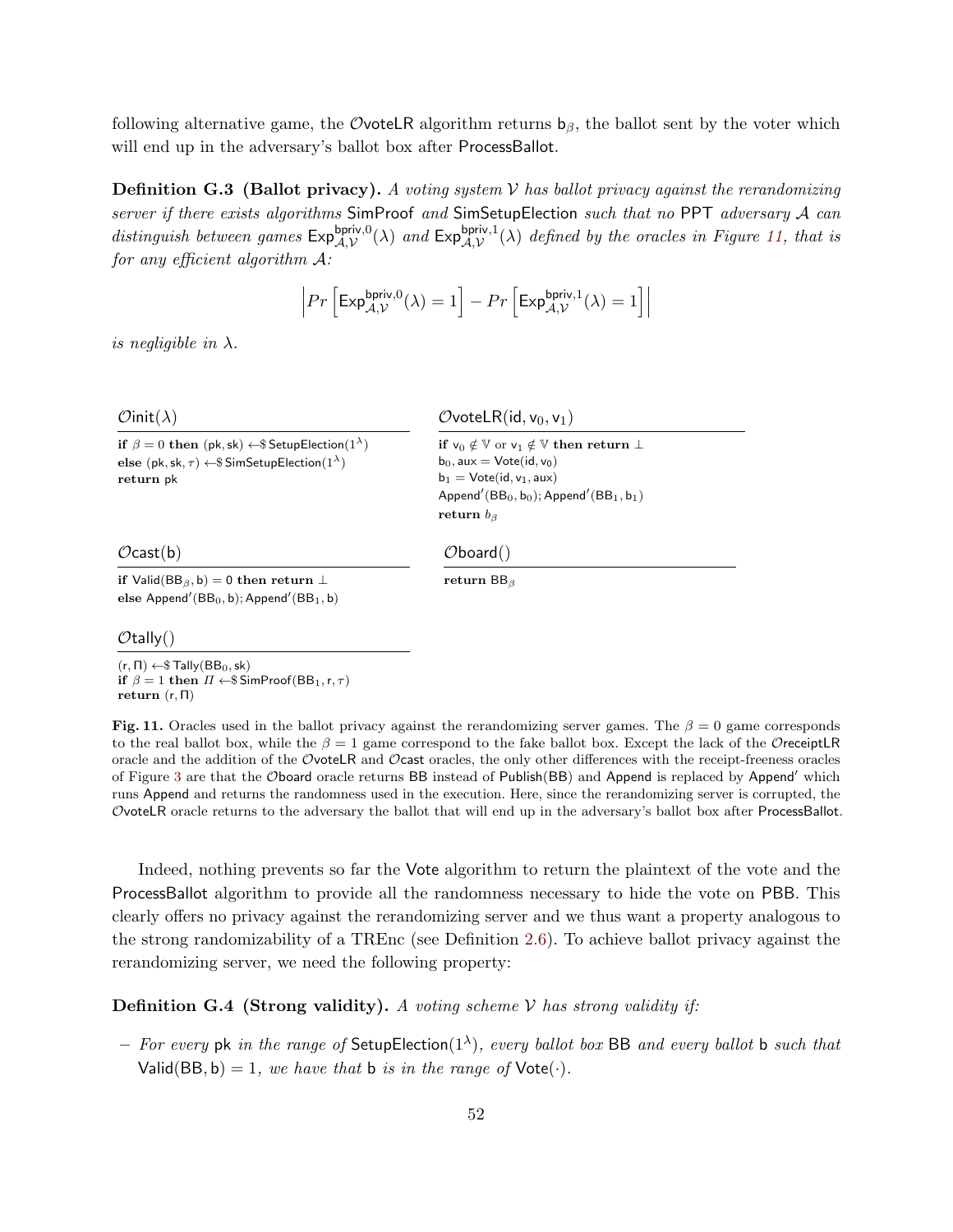following alternative game, the $\mathcal{O}$voteLR algorithm returns $\mathsf{b}_\beta$, the ballot sent by the voter which will end up in the adversary's ballot box after ProcessBallot.

**Definition G.3 (Ballot privacy).** *A voting system $\mathcal{V}$ has ballot privacy against the rerandomizing server if there exists algorithms* SimProof *and* SimSetupElection *such that no* PPT *adversary $\mathcal{A}$ can distinguish between games $\mathsf{Exp}^{\mathsf{bpriv},0}_{\mathcal{A},\mathcal{V}}(\lambda)$ and $\mathsf{Exp}^{\mathsf{bpriv},1}_{\mathcal{A},\mathcal{V}}(\lambda)$ defined by the oracles in Figure 11, that is for any efficient algorithm $\mathcal{A}$:*

$$\left| Pr\left[\mathsf{Exp}^{\mathsf{bpriv},0}_{\mathcal{A},\mathcal{V}}(\lambda) = 1\right] - Pr\left[\mathsf{Exp}^{\mathsf{bpriv},1}_{\mathcal{A},\mathcal{V}}(\lambda) = 1\right] \right|$$

*is negligible in $\lambda$.*

```
Oinit(λ)
if β = 0 then (pk, sk) ←$ SetupElection(1^λ)
else (pk, sk, τ) ←$ SimSetupElection(1^λ)
return pk
```

```
OvoteLR(id, v0, v1)
if v0 ∉ 𝕍 or v1 ∉ 𝕍 then return ⊥
b0, aux = Vote(id, v0)
b1 = Vote(id, v1, aux)
Append'(BB0, b0); Append'(BB1, b1)
return bβ
```

```
Ocast(b)
if Valid(BBβ, b) = 0 then return ⊥
else Append'(BB0, b); Append'(BB1, b)
```

```
Oboard()
return BBβ
```

```
Otally()
(r, Π) ←$ Tally(BB0, sk)
if β = 1 then Π ←$ SimProof(BB1, r, τ)
return (r, Π)
```

**Fig. 11.** Oracles used in the ballot privacy against the rerandomizing server games. The $\beta = 0$ game corresponds to the real ballot box, while the $\beta = 1$ game correspond to the fake ballot box. Except the lack of the $\mathcal{O}$receiptLR oracle and the addition of the $\mathcal{O}$voteLR and $\mathcal{O}$cast oracles, the only other differences with the receipt-freeness oracles of Figure 3 are that the $\mathcal{O}$board oracle returns BB instead of Publish(BB) and Append is replaced by Append′ which runs Append and returns the randomness used in the execution. Here, since the rerandomizing server is corrupted, the $\mathcal{O}$voteLR oracle returns to the adversary the ballot that will end up in the adversary's ballot box after ProcessBallot.

Indeed, nothing prevents so far the Vote algorithm to return the plaintext of the vote and the ProcessBallot algorithm to provide all the randomness necessary to hide the vote on PBB. This clearly offers no privacy against the rerandomizing server and we thus want a property analogous to the strong randomizability of a TREnc (see Definition 2.6). To achieve ballot privacy against the rerandomizing server, we need the following property:

**Definition G.4 (Strong validity).** *A voting scheme $\mathcal{V}$ has strong validity if:*

- *For every* pk *in the range of* SetupElection$(1^\lambda)$*, every ballot box* BB *and every ballot* b *such that* Valid(BB, b) = 1*, we have that* b *is in the range of* Vote$(\cdot)$.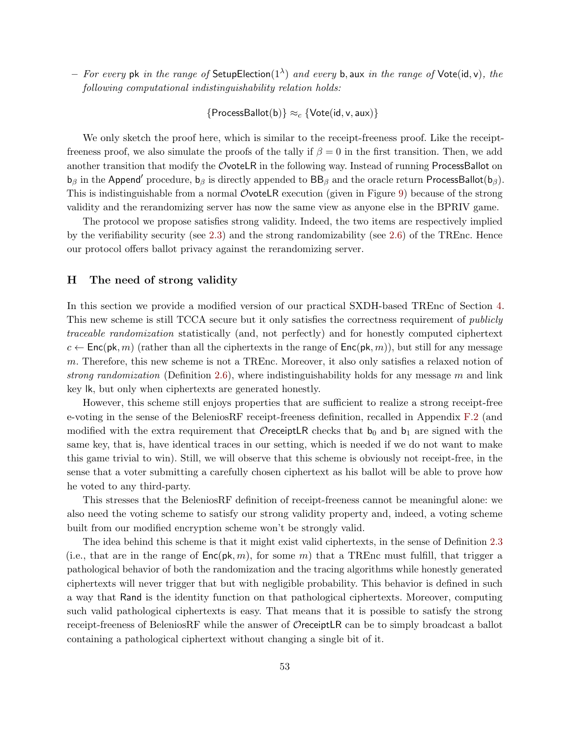– *For every* $\mathsf{pk}$ *in the range of* $\mathsf{SetupElection}(1^\lambda)$ *and every* $\mathsf{b}, \mathsf{aux}$ *in the range of* $\mathsf{Vote}(\mathsf{id}, \mathsf{v})$*, the following computational indistinguishability relation holds:*

$$\{\mathsf{ProcessBallot}(\mathsf{b})\} \approx_c \{\mathsf{Vote}(\mathsf{id}, \mathsf{v}, \mathsf{aux})\}$$

We only sketch the proof here, which is similar to the receipt-freeness proof. Like the receipt-freeness proof, we also simulate the proofs of the tally if $\beta = 0$ in the first transition. Then, we add another transition that modify the $\mathcal{O}\mathsf{voteLR}$ in the following way. Instead of running $\mathsf{ProcessBallot}$ on $\mathsf{b}_\beta$ in the $\mathsf{Append}'$ procedure, $\mathsf{b}_\beta$ is directly appended to $\mathsf{BB}_\beta$ and the oracle return $\mathsf{ProcessBallot}(\mathsf{b}_\beta)$. This is indistinguishable from a normal $\mathcal{O}\mathsf{voteLR}$ execution (given in Figure 9) because of the strong validity and the rerandomizing server has now the same view as anyone else in the BPRIV game.

The protocol we propose satisfies strong validity. Indeed, the two items are respectively implied by the verifiability security (see 2.3) and the strong randomizability (see 2.6) of the TREnc. Hence our protocol offers ballot privacy against the rerandomizing server.

## H The need of strong validity

In this section we provide a modified version of our practical SXDH-based TREnc of Section 4. This new scheme is still TCCA secure but it only satisfies the correctness requirement of *publicly traceable randomization* statistically (and, not perfectly) and for honestly computed ciphertext $c \leftarrow \mathsf{Enc}(\mathsf{pk}, m)$ (rather than all the ciphertexts in the range of $\mathsf{Enc}(\mathsf{pk}, m)$), but still for any message $m$. Therefore, this new scheme is not a TREnc. Moreover, it also only satisfies a relaxed notion of *strong randomization* (Definition 2.6), where indistinguishability holds for any message $m$ and link key $\mathsf{lk}$, but only when ciphertexts are generated honestly.

However, this scheme still enjoys properties that are sufficient to realize a strong receipt-free e-voting in the sense of the BeleniosRF receipt-freeness definition, recalled in Appendix F.2 (and modified with the extra requirement that $\mathcal{O}\mathsf{receiptLR}$ checks that $\mathsf{b}_0$ and $\mathsf{b}_1$ are signed with the same key, that is, have identical traces in our setting, which is needed if we do not want to make this game trivial to win). Still, we will observe that this scheme is obviously not receipt-free, in the sense that a voter submitting a carefully chosen ciphertext as his ballot will be able to prove how he voted to any third-party.

This stresses that the BeleniosRF definition of receipt-freeness cannot be meaningful alone: we also need the voting scheme to satisfy our strong validity property and, indeed, a voting scheme built from our modified encryption scheme won't be strongly valid.

The idea behind this scheme is that it might exist valid ciphertexts, in the sense of Definition 2.3 (i.e., that are in the range of $\mathsf{Enc}(\mathsf{pk}, m)$, for some $m$) that a TREnc must fulfill, that trigger a pathological behavior of both the randomization and the tracing algorithms while honestly generated ciphertexts will never trigger that but with negligible probability. This behavior is defined in such a way that $\mathsf{Rand}$ is the identity function on that pathological ciphertexts. Moreover, computing such valid pathological ciphertexts is easy. That means that it is possible to satisfy the strong receipt-freeness of BeleniosRF while the answer of $\mathcal{O}\mathsf{receiptLR}$ can be to simply broadcast a ballot containing a pathological ciphertext without changing a single bit of it.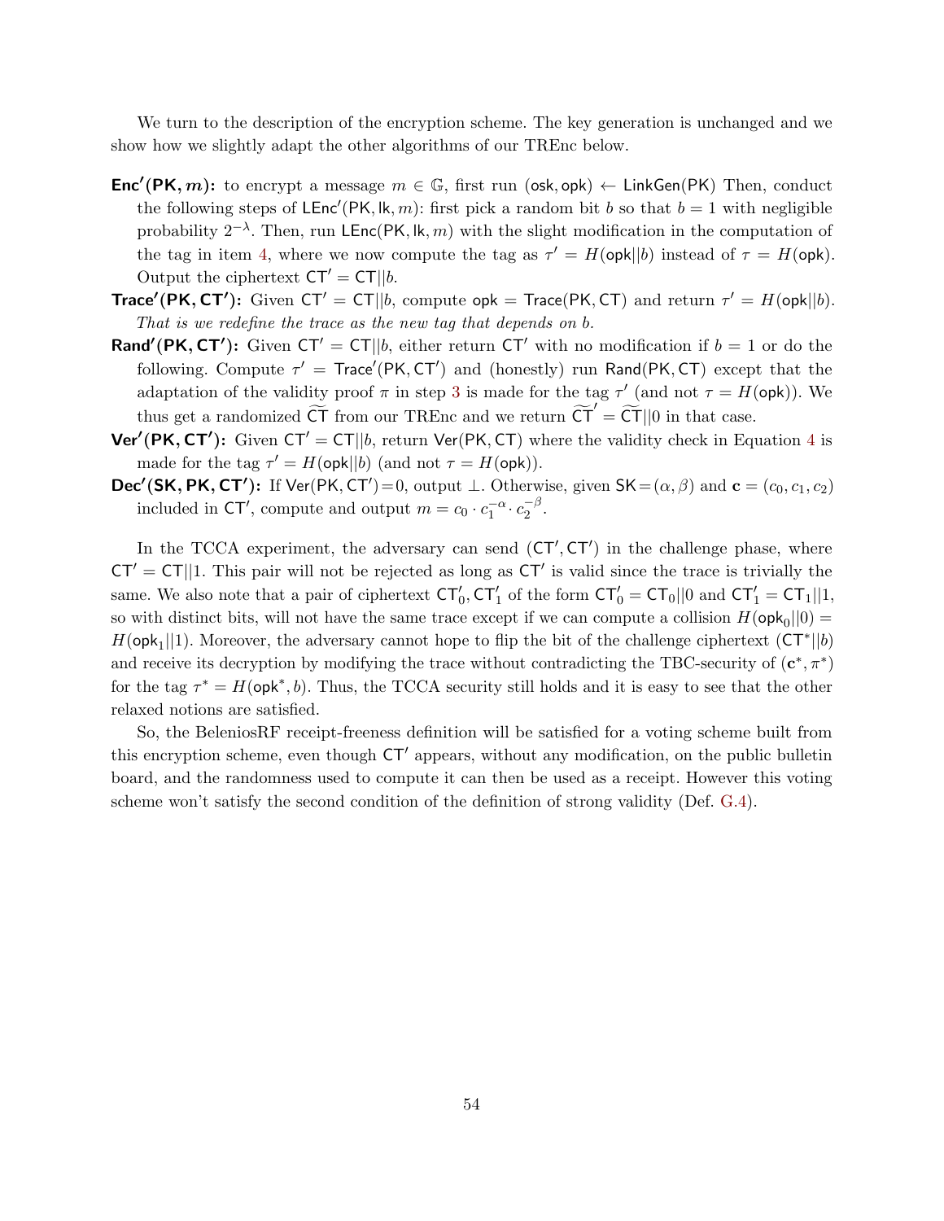We turn to the description of the encryption scheme. The key generation is unchanged and we show how we slightly adapt the other algorithms of our TREnc below.

- **$\mathsf{Enc}'(\mathsf{PK}, m)$:** to encrypt a message $m \in \mathbb{G}$, first run $(\mathsf{osk}, \mathsf{opk}) \leftarrow \mathsf{LinkGen}(\mathsf{PK})$ Then, conduct the following steps of $\mathsf{LEnc}'(\mathsf{PK}, \mathsf{lk}, m)$: first pick a random bit $b$ so that $b = 1$ with negligible probability $2^{-\lambda}$. Then, run $\mathsf{LEnc}(\mathsf{PK}, \mathsf{lk}, m)$ with the slight modification in the computation of the tag in item 4, where we now compute the tag as $\tau' = H(\mathsf{opk}||b)$ instead of $\tau = H(\mathsf{opk})$. Output the ciphertext $\mathsf{CT}' = \mathsf{CT}||b$.
- **$\mathsf{Trace}'(\mathsf{PK}, \mathsf{CT}')$:** Given $\mathsf{CT}' = \mathsf{CT}||b$, compute $\mathsf{opk} = \mathsf{Trace}(\mathsf{PK}, \mathsf{CT})$ and return $\tau' = H(\mathsf{opk}||b)$. *That is we redefine the trace as the new tag that depends on b.*
- **$\mathsf{Rand}'(\mathsf{PK}, \mathsf{CT}')$:** Given $\mathsf{CT}' = \mathsf{CT}||b$, either return $\mathsf{CT}'$ with no modification if $b = 1$ or do the following. Compute $\tau' = \mathsf{Trace}'(\mathsf{PK}, \mathsf{CT}')$ and (honestly) run $\mathsf{Rand}(\mathsf{PK}, \mathsf{CT})$ except that the adaptation of the validity proof $\pi$ in step 3 is made for the tag $\tau'$ (and not $\tau = H(\mathsf{opk})$). We thus get a randomized $\widetilde{\mathsf{CT}}$ from our TREnc and we return $\widetilde{\mathsf{CT}}' = \widetilde{\mathsf{CT}}||0$ in that case.
- **$\mathsf{Ver}'(\mathsf{PK}, \mathsf{CT}')$:** Given $\mathsf{CT}' = \mathsf{CT}||b$, return $\mathsf{Ver}(\mathsf{PK}, \mathsf{CT})$ where the validity check in Equation 4 is made for the tag $\tau' = H(\mathsf{opk}||b)$ (and not $\tau = H(\mathsf{opk})$).
- **$\mathsf{Dec}'(\mathsf{SK}, \mathsf{PK}, \mathsf{CT}')$:** If $\mathsf{Ver}(\mathsf{PK}, \mathsf{CT}') = 0$, output $\perp$. Otherwise, given $\mathsf{SK} = (\alpha, \beta)$ and $\mathbf{c} = (c_0, c_1, c_2)$ included in $\mathsf{CT}'$, compute and output $m = c_0 \cdot c_1^{-\alpha} \cdot c_2^{-\beta}$.

In the TCCA experiment, the adversary can send $(\mathsf{CT}', \mathsf{CT}')$ in the challenge phase, where $\mathsf{CT}' = \mathsf{CT}||1$. This pair will not be rejected as long as $\mathsf{CT}'$ is valid since the trace is trivially the same. We also note that a pair of ciphertext $\mathsf{CT}'_0, \mathsf{CT}'_1$ of the form $\mathsf{CT}'_0 = \mathsf{CT}_0||0$ and $\mathsf{CT}'_1 = \mathsf{CT}_1||1$, so with distinct bits, will not have the same trace except if we can compute a collision $H(\mathsf{opk}_0||0) = H(\mathsf{opk}_1||1)$. Moreover, the adversary cannot hope to flip the bit of the challenge ciphertext $(\mathsf{CT}^*||b)$ and receive its decryption by modifying the trace without contradicting the TBC-security of $(\mathbf{c}^*, \pi^*)$ for the tag $\tau^* = H(\mathsf{opk}^*, b)$. Thus, the TCCA security still holds and it is easy to see that the other relaxed notions are satisfied.

So, the BeleniosRF receipt-freeness definition will be satisfied for a voting scheme built from this encryption scheme, even though $\mathsf{CT}'$ appears, without any modification, on the public bulletin board, and the randomness used to compute it can then be used as a receipt. However this voting scheme won't satisfy the second condition of the definition of strong validity (Def. G.4).